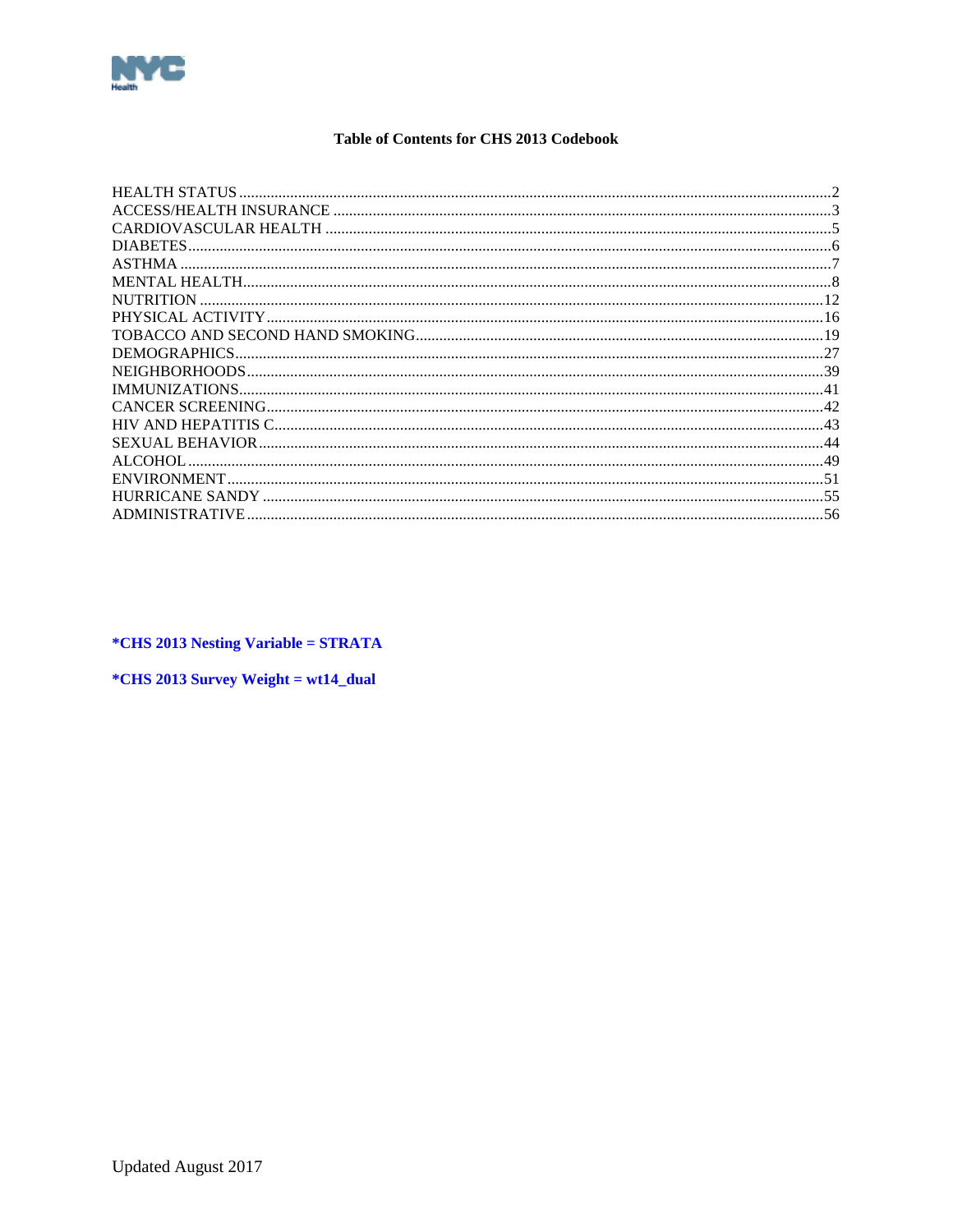# Table of Contents for CHS 2013 Codebook

| Section | Page |
| --- | --- |
| HEALTH STATUS | 2 |
| ACCESS/HEALTH INSURANCE | 3 |
| CARDIOVASCULAR HEALTH | 5 |
| DIABETES | 6 |
| ASTHMA | 7 |
| MENTAL HEALTH | 8 |
| NUTRITION | 12 |
| PHYSICAL ACTIVITY | 16 |
| TOBACCO AND SECOND HAND SMOKING | 19 |
| DEMOGRAPHICS | 27 |
| NEIGHBORHOODS | 39 |
| IMMUNIZATIONS | 41 |
| CANCER SCREENING | 42 |
| HIV AND HEPATITIS C | 43 |
| SEXUAL BEHAVIOR | 44 |
| ALCOHOL | 49 |
| ENVIRONMENT | 51 |
| HURRICANE SANDY | 55 |
| ADMINISTRATIVE | 56 |

**\*CHS 2013 Nesting Variable = STRATA**

**\*CHS 2013 Survey Weight = wt14_dual**

Updated August 2017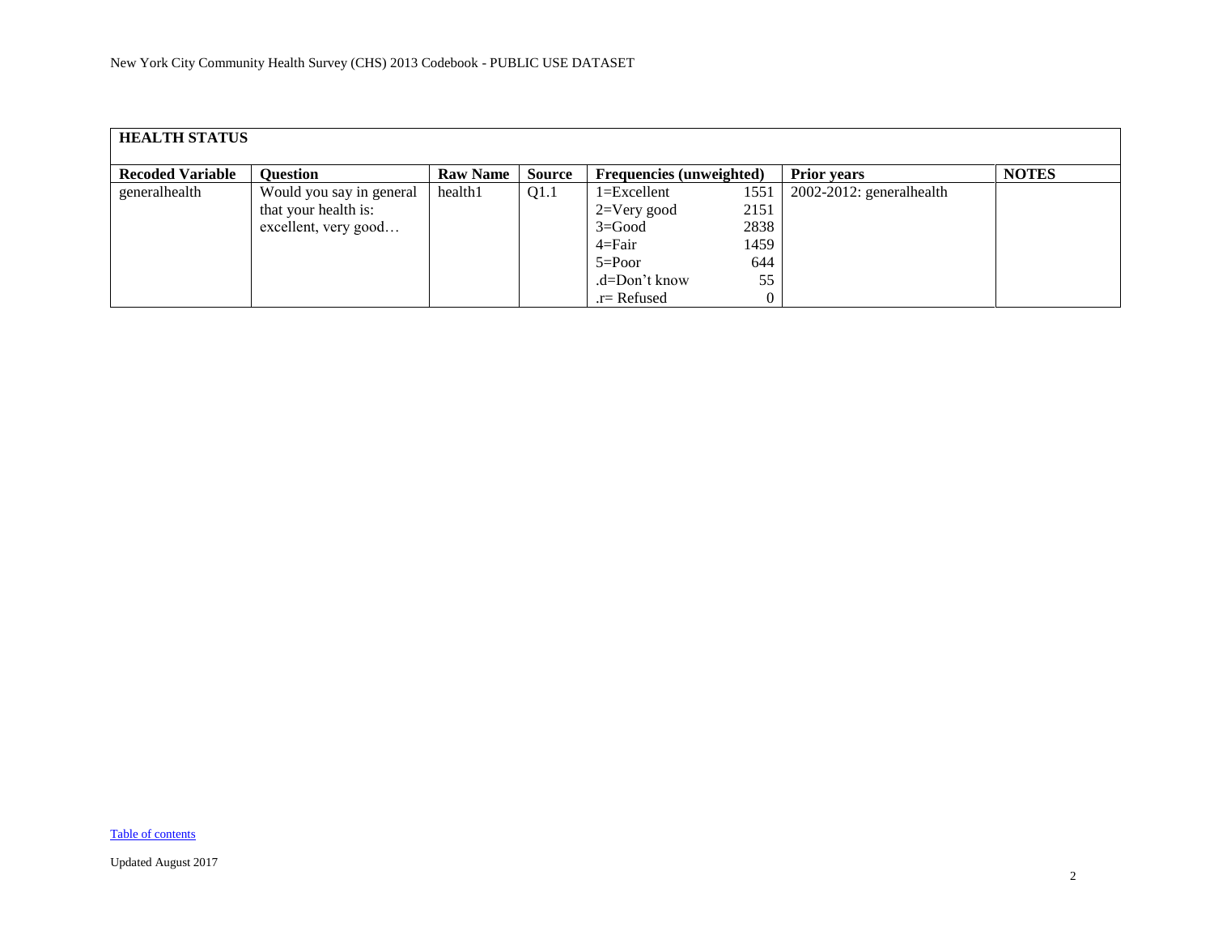## HEALTH STATUS

| Recoded Variable | Question | Raw Name | Source | Frequencies (unweighted) | | Prior years | NOTES |
|---|---|---|---|---|---|---|---|
| generalhealth | Would you say in general that your health is: excellent, very good… | health1 | Q1.1 | 1=Excellent | 1551 | 2002-2012: generalhealth | |
| | | | | 2=Very good | 2151 | | |
| | | | | 3=Good | 2838 | | |
| | | | | 4=Fair | 1459 | | |
| | | | | 5=Poor | 644 | | |
| | | | | .d=Don't know | 55 | | |
| | | | | .r= Refused | 0 | | |

Table of contents

Updated August 2017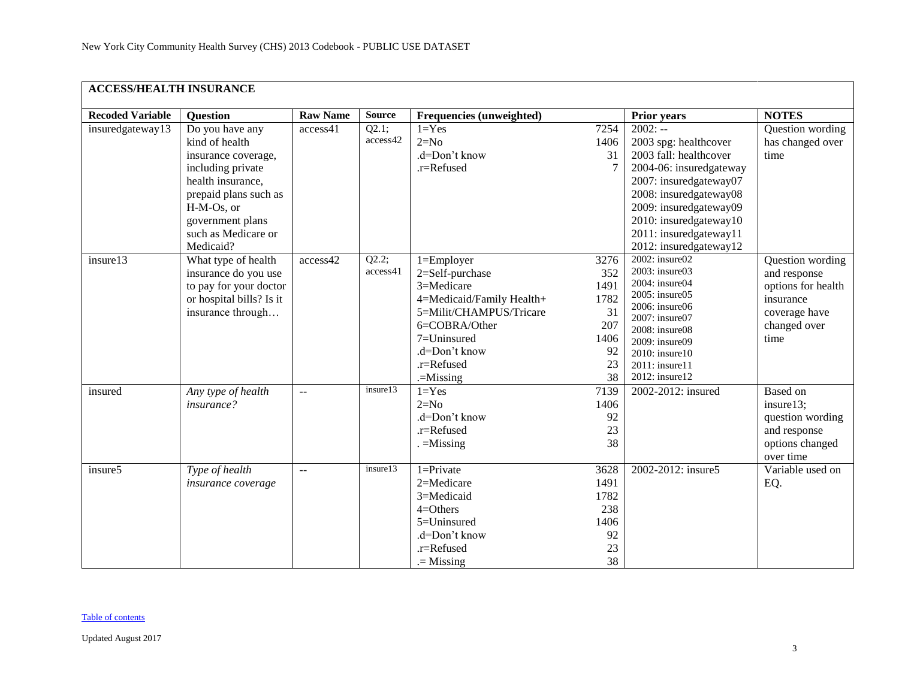The running header "New York City Community Health Survey (CHS) 2013 Codebook - PUBLIC USE DATASET" and the "Updated August 2017" footer are omitted.

## ACCESS/HEALTH INSURANCE

| Recoded Variable | Question | Raw Name | Source | Frequencies (unweighted) | | Prior years | NOTES |
|---|---|---|---|---|---|---|---|
| insuredgateway13 | Do you have any kind of health insurance coverage, including private health insurance, prepaid plans such as H-M-Os, or government plans such as Medicare or Medicaid? | access41 | Q2.1; access42 | 1=Yes<br>2=No<br>.d=Don't know<br>.r=Refused | 7254<br>1406<br>31<br>7 | 2002: --<br>2003 spg: healthcover<br>2003 fall: healthcover<br>2004-06: insuredgateway<br>2007: insuredgateway07<br>2008: insuredgateway08<br>2009: insuredgateway09<br>2010: insuredgateway10<br>2011: insuredgateway11<br>2012: insuredgateway12 | Question wording has changed over time |
| insure13 | What type of health insurance do you use to pay for your doctor or hospital bills? Is it insurance through… | access42 | Q2.2; access41 | 1=Employer<br>2=Self-purchase<br>3=Medicare<br>4=Medicaid/Family Health+<br>5=Milit/CHAMPUS/Tricare<br>6=COBRA/Other<br>7=Uninsured<br>.d=Don't know<br>.r=Refused<br>.=Missing | 3276<br>352<br>1491<br>1782<br>31<br>207<br>1406<br>92<br>23<br>38 | 2002: insure02<br>2003: insure03<br>2004: insure04<br>2005: insure05<br>2006: insure06<br>2007: insure07<br>2008: insure08<br>2009: insure09<br>2010: insure10<br>2011: insure11<br>2012: insure12 | Question wording and response options for health insurance coverage have changed over time |
| insured | *Any type of health insurance?* | -- | insure13 | 1=Yes<br>2=No<br>.d=Don't know<br>.r=Refused<br>. =Missing | 7139<br>1406<br>92<br>23<br>38 | 2002-2012: insured | Based on insure13; question wording and response options changed over time |
| insure5 | *Type of health insurance coverage* | -- | insure13 | 1=Private<br>2=Medicare<br>3=Medicaid<br>4=Others<br>5=Uninsured<br>.d=Don't know<br>.r=Refused<br>.= Missing | 3628<br>1491<br>1782<br>238<br>1406<br>92<br>23<br>38 | 2002-2012: insure5 | Variable used on EQ. |

Table of contents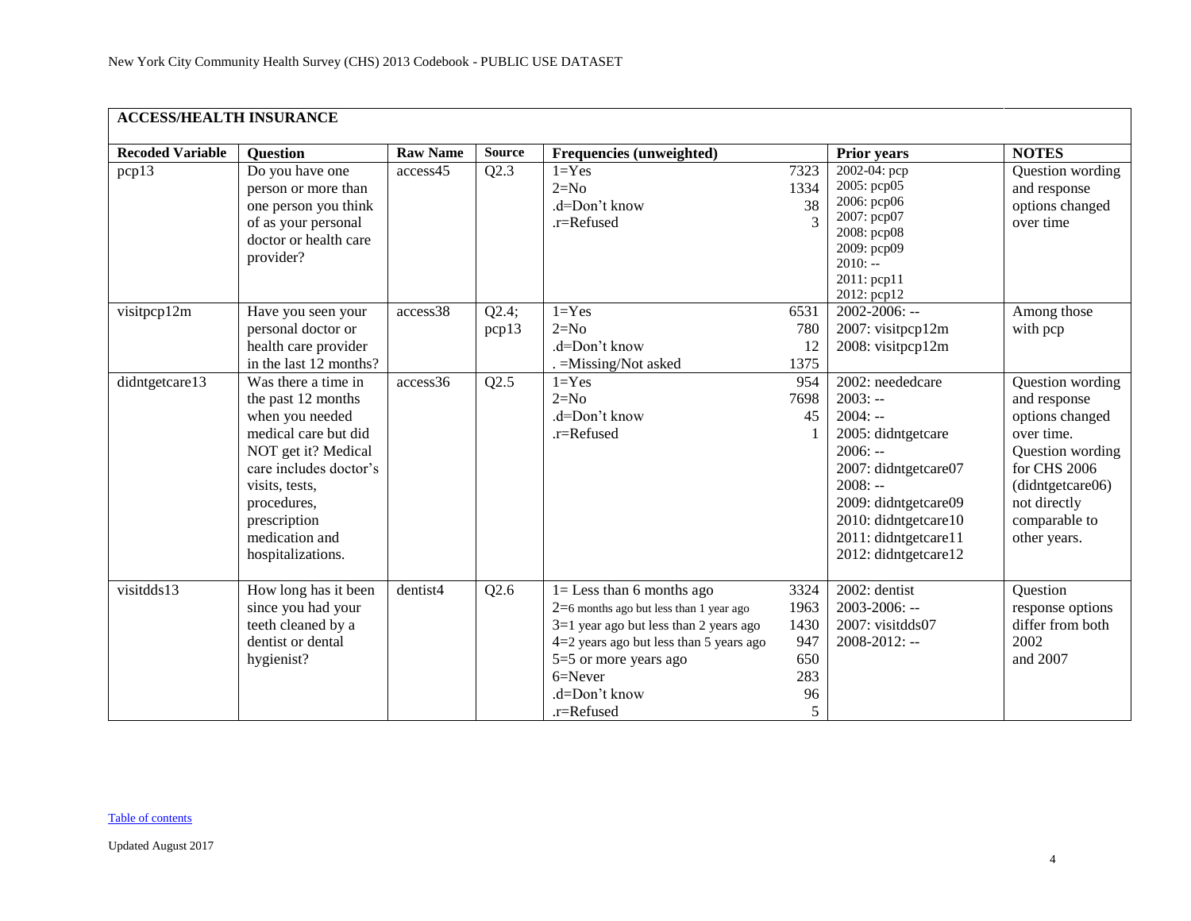| ACCESS/HEALTH INSURANCE | | | | | | | |
|---|---|---|---|---|---|---|---|
| **Recoded Variable** | **Question** | **Raw Name** | **Source** | **Frequencies (unweighted)** | | **Prior years** | **NOTES** |
| pcp13 | Do you have one person or more than one person you think of as your personal doctor or health care provider? | access45 | Q2.3 | 1=Yes<br>2=No<br>.d=Don't know<br>.r=Refused | 7323<br>1334<br>38<br>3 | 2002-04: pcp<br>2005: pcp05<br>2006: pcp06<br>2007: pcp07<br>2008: pcp08<br>2009: pcp09<br>2010: --<br>2011: pcp11<br>2012: pcp12 | Question wording and response options changed over time |
| visitpcp12m | Have you seen your personal doctor or health care provider in the last 12 months? | access38 | Q2.4; pcp13 | 1=Yes<br>2=No<br>.d=Don't know<br>. =Missing/Not asked | 6531<br>780<br>12<br>1375 | 2002-2006: --<br>2007: visitpcp12m<br>2008: visitpcp12m | Among those with pcp |
| didntgetcare13 | Was there a time in the past 12 months when you needed medical care but did NOT get it? Medical care includes doctor's visits, tests, procedures, prescription medication and hospitalizations. | access36 | Q2.5 | 1=Yes<br>2=No<br>.d=Don't know<br>.r=Refused | 954<br>7698<br>45<br>1 | 2002: neededcare<br>2003: --<br>2004: --<br>2005: didntgetcare<br>2006: --<br>2007: didntgetcare07<br>2008: --<br>2009: didntgetcare09<br>2010: didntgetcare10<br>2011: didntgetcare11<br>2012: didntgetcare12 | Question wording and response options changed over time. Question wording for CHS 2006 (didntgetcare06) not directly comparable to other years. |
| visitdds13 | How long has it been since you had your teeth cleaned by a dentist or dental hygienist? | dentist4 | Q2.6 | 1= Less than 6 months ago<br>2=6 months ago but less than 1 year ago<br>3=1 year ago but less than 2 years ago<br>4=2 years ago but less than 5 years ago<br>5=5 or more years ago<br>6=Never<br>.d=Don't know<br>.r=Refused | 3324<br>1963<br>1430<br>947<br>650<br>283<br>96<br>5 | 2002: dentist<br>2003-2006: --<br>2007: visitdds07<br>2008-2012: -- | Question response options differ from both 2002 and 2007 |

Table of contents

Updated August 2017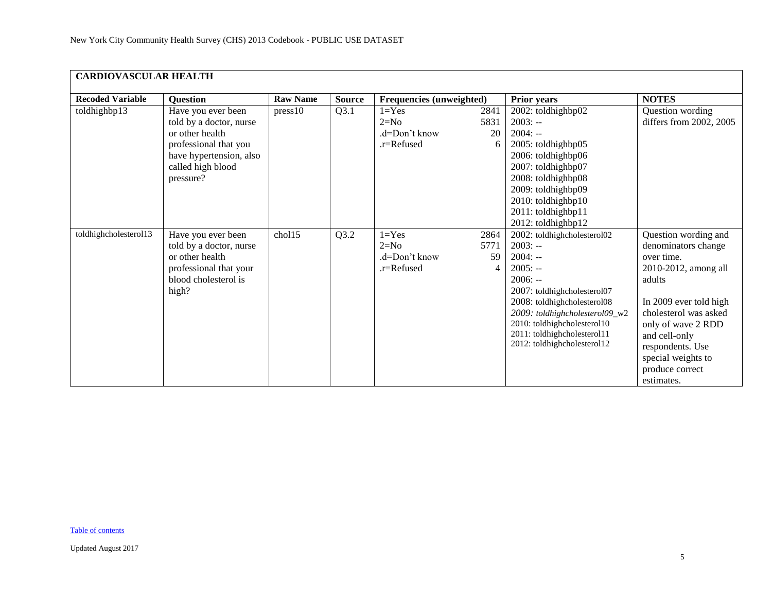New York City Community Health Survey (CHS) 2013 Codebook - PUBLIC USE DATASET

| CARDIOVASCULAR HEALTH | | | | | | |
|---|---|---|---|---|---|---|
| **Recoded Variable** | **Question** | **Raw Name** | **Source** | **Frequencies (unweighted)** | **Prior years** | **NOTES** |
| toldhighbp13 | Have you ever been told by a doctor, nurse or other health professional that you have hypertension, also called high blood pressure? | press10 | Q3.1 | 1=Yes 2841<br>2=No 5831<br>.d=Don't know 20<br>.r=Refused 6 | 2002: toldhighbp02<br>2003: --<br>2004: --<br>2005: toldhighbp05<br>2006: toldhighbp06<br>2007: toldhighbp07<br>2008: toldhighbp08<br>2009: toldhighbp09<br>2010: toldhighbp10<br>2011: toldhighbp11<br>2012: toldhighbp12 | Question wording differs from 2002, 2005 |
| toldhighcholesterol13 | Have you ever been told by a doctor, nurse or other health professional that your blood cholesterol is high? | chol15 | Q3.2 | 1=Yes 2864<br>2=No 5771<br>.d=Don't know 59<br>.r=Refused 4 | 2002: toldhighcholesterol02<br>2003: --<br>2004: --<br>2005: --<br>2006: --<br>2007: toldhighcholesterol07<br>2008: toldhighcholesterol08<br>*2009: toldhighcholesterol09_w2*<br>2010: toldhighcholesterol10<br>2011: toldhighcholesterol11<br>2012: toldhighcholesterol12 | Question wording and denominators change over time.<br>2010-2012, among all adults<br><br>In 2009 ever told high cholesterol was asked only of wave 2 RDD and cell-only respondents. Use special weights to produce correct estimates. |

Table of contents

Updated August 2017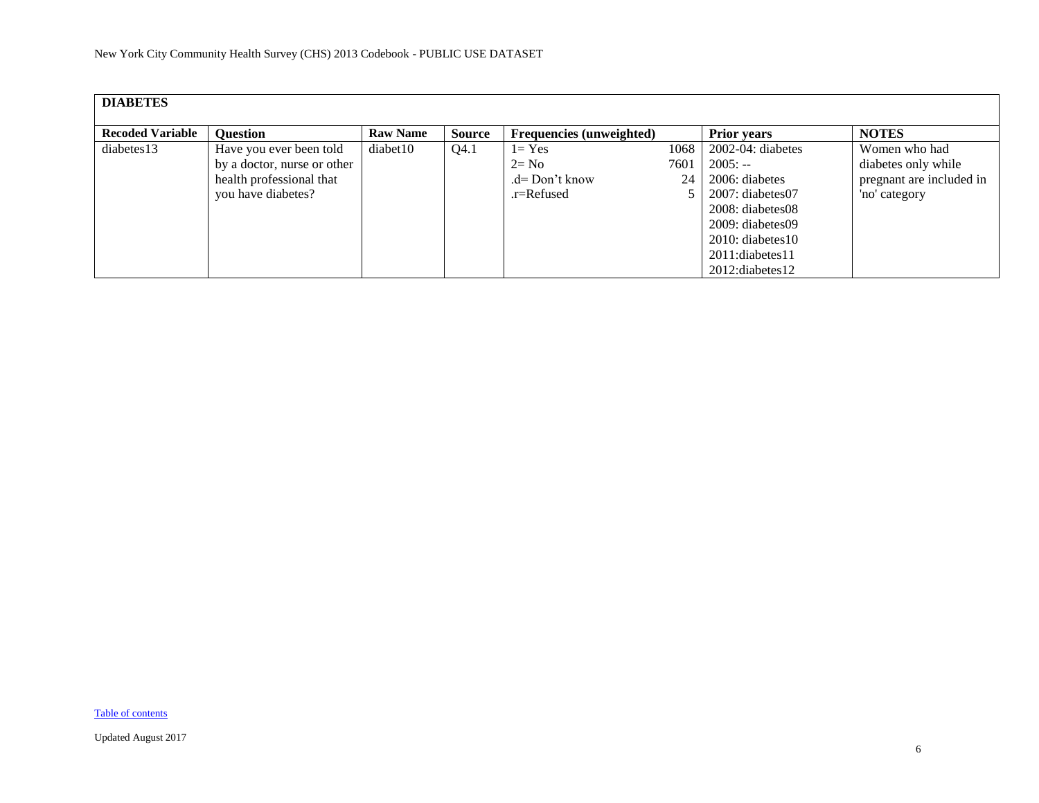| DIABETES | | | | | | | |
|---|---|---|---|---|---|---|---|
| **Recoded Variable** | **Question** | **Raw Name** | **Source** | **Frequencies (unweighted)** | | **Prior years** | **NOTES** |
| diabetes13 | Have you ever been told by a doctor, nurse or other health professional that you have diabetes? | diabet10 | Q4.1 | 1= Yes<br>2= No<br>.d= Don't know<br>.r=Refused | 1068<br>7601<br>24<br>5 | 2002-04: diabetes<br>2005: --<br>2006: diabetes<br>2007: diabetes07<br>2008: diabetes08<br>2009: diabetes09<br>2010: diabetes10<br>2011:diabetes11<br>2012:diabetes12 | Women who had diabetes only while pregnant are included in 'no' category |

Table of contents

Updated August 2017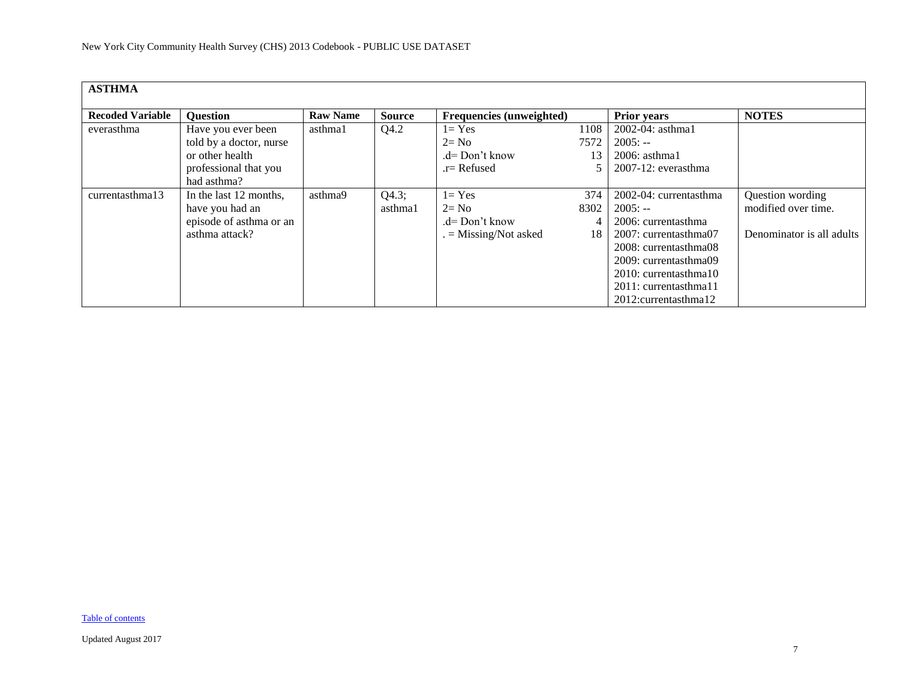| ASTHMA | | | | | | | |
|---|---|---|---|---|---|---|---|
| **Recoded Variable** | **Question** | **Raw Name** | **Source** | **Frequencies (unweighted)** | | **Prior years** | **NOTES** |
| everasthma | Have you ever been told by a doctor, nurse or other health professional that you had asthma? | asthma1 | Q4.2 | 1= Yes<br>2= No<br>.d= Don't know<br>.r= Refused | 1108<br>7572<br>13<br>5 | 2002-04: asthma1<br>2005: --<br>2006: asthma1<br>2007-12: everasthma | |
| currentasthma13 | In the last 12 months, have you had an episode of asthma or an asthma attack? | asthma9 | Q4.3; asthma1 | 1= Yes<br>2= No<br>.d= Don't know<br>. = Missing/Not asked | 374<br>8302<br>4<br>18 | 2002-04: currentasthma<br>2005: --<br>2006: currentasthma<br>2007: currentasthma07<br>2008: currentasthma08<br>2009: currentasthma09<br>2010: currentasthma10<br>2011: currentasthma11<br>2012:currentasthma12 | Question wording modified over time.<br><br>Denominator is all adults |

Table of contents

Updated August 2017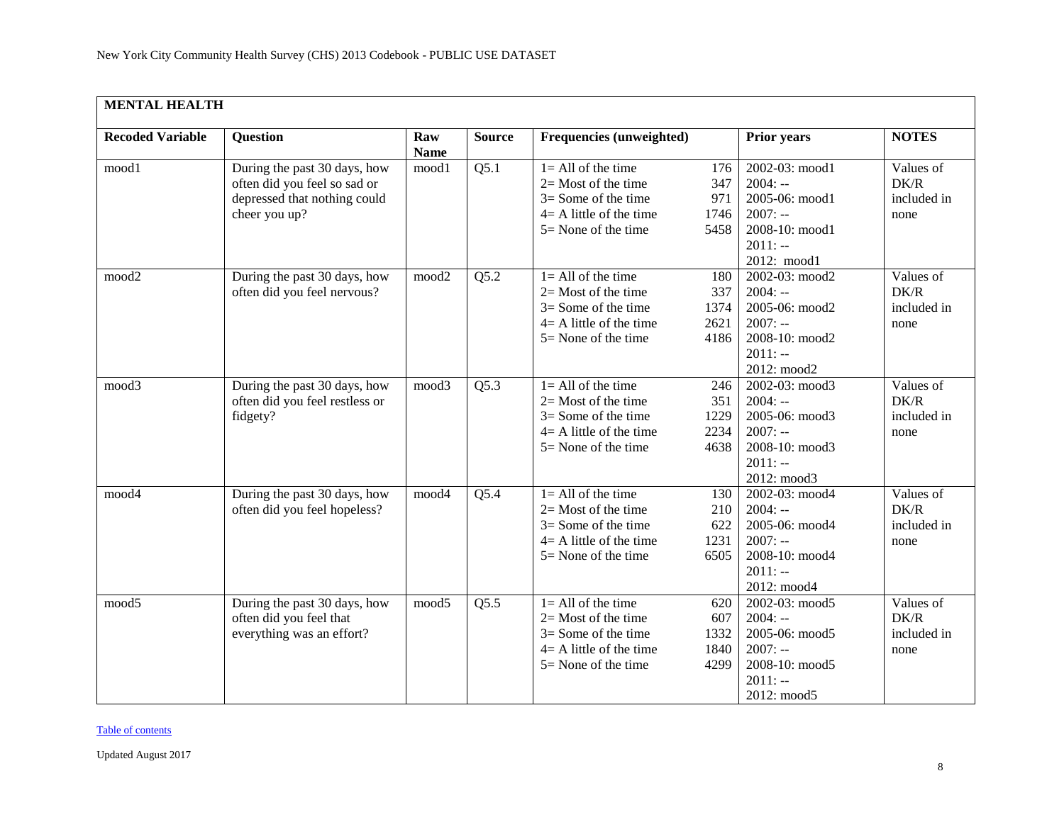## MENTAL HEALTH

| Recoded Variable | Question | Raw Name | Source | Frequencies (unweighted) | Prior years | NOTES |
|---|---|---|---|---|---|---|
| mood1 | During the past 30 days, how often did you feel so sad or depressed that nothing could cheer you up? | mood1 | Q5.1 | 1= All of the time 176<br>2= Most of the time 347<br>3= Some of the time 971<br>4= A little of the time 1746<br>5= None of the time 5458 | 2002-03: mood1<br>2004: --<br>2005-06: mood1<br>2007: --<br>2008-10: mood1<br>2011: --<br>2012: mood1 | Values of DK/R included in none |
| mood2 | During the past 30 days, how often did you feel nervous? | mood2 | Q5.2 | 1= All of the time 180<br>2= Most of the time 337<br>3= Some of the time 1374<br>4= A little of the time 2621<br>5= None of the time 4186 | 2002-03: mood2<br>2004: --<br>2005-06: mood2<br>2007: --<br>2008-10: mood2<br>2011: --<br>2012: mood2 | Values of DK/R included in none |
| mood3 | During the past 30 days, how often did you feel restless or fidgety? | mood3 | Q5.3 | 1= All of the time 246<br>2= Most of the time 351<br>3= Some of the time 1229<br>4= A little of the time 2234<br>5= None of the time 4638 | 2002-03: mood3<br>2004: --<br>2005-06: mood3<br>2007: --<br>2008-10: mood3<br>2011: --<br>2012: mood3 | Values of DK/R included in none |
| mood4 | During the past 30 days, how often did you feel hopeless? | mood4 | Q5.4 | 1= All of the time 130<br>2= Most of the time 210<br>3= Some of the time 622<br>4= A little of the time 1231<br>5= None of the time 6505 | 2002-03: mood4<br>2004: --<br>2005-06: mood4<br>2007: --<br>2008-10: mood4<br>2011: --<br>2012: mood4 | Values of DK/R included in none |
| mood5 | During the past 30 days, how often did you feel that everything was an effort? | mood5 | Q5.5 | 1= All of the time 620<br>2= Most of the time 607<br>3= Some of the time 1332<br>4= A little of the time 1840<br>5= None of the time 4299 | 2002-03: mood5<br>2004: --<br>2005-06: mood5<br>2007: --<br>2008-10: mood5<br>2011: --<br>2012: mood5 | Values of DK/R included in none |

Table of contents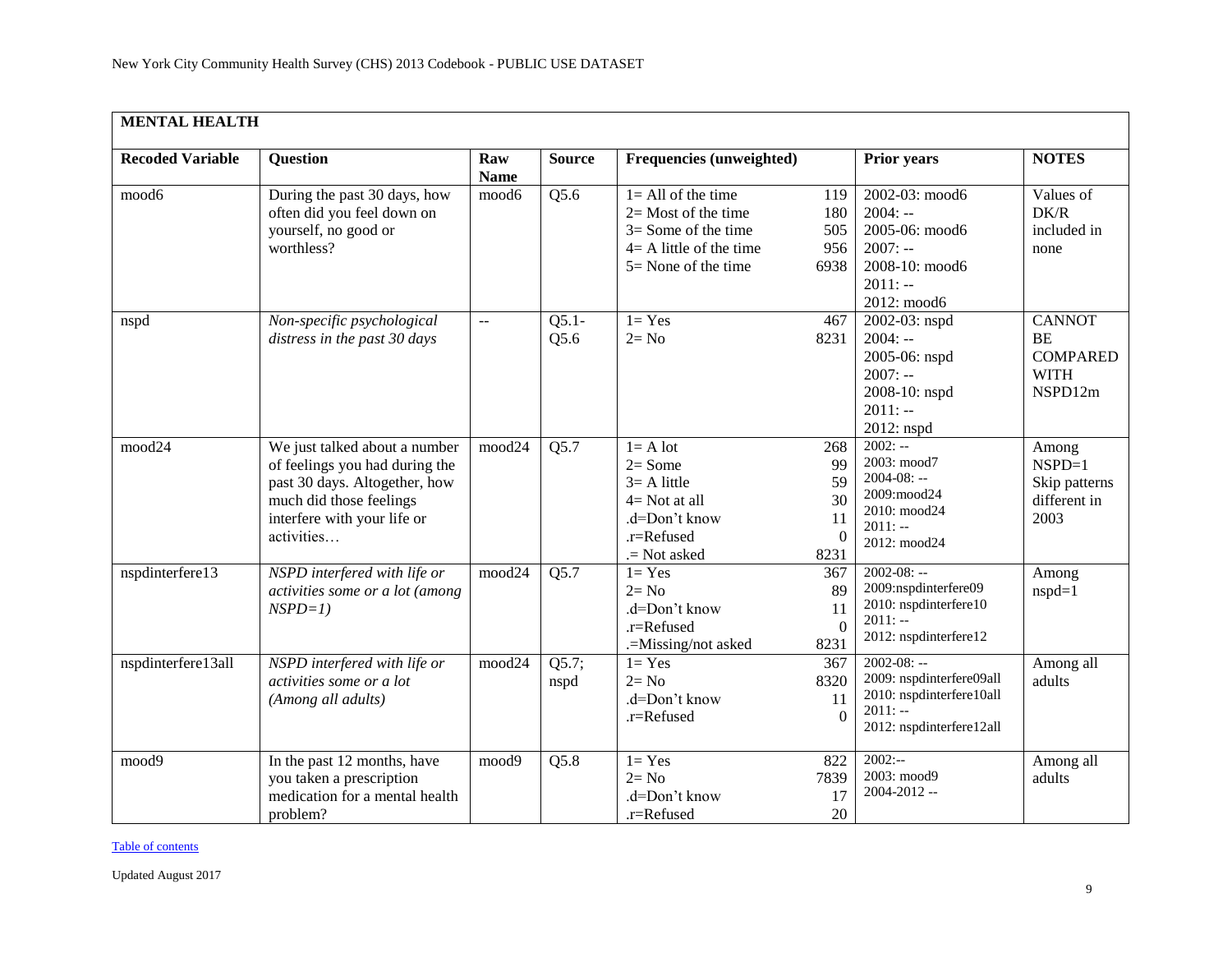| MENTAL HEALTH | | | | | | |
|---|---|---|---|---|---|---|
| **Recoded Variable** | **Question** | **Raw Name** | **Source** | **Frequencies (unweighted)** | **Prior years** | **NOTES** |
| mood6 | During the past 30 days, how often did you feel down on yourself, no good or worthless? | mood6 | Q5.6 | 1= All of the time 119<br>2= Most of the time 180<br>3= Some of the time 505<br>4= A little of the time 956<br>5= None of the time 6938 | 2002-03: mood6<br>2004: --<br>2005-06: mood6<br>2007: --<br>2008-10: mood6<br>2011: --<br>2012: mood6 | Values of DK/R included in none |
| nspd | *Non-specific psychological distress in the past 30 days* | -- | Q5.1-Q5.6 | 1= Yes 467<br>2= No 8231 | 2002-03: nspd<br>2004: --<br>2005-06: nspd<br>2007: --<br>2008-10: nspd<br>2011: --<br>2012: nspd | CANNOT BE COMPARED WITH NSPD12m |
| mood24 | We just talked about a number of feelings you had during the past 30 days. Altogether, how much did those feelings interfere with your life or activities… | mood24 | Q5.7 | 1= A lot 268<br>2= Some 99<br>3= A little 59<br>4= Not at all 30<br>.d=Don't know 11<br>.r=Refused 0<br>.= Not asked 8231 | 2002: --<br>2003: mood7<br>2004-08: --<br>2009:mood24<br>2010: mood24<br>2011: --<br>2012: mood24 | Among NSPD=1 Skip patterns different in 2003 |
| nspdinterfere13 | *NSPD interfered with life or activities some or a lot (among NSPD=1)* | mood24 | Q5.7 | 1= Yes 367<br>2= No 89<br>.d=Don't know 11<br>.r=Refused 0<br>.=Missing/not asked 8231 | 2002-08: --<br>2009:nspdinterfere09<br>2010: nspdinterfere10<br>2011: --<br>2012: nspdinterfere12 | Among nspd=1 |
| nspdinterfere13all | *NSPD interfered with life or activities some or a lot (Among all adults)* | mood24 | Q5.7; nspd | 1= Yes 367<br>2= No 8320<br>.d=Don't know 11<br>.r=Refused 0 | 2002-08: --<br>2009: nspdinterfere09all<br>2010: nspdinterfere10all<br>2011: --<br>2012: nspdinterfere12all | Among all adults |
| mood9 | In the past 12 months, have you taken a prescription medication for a mental health problem? | mood9 | Q5.8 | 1= Yes 822<br>2= No 7839<br>.d=Don't know 17<br>.r=Refused 20 | 2002:--<br>2003: mood9<br>2004-2012 -- | Among all adults |

Table of contents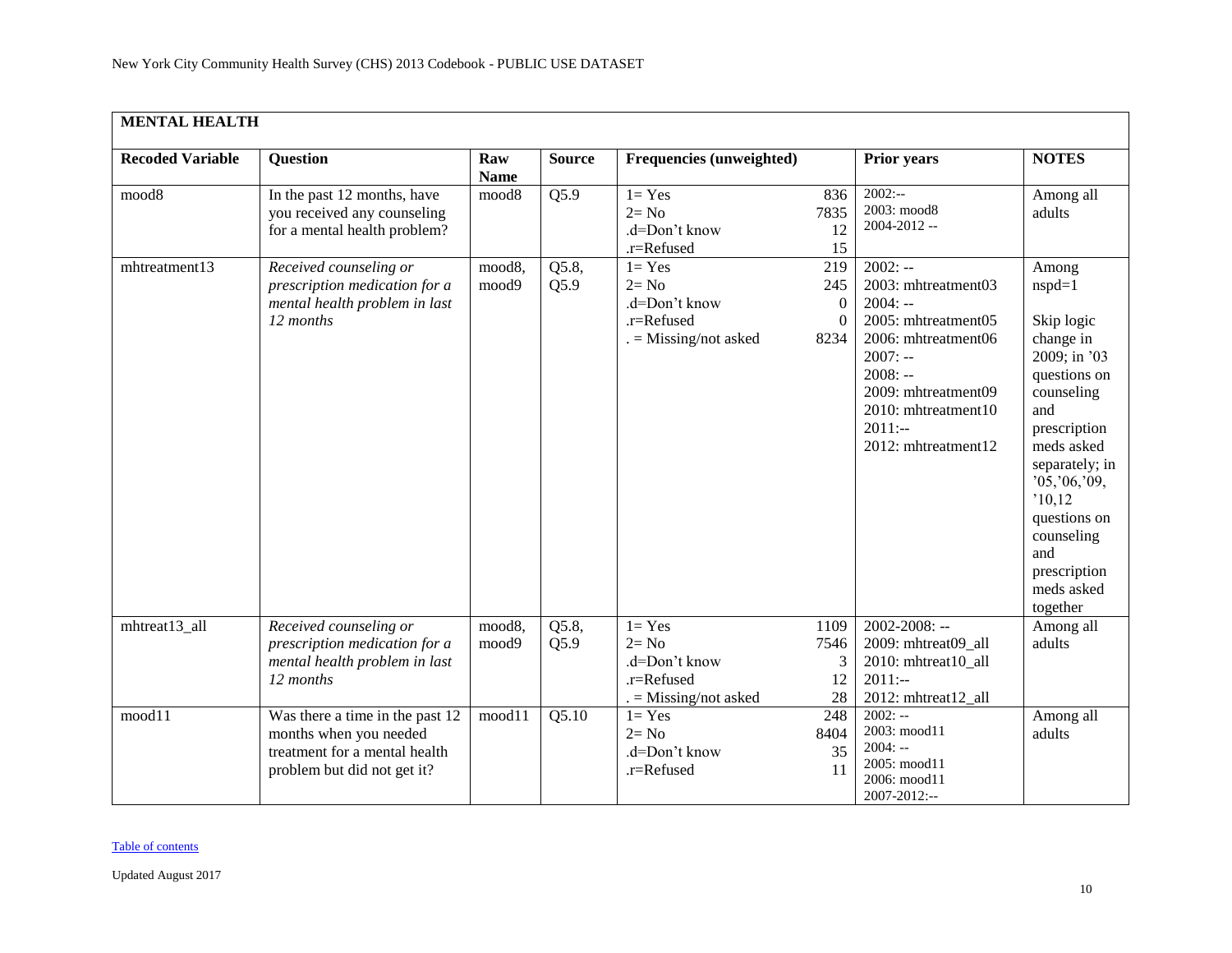New York City Community Health Survey (CHS) 2013 Codebook - PUBLIC USE DATASET

| **MENTAL HEALTH** | | | | | | | |
|---|---|---|---|---|---|---|---|
| **Recoded Variable** | **Question** | **Raw Name** | **Source** | **Frequencies (unweighted)** | | **Prior years** | **NOTES** |
| mood8 | In the past 12 months, have you received any counseling for a mental health problem? | mood8 | Q5.9 | 1= Yes<br>2= No<br>.d=Don't know<br>.r=Refused | 836<br>7835<br>12<br>15 | 2002:--<br>2003: mood8<br>2004-2012 -- | Among all adults |
| mhtreatment13 | *Received counseling or prescription medication for a mental health problem in last 12 months* | mood8, mood9 | Q5.8, Q5.9 | 1= Yes<br>2= No<br>.d=Don't know<br>.r=Refused<br>. = Missing/not asked | 219<br>245<br>0<br>0<br>8234 | 2002: --<br>2003: mhtreatment03<br>2004: --<br>2005: mhtreatment05<br>2006: mhtreatment06<br>2007: --<br>2008: --<br>2009: mhtreatment09<br>2010: mhtreatment10<br>2011:--<br>2012: mhtreatment12 | Among nspd=1<br><br>Skip logic change in 2009; in '03 questions on counseling and prescription meds asked separately; in '05,'06,'09, '10,12 questions on counseling and prescription meds asked together |
| mhtreat13_all | *Received counseling or prescription medication for a mental health problem in last 12 months* | mood8, mood9 | Q5.8, Q5.9 | 1= Yes<br>2= No<br>.d=Don't know<br>.r=Refused<br>. = Missing/not asked | 1109<br>7546<br>3<br>12<br>28 | 2002-2008: --<br>2009: mhtreat09_all<br>2010: mhtreat10_all<br>2011:--<br>2012: mhtreat12_all | Among all adults |
| mood11 | Was there a time in the past 12 months when you needed treatment for a mental health problem but did not get it? | mood11 | Q5.10 | 1= Yes<br>2= No<br>.d=Don't know<br>.r=Refused | 248<br>8404<br>35<br>11 | 2002: --<br>2003: mood11<br>2004: --<br>2005: mood11<br>2006: mood11<br>2007-2012:-- | Among all adults |

Table of contents

Updated August 2017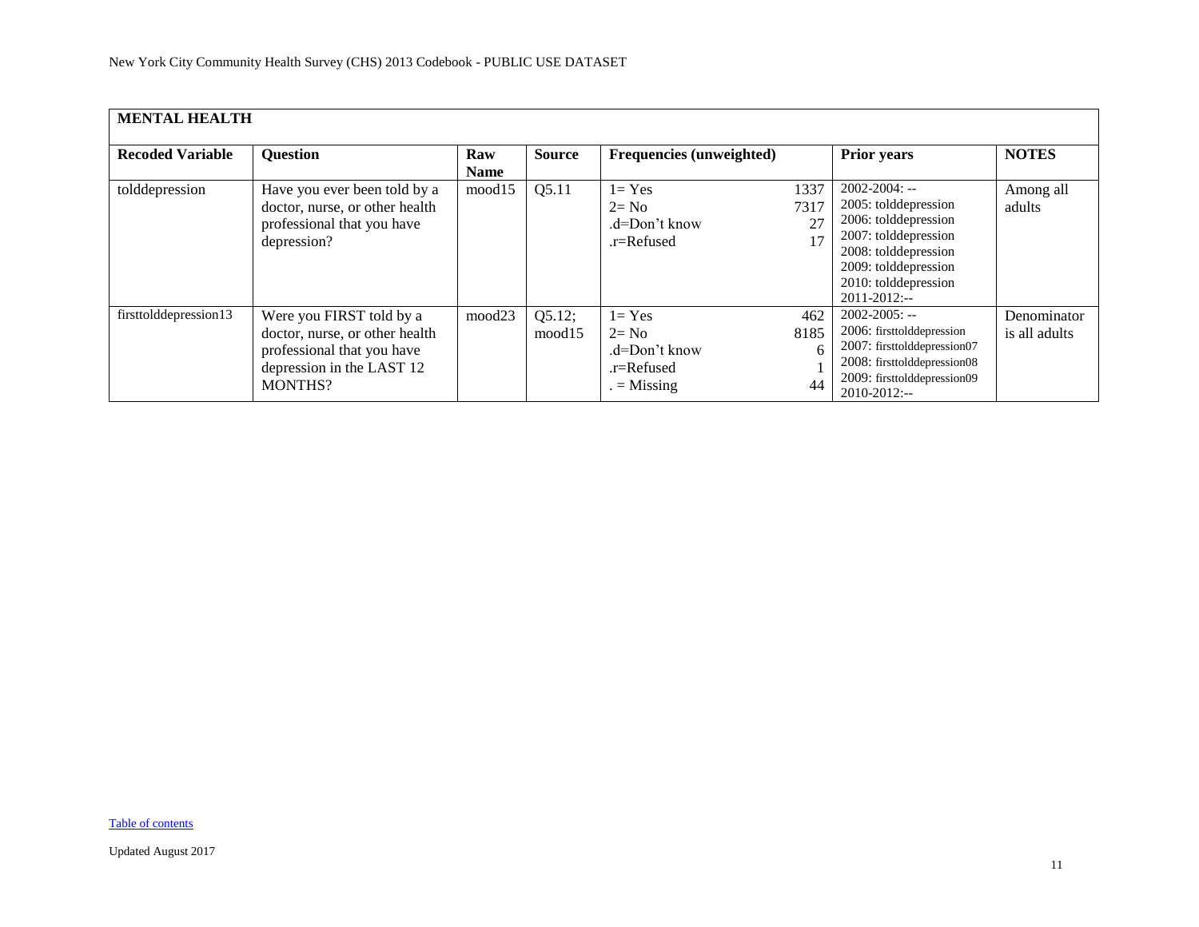| MENTAL HEALTH | | | | | | |
|---|---|---|---|---|---|---|
| **Recoded Variable** | **Question** | **Raw Name** | **Source** | **Frequencies (unweighted)** | **Prior years** | **NOTES** |
| tolddepression | Have you ever been told by a doctor, nurse, or other health professional that you have depression? | mood15 | Q5.11 | 1= Yes 1337<br>2= No 7317<br>.d=Don't know 27<br>.r=Refused 17 | 2002-2004: --<br>2005: tolddepression<br>2006: tolddepression<br>2007: tolddepression<br>2008: tolddepression<br>2009: tolddepression<br>2010: tolddepression<br>2011-2012:-- | Among all adults |
| firsttolddepression13 | Were you FIRST told by a doctor, nurse, or other health professional that you have depression in the LAST 12 MONTHS? | mood23 | Q5.12; mood15 | 1= Yes 462<br>2= No 8185<br>.d=Don't know 6<br>.r=Refused 1<br>. = Missing 44 | 2002-2005: --<br>2006: firsttolddepression<br>2007: firsttolddepression07<br>2008: firsttolddepression08<br>2009: firsttolddepression09<br>2010-2012:-- | Denominator is all adults |

Table of contents

Updated August 2017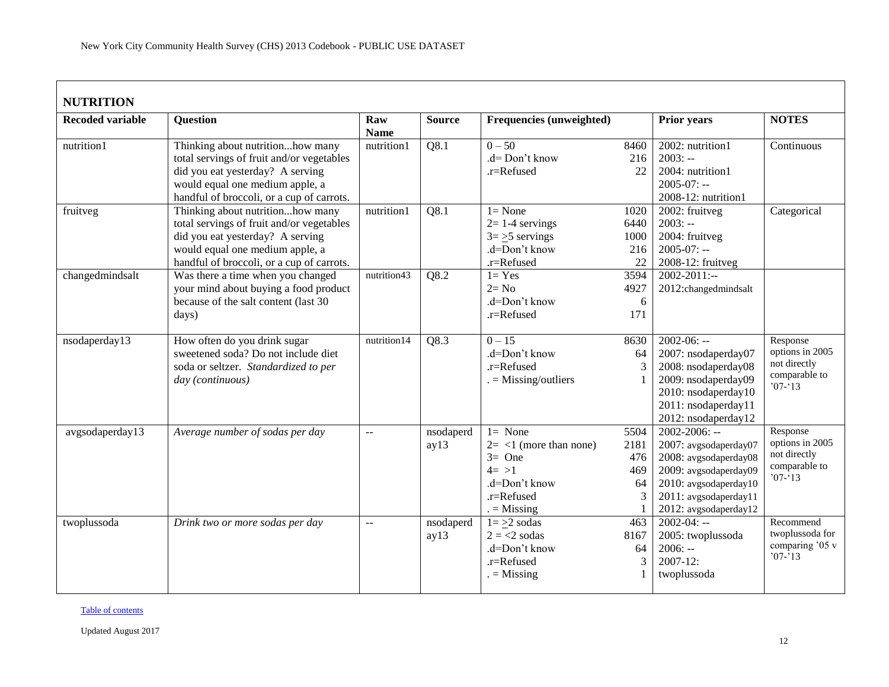## NUTRITION

| Recoded variable | Question | Raw Name | Source | Frequencies (unweighted) | | Prior years | NOTES |
|---|---|---|---|---|---|---|---|
| nutrition1 | Thinking about nutrition...how many total servings of fruit and/or vegetables did you eat yesterday? A serving would equal one medium apple, a handful of broccoli, or a cup of carrots. | nutrition1 | Q8.1 | 0 – 50<br>.d= Don't know<br>.r=Refused | 8460<br>216<br>22 | 2002: nutrition1<br>2003: --<br>2004: nutrition1<br>2005-07: --<br>2008-12: nutrition1 | Continuous |
| fruitveg | Thinking about nutrition...how many total servings of fruit and/or vegetables did you eat yesterday? A serving would equal one medium apple, a handful of broccoli, or a cup of carrots. | nutrition1 | Q8.1 | 1= None<br>2= 1-4 servings<br>3= ≥5 servings<br>.d=Don't know<br>.r=Refused | 1020<br>6440<br>1000<br>216<br>22 | 2002: fruitveg<br>2003: --<br>2004: fruitveg<br>2005-07: --<br>2008-12: fruitveg | Categorical |
| changedmindsalt | Was there a time when you changed your mind about buying a food product because of the salt content (last 30 days) | nutrition43 | Q8.2 | 1= Yes<br>2= No<br>.d=Don't know<br>.r=Refused | 3594<br>4927<br>6<br>171 | 2002-2011:--<br>2012:changedmindsalt | |
| nsodaperday13 | How often do you drink sugar sweetened soda? Do not include diet soda or seltzer. *Standardized to per day (continuous)* | nutrition14 | Q8.3 | 0 – 15<br>.d=Don't know<br>.r=Refused<br>. = Missing/outliers | 8630<br>64<br>3<br>1 | 2002-06: --<br>2007: nsodaperday07<br>2008: nsodaperday08<br>2009: nsodaperday09<br>2010: nsodaperday10<br>2011: nsodaperday11<br>2012: nsodaperday12 | Response options in 2005 not directly comparable to '07-'13 |
| avgsodaperday13 | *Average number of sodas per day* | -- | nsodaperday13 | 1= None<br>2= <1 (more than none)<br>3= One<br>4= >1<br>.d=Don't know<br>.r=Refused<br>. = Missing | 5504<br>2181<br>476<br>469<br>64<br>3<br>1 | 2002-2006: --<br>2007: avgsodaperday07<br>2008: avgsodaperday08<br>2009: avgsodaperday09<br>2010: avgsodaperday10<br>2011: avgsodaperday11<br>2012: avgsodaperday12 | Response options in 2005 not directly comparable to '07-'13 |
| twoplussoda | *Drink two or more sodas per day* | -- | nsodaperday13 | 1= ≥2 sodas<br>2 = <2 sodas<br>.d=Don't know<br>.r=Refused<br>. = Missing | 463<br>8167<br>64<br>3<br>1 | 2002-04: --<br>2005: twoplussoda<br>2006: --<br>2007-12: twoplussoda | Recommend twoplussoda for comparing '05 v '07-'13 |

Table of contents

Updated August 2017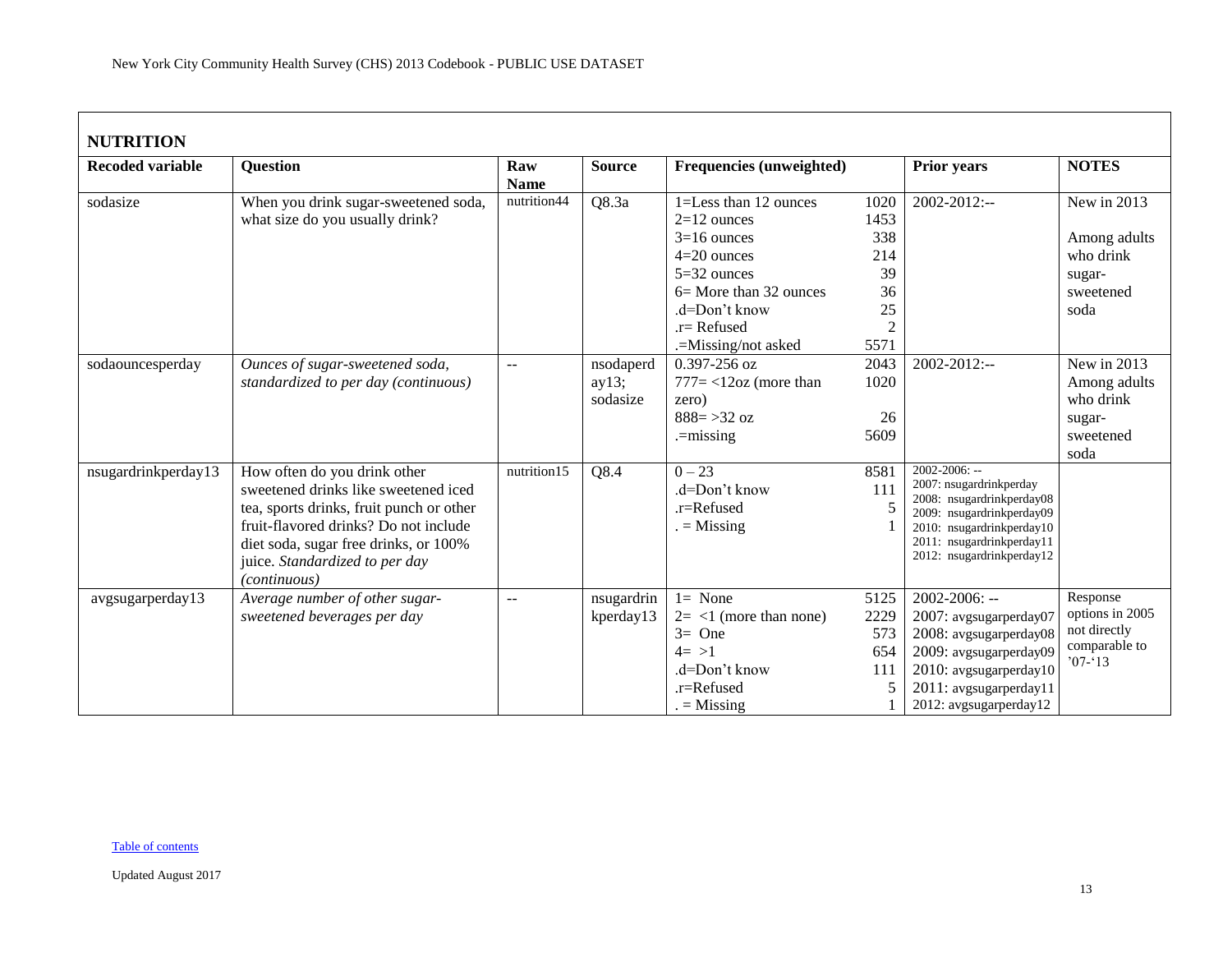New York City Community Health Survey (CHS) 2013 Codebook - PUBLIC USE DATASET

## NUTRITION

| Recoded variable | Question | Raw Name | Source | Frequencies (unweighted) | | Prior years | NOTES |
|---|---|---|---|---|---|---|---|
| sodasize | When you drink sugar-sweetened soda, what size do you usually drink? | nutrition44 | Q8.3a | 1=Less than 12 ounces<br>2=12 ounces<br>3=16 ounces<br>4=20 ounces<br>5=32 ounces<br>6= More than 32 ounces<br>.d=Don't know<br>.r= Refused<br>.=Missing/not asked | 1020<br>1453<br>338<br>214<br>39<br>36<br>25<br>2<br>5571 | 2002-2012:-- | New in 2013<br><br>Among adults who drink sugar-sweetened soda |
| sodaouncesperday | *Ounces of sugar-sweetened soda, standardized to per day (continuous)* | -- | nsodaperday13; sodasize | 0.397-256 oz<br>777= <12oz (more than zero)<br>888= >32 oz<br>.=missing | 2043<br>1020<br><br>26<br>5609 | 2002-2012:-- | New in 2013 Among adults who drink sugar-sweetened soda |
| nsugardrinkperday13 | How often do you drink other sweetened drinks like sweetened iced tea, sports drinks, fruit punch or other fruit-flavored drinks? Do not include diet soda, sugar free drinks, or 100% juice. *Standardized to per day (continuous)* | nutrition15 | Q8.4 | 0 – 23<br>.d=Don't know<br>.r=Refused<br>. = Missing | 8581<br>111<br>5<br>1 | 2002-2006: --<br>2007: nsugardrinkperday<br>2008: nsugardrinkperday08<br>2009: nsugardrinkperday09<br>2010: nsugardrinkperday10<br>2011: nsugardrinkperday11<br>2012: nsugardrinkperday12 | |
| avgsugarperday13 | *Average number of other sugar-sweetened beverages per day* | -- | nsugardrinkperday13 | 1= None<br>2= <1 (more than none)<br>3= One<br>4= >1<br>.d=Don't know<br>.r=Refused<br>. = Missing | 5125<br>2229<br>573<br>654<br>111<br>5<br>1 | 2002-2006: --<br>2007: avgsugarperday07<br>2008: avgsugarperday08<br>2009: avgsugarperday09<br>2010: avgsugarperday10<br>2011: avgsugarperday11<br>2012: avgsugarperday12 | Response options in 2005 not directly comparable to '07-'13 |

Table of contents

Updated August 2017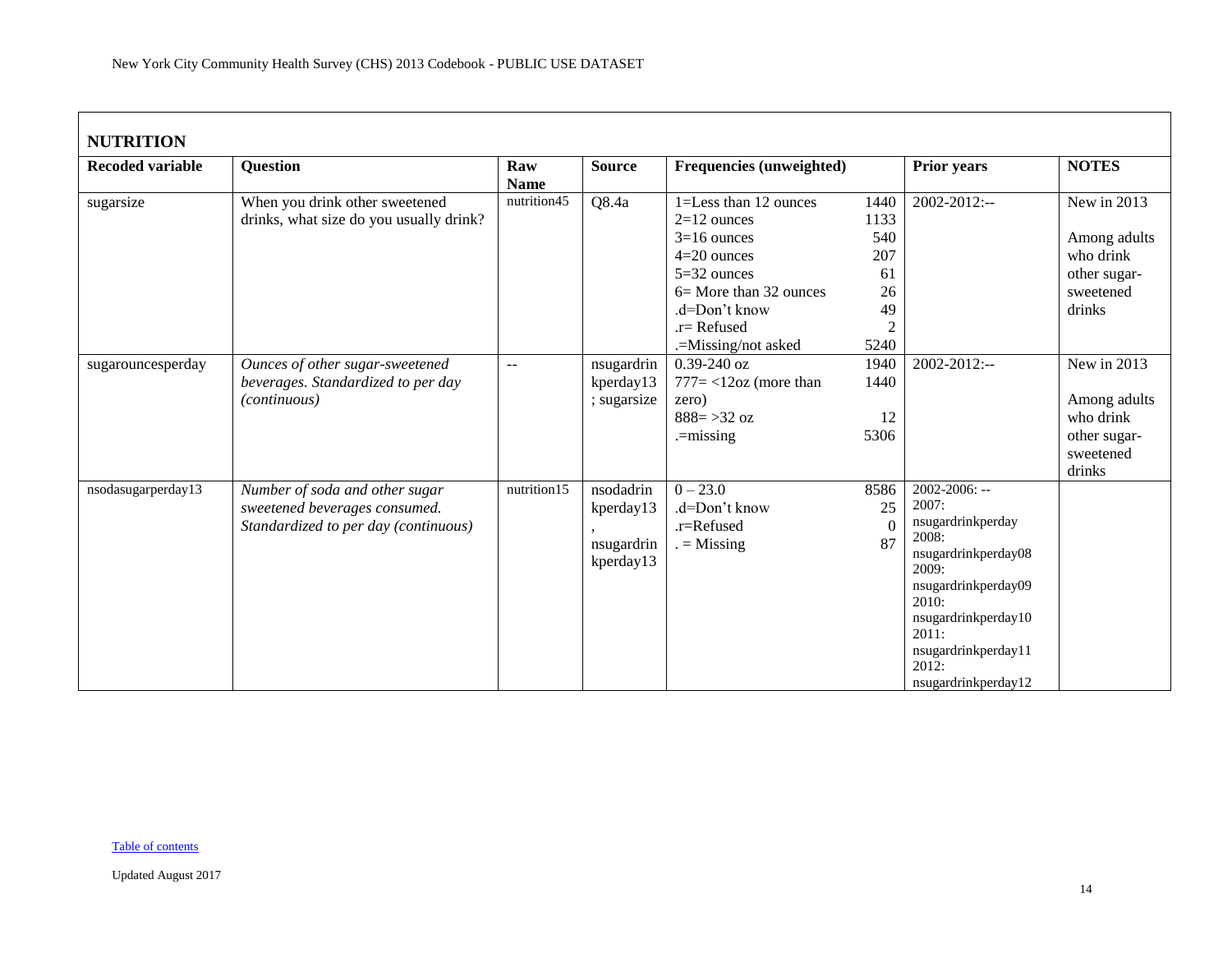## NUTRITION

| Recoded variable | Question | Raw Name | Source | Frequencies (unweighted) | | Prior years | NOTES |
|---|---|---|---|---|---|---|---|
| sugarsize | When you drink other sweetened drinks, what size do you usually drink? | nutrition45 | Q8.4a | 1=Less than 12 ounces<br>2=12 ounces<br>3=16 ounces<br>4=20 ounces<br>5=32 ounces<br>6= More than 32 ounces<br>.d=Don't know<br>.r= Refused<br>.=Missing/not asked | 1440<br>1133<br>540<br>207<br>61<br>26<br>49<br>2<br>5240 | 2002-2012:-- | New in 2013<br><br>Among adults who drink other sugar-sweetened drinks |
| sugarouncesperday | *Ounces of other sugar-sweetened beverages. Standardized to per day (continuous)* | -- | nsugardrinkperday13; sugarsize | 0.39-240 oz<br>777= <12oz (more than zero)<br>888= >32 oz<br>.=missing | 1940<br>1440<br><br>12<br>5306 | 2002-2012:-- | New in 2013<br><br>Among adults who drink other sugar-sweetened drinks |
| nsodasugarperday13 | *Number of soda and other sugar sweetened beverages consumed. Standardized to per day (continuous)* | nutrition15 | nsodadrinkperday13, nsugardrinkperday13 | 0 – 23.0<br>.d=Don't know<br>.r=Refused<br>. = Missing | 8586<br>25<br>0<br>87 | 2002-2006: --<br>2007: nsugardrinkperday<br>2008: nsugardrinkperday08<br>2009: nsugardrinkperday09<br>2010: nsugardrinkperday10<br>2011: nsugardrinkperday11<br>2012: nsugardrinkperday12 | |

Table of contents

Updated August 2017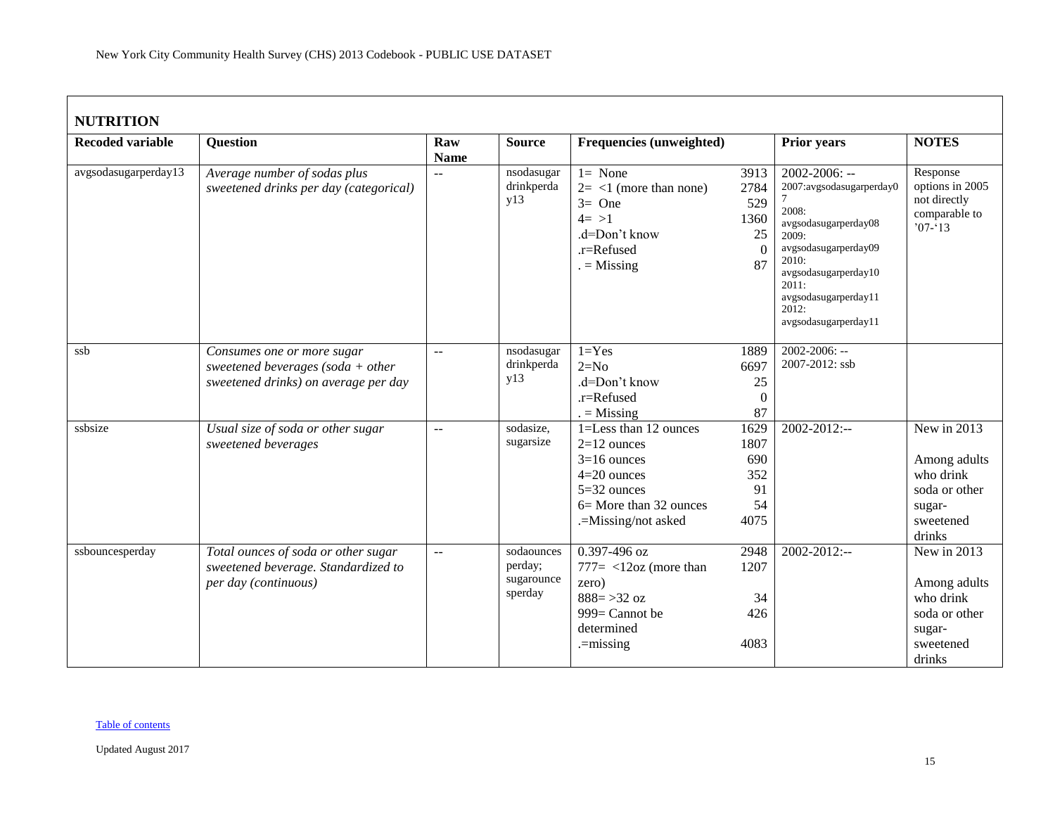## NUTRITION

| Recoded variable | Question | Raw Name | Source | Frequencies (unweighted) | | Prior years | NOTES |
|---|---|---|---|---|---|---|---|
| avgsodasugarperday13 | *Average number of sodas plus sweetened drinks per day (categorical)* | -- | nsodasugardrinkperday13 | 1= None<br>2= <1 (more than none)<br>3= One<br>4= >1<br>.d=Don't know<br>.r=Refused<br>. = Missing | 3913<br>2784<br>529<br>1360<br>25<br>0<br>87 | 2002-2006: --<br>2007:avgsodasugarperday07<br>2008: avgsodasugarperday08<br>2009: avgsodasugarperday09<br>2010: avgsodasugarperday10<br>2011: avgsodasugarperday11<br>2012: avgsodasugarperday11 | Response options in 2005 not directly comparable to '07-'13 |
| ssb | *Consumes one or more sugar sweetened beverages (soda + other sweetened drinks) on average per day* | -- | nsodasugardrinkperday13 | 1=Yes<br>2=No<br>.d=Don't know<br>.r=Refused<br>. = Missing | 1889<br>6697<br>25<br>0<br>87 | 2002-2006: --<br>2007-2012: ssb | |
| ssbsize | *Usual size of soda or other sugar sweetened beverages* | -- | sodasize, sugarsize | 1=Less than 12 ounces<br>2=12 ounces<br>3=16 ounces<br>4=20 ounces<br>5=32 ounces<br>6= More than 32 ounces<br>.=Missing/not asked | 1629<br>1807<br>690<br>352<br>91<br>54<br>4075 | 2002-2012:-- | New in 2013<br><br>Among adults who drink soda or other sugar-sweetened drinks |
| ssbouncesperday | *Total ounces of soda or other sugar sweetened beverage. Standardized to per day (continuous)* | -- | sodaouncesperday; sugarouncesperday | 0.397-496 oz<br>777= <12oz (more than zero)<br>888= >32 oz<br>999= Cannot be determined<br>.=missing | 2948<br>1207<br><br>34<br>426<br><br>4083 | 2002-2012:-- | New in 2013<br><br>Among adults who drink soda or other sugar-sweetened drinks |

Table of contents

Updated August 2017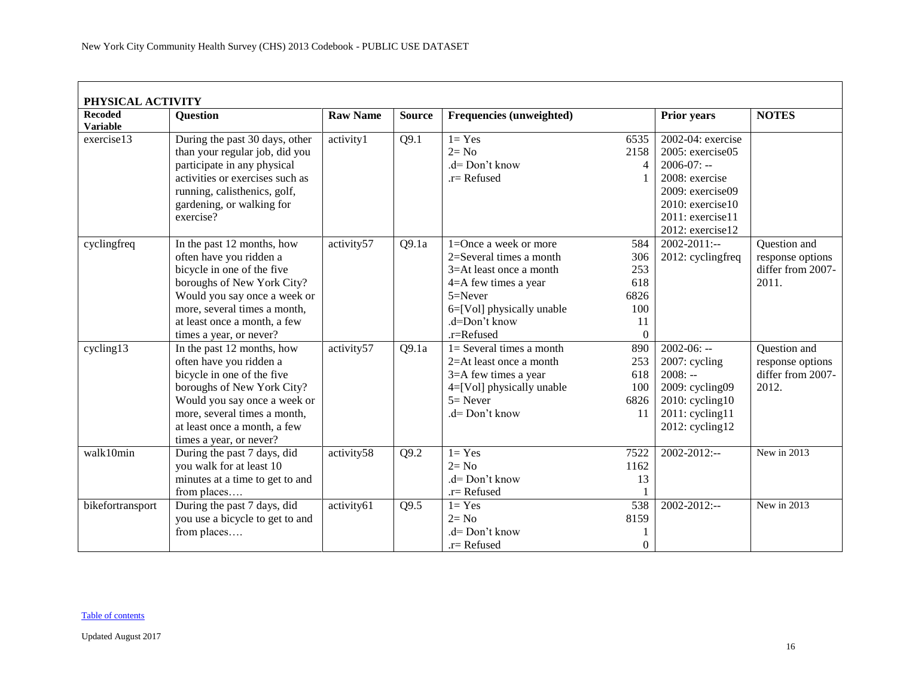## PHYSICAL ACTIVITY

| Recoded Variable | Question | Raw Name | Source | Frequencies (unweighted) | | Prior years | NOTES |
|---|---|---|---|---|---|---|---|
| exercise13 | During the past 30 days, other than your regular job, did you participate in any physical activities or exercises such as running, calisthenics, golf, gardening, or walking for exercise? | activity1 | Q9.1 | 1= Yes<br>2= No<br>.d= Don't know<br>.r= Refused | 6535<br>2158<br>4<br>1 | 2002-04: exercise<br>2005: exercise05<br>2006-07: --<br>2008: exercise<br>2009: exercise09<br>2010: exercise10<br>2011: exercise11<br>2012: exercise12 | |
| cyclingfreq | In the past 12 months, how often have you ridden a bicycle in one of the five boroughs of New York City? Would you say once a week or more, several times a month, at least once a month, a few times a year, or never? | activity57 | Q9.1a | 1=Once a week or more<br>2=Several times a month<br>3=At least once a month<br>4=A few times a year<br>5=Never<br>6=[Vol] physically unable<br>.d=Don't know<br>.r=Refused | 584<br>306<br>253<br>618<br>6826<br>100<br>11<br>0 | 2002-2011:--<br>2012: cyclingfreq | Question and response options differ from 2007-2011. |
| cycling13 | In the past 12 months, how often have you ridden a bicycle in one of the five boroughs of New York City? Would you say once a week or more, several times a month, at least once a month, a few times a year, or never? | activity57 | Q9.1a | 1= Several times a month<br>2=At least once a month<br>3=A few times a year<br>4=[Vol] physically unable<br>5= Never<br>.d= Don't know | 890<br>253<br>618<br>100<br>6826<br>11 | 2002-06: --<br>2007: cycling<br>2008: --<br>2009: cycling09<br>2010: cycling10<br>2011: cycling11<br>2012: cycling12 | Question and response options differ from 2007-2012. |
| walk10min | During the past 7 days, did you walk for at least 10 minutes at a time to get to and from places…. | activity58 | Q9.2 | 1= Yes<br>2= No<br>.d= Don't know<br>.r= Refused | 7522<br>1162<br>13<br>1 | 2002-2012:-- | New in 2013 |
| bikefortransport | During the past 7 days, did you use a bicycle to get to and from places…. | activity61 | Q9.5 | 1= Yes<br>2= No<br>.d= Don't know<br>.r= Refused | 538<br>8159<br>1<br>0 | 2002-2012:-- | New in 2013 |

Table of contents

Updated August 2017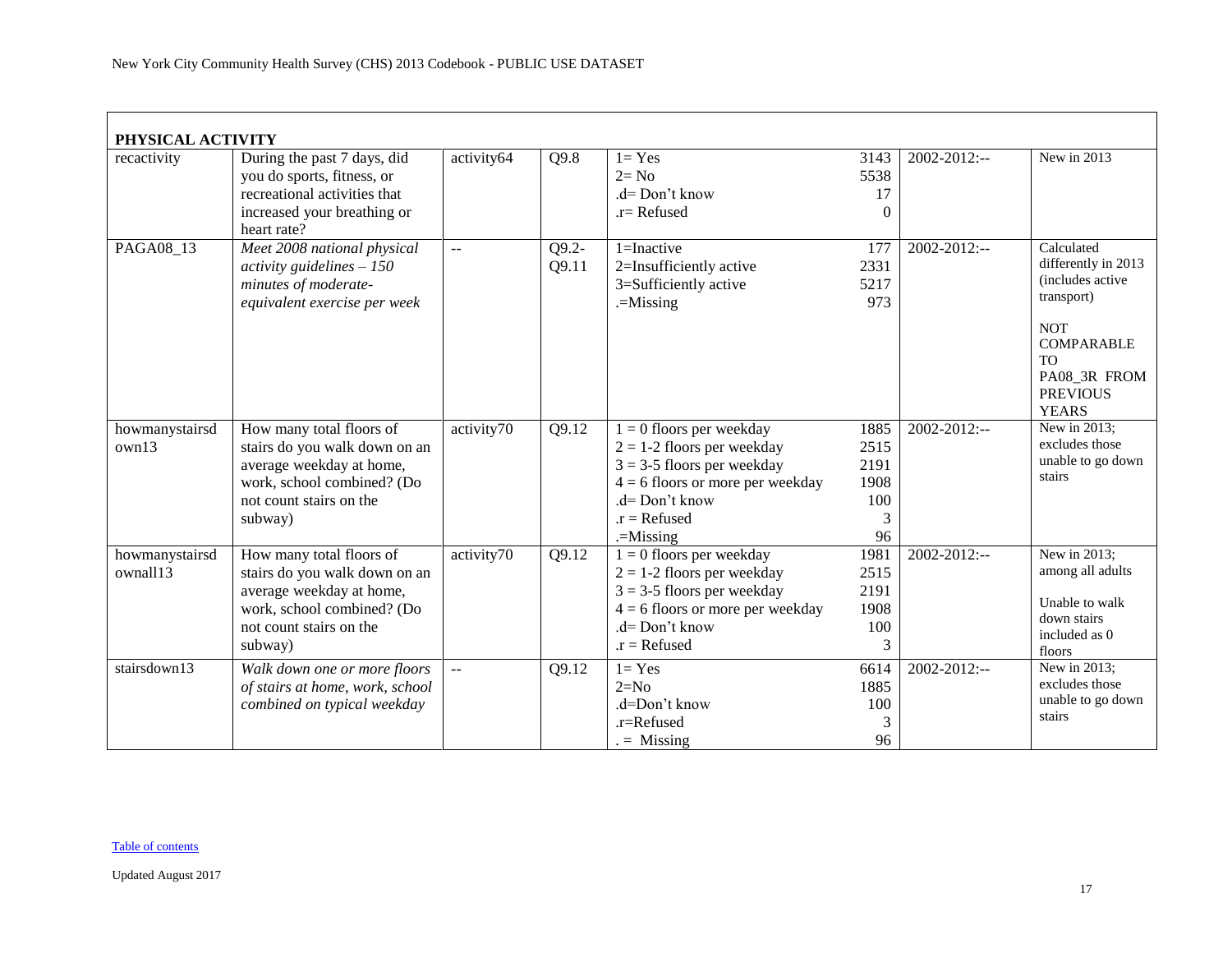| PHYSICAL ACTIVITY | | | | | | | |
|---|---|---|---|---|---|---|---|
| recactivity | During the past 7 days, did you do sports, fitness, or recreational activities that increased your breathing or heart rate? | activity64 | Q9.8 | 1= Yes<br>2= No<br>.d= Don't know<br>.r= Refused | 3143<br>5538<br>17<br>0 | 2002-2012:-- | New in 2013 |
| PAGA08_13 | *Meet 2008 national physical activity guidelines – 150 minutes of moderate-equivalent exercise per week* | -- | Q9.2-Q9.11 | 1=Inactive<br>2=Insufficiently active<br>3=Sufficiently active<br>.=Missing | 177<br>2331<br>5217<br>973 | 2002-2012:-- | Calculated differently in 2013 (includes active transport)<br><br>NOT COMPARABLE TO PA08_3R FROM PREVIOUS YEARS |
| howmanystairsdown13 | How many total floors of stairs do you walk down on an average weekday at home, work, school combined? (Do not count stairs on the subway) | activity70 | Q9.12 | 1 = 0 floors per weekday<br>2 = 1-2 floors per weekday<br>3 = 3-5 floors per weekday<br>4 = 6 floors or more per weekday<br>.d= Don't know<br>.r = Refused<br>.=Missing | 1885<br>2515<br>2191<br>1908<br>100<br>3<br>96 | 2002-2012:-- | New in 2013; excludes those unable to go down stairs |
| howmanystairsdownall13 | How many total floors of stairs do you walk down on an average weekday at home, work, school combined? (Do not count stairs on the subway) | activity70 | Q9.12 | 1 = 0 floors per weekday<br>2 = 1-2 floors per weekday<br>3 = 3-5 floors per weekday<br>4 = 6 floors or more per weekday<br>.d= Don't know<br>.r = Refused | 1981<br>2515<br>2191<br>1908<br>100<br>3 | 2002-2012:-- | New in 2013; among all adults<br><br>Unable to walk down stairs included as 0 floors |
| stairsdown13 | *Walk down one or more floors of stairs at home, work, school combined on typical weekday* | -- | Q9.12 | 1= Yes<br>2=No<br>.d=Don't know<br>.r=Refused<br>. = Missing | 6614<br>1885<br>100<br>3<br>96 | 2002-2012:-- | New in 2013; excludes those unable to go down stairs |

Table of contents

Updated August 2017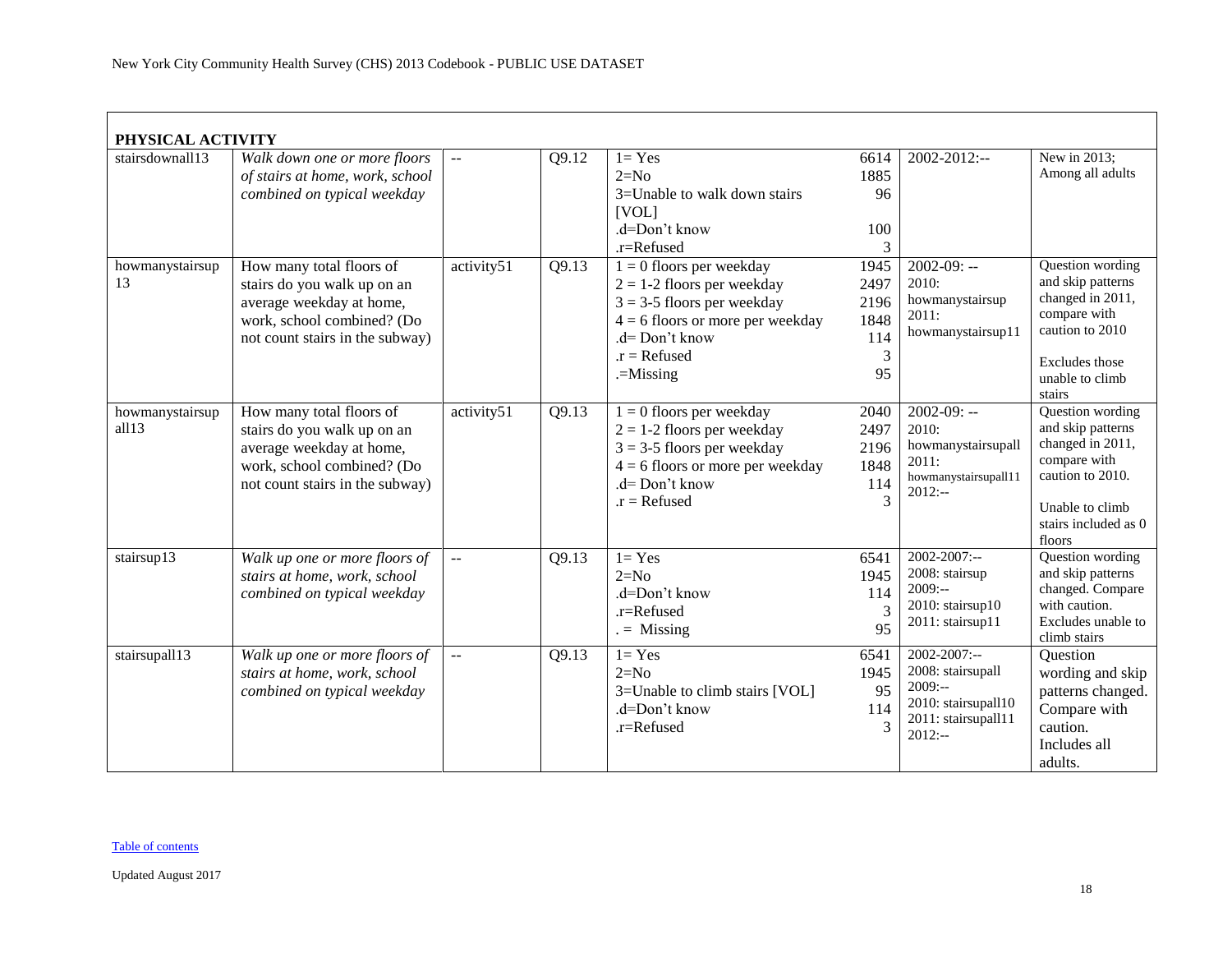| PHYSICAL ACTIVITY | | | | | | | |
|---|---|---|---|---|---|---|---|
| stairsdownall13 | *Walk down one or more floors of stairs at home, work, school combined on typical weekday* | -- | Q9.12 | 1= Yes<br>2=No<br>3=Unable to walk down stairs [VOL]<br>.d=Don't know<br>.r=Refused | 6614<br>1885<br>96<br><br>100<br>3 | 2002-2012:-- | New in 2013; Among all adults |
| howmanystairsup13 | How many total floors of stairs do you walk up on an average weekday at home, work, school combined? (Do not count stairs in the subway) | activity51 | Q9.13 | 1 = 0 floors per weekday<br>2 = 1-2 floors per weekday<br>3 = 3-5 floors per weekday<br>4 = 6 floors or more per weekday<br>.d= Don't know<br>.r = Refused<br>.=Missing | 1945<br>2497<br>2196<br>1848<br>114<br>3<br>95 | 2002-09: --<br>2010: howmanystairsup<br>2011: howmanystairsup11 | Question wording and skip patterns changed in 2011, compare with caution to 2010<br><br>Excludes those unable to climb stairs |
| howmanystairsupall13 | How many total floors of stairs do you walk up on an average weekday at home, work, school combined? (Do not count stairs in the subway) | activity51 | Q9.13 | 1 = 0 floors per weekday<br>2 = 1-2 floors per weekday<br>3 = 3-5 floors per weekday<br>4 = 6 floors or more per weekday<br>.d= Don't know<br>.r = Refused | 2040<br>2497<br>2196<br>1848<br>114<br>3 | 2002-09: --<br>2010: howmanystairsupall<br>2011: howmanystairsupall11<br>2012:-- | Question wording and skip patterns changed in 2011, compare with caution to 2010.<br><br>Unable to climb stairs included as 0 floors |
| stairsup13 | *Walk up one or more floors of stairs at home, work, school combined on typical weekday* | -- | Q9.13 | 1= Yes<br>2=No<br>.d=Don't know<br>.r=Refused<br>. = Missing | 6541<br>1945<br>114<br>3<br>95 | 2002-2007:--<br>2008: stairsup<br>2009:--<br>2010: stairsup10<br>2011: stairsup11 | Question wording and skip patterns changed. Compare with caution. Excludes unable to climb stairs |
| stairsupall13 | *Walk up one or more floors of stairs at home, work, school combined on typical weekday* | -- | Q9.13 | 1= Yes<br>2=No<br>3=Unable to climb stairs [VOL]<br>.d=Don't know<br>.r=Refused | 6541<br>1945<br>95<br>114<br>3 | 2002-2007:--<br>2008: stairsupall<br>2009:--<br>2010: stairsupall10<br>2011: stairsupall11<br>2012:-- | Question wording and skip patterns changed. Compare with caution. Includes all adults. |

Table of contents

Updated August 2017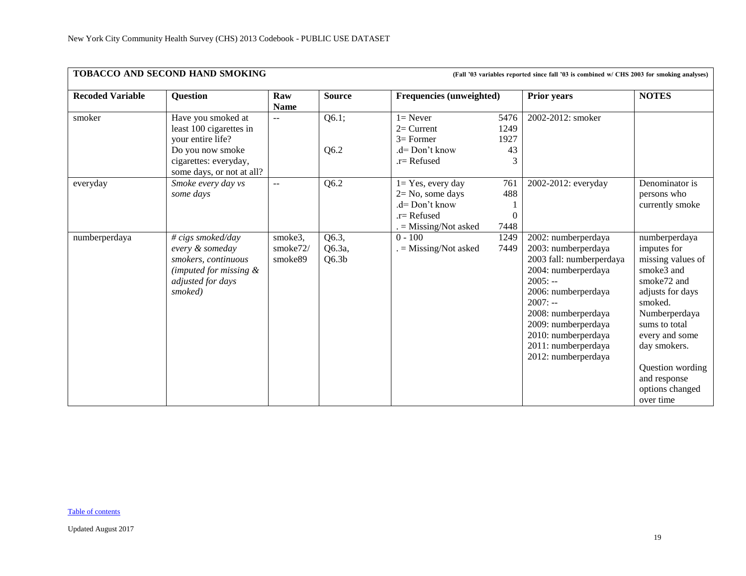| **TOBACCO AND SECOND HAND SMOKING** | | | | (Fall '03 variables reported since fall '03 is combined w/ CHS 2003 for smoking analyses) | | |
|---|---|---|---|---|---|---|
| **Recoded Variable** | **Question** | **Raw Name** | **Source** | **Frequencies (unweighted)** | **Prior years** | **NOTES** |
| smoker | Have you smoked at least 100 cigarettes in your entire life?<br>Do you now smoke cigarettes: everyday, some days, or not at all? | -- | Q6.1;<br><br>Q6.2 | 1= Never 5476<br>2= Current 1249<br>3= Former 1927<br>.d= Don't know 43<br>.r= Refused 3 | 2002-2012: smoker | |
| everyday | *Smoke every day vs some days* | -- | Q6.2 | 1= Yes, every day 761<br>2= No, some days 488<br>.d= Don't know 1<br>.r= Refused 0<br>. = Missing/Not asked 7448 | 2002-2012: everyday | Denominator is persons who currently smoke |
| numberperdaya | *# cigs smoked/day every & someday smokers, continuous (imputed for missing & adjusted for days smoked)* | smoke3, smoke72/ smoke89 | Q6.3, Q6.3a, Q6.3b | 0 - 100 1249<br>. = Missing/Not asked 7449 | 2002: numberperdaya<br>2003: numberperdaya<br>2003 fall: numberperdaya<br>2004: numberperdaya<br>2005: --<br>2006: numberperdaya<br>2007: --<br>2008: numberperdaya<br>2009: numberperdaya<br>2010: numberperdaya<br>2011: numberperdaya<br>2012: numberperdaya | numberperdaya imputes for missing values of smoke3 and smoke72 and adjusts for days smoked. Numberperdaya sums to total every and some day smokers.<br><br>Question wording and response options changed over time |

Table of contents

Updated August 2017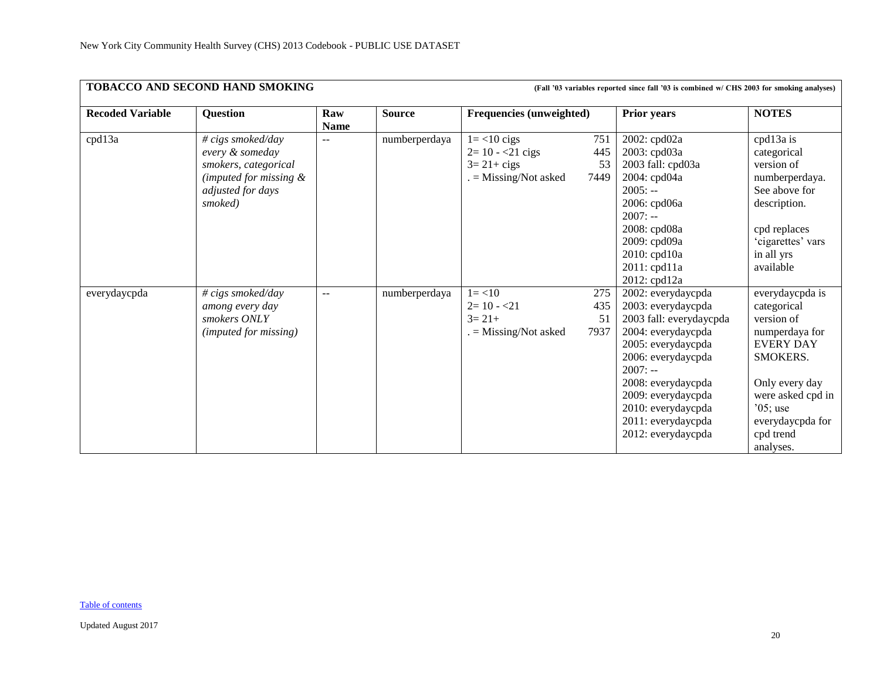## TOBACCO AND SECOND HAND SMOKING

**(Fall '03 variables reported since fall '03 is combined w/ CHS 2003 for smoking analyses)**

| Recoded Variable | Question | Raw Name | Source | Frequencies (unweighted) | | Prior years | NOTES |
|---|---|---|---|---|---|---|---|
| cpd13a | *# cigs smoked/day every & someday smokers, categorical (imputed for missing & adjusted for days smoked)* | -- | numberperdaya | 1= <10 cigs<br>2= 10 - <21 cigs<br>3= 21+ cigs<br>. = Missing/Not asked | 751<br>445<br>53<br>7449 | 2002: cpd02a<br>2003: cpd03a<br>2003 fall: cpd03a<br>2004: cpd04a<br>2005: --<br>2006: cpd06a<br>2007: --<br>2008: cpd08a<br>2009: cpd09a<br>2010: cpd10a<br>2011: cpd11a<br>2012: cpd12a | cpd13a is categorical version of numberperdaya. See above for description.<br><br>cpd replaces 'cigarettes' vars in all yrs available |
| everydaycpda | *# cigs smoked/day among every day smokers ONLY (imputed for missing)* | -- | numberperdaya | 1= <10<br>2= 10 - <21<br>3= 21+<br>. = Missing/Not asked | 275<br>435<br>51<br>7937 | 2002: everydaycpda<br>2003: everydaycpda<br>2003 fall: everydaycpda<br>2004: everydaycpda<br>2005: everydaycpda<br>2006: everydaycpda<br>2007: --<br>2008: everydaycpda<br>2009: everydaycpda<br>2010: everydaycpda<br>2011: everydaycpda<br>2012: everydaycpda | everydaycpda is categorical version of numperdaya for EVERY DAY SMOKERS.<br><br>Only every day were asked cpd in '05; use everydaycpda for cpd trend analyses. |

Table of contents

Updated August 2017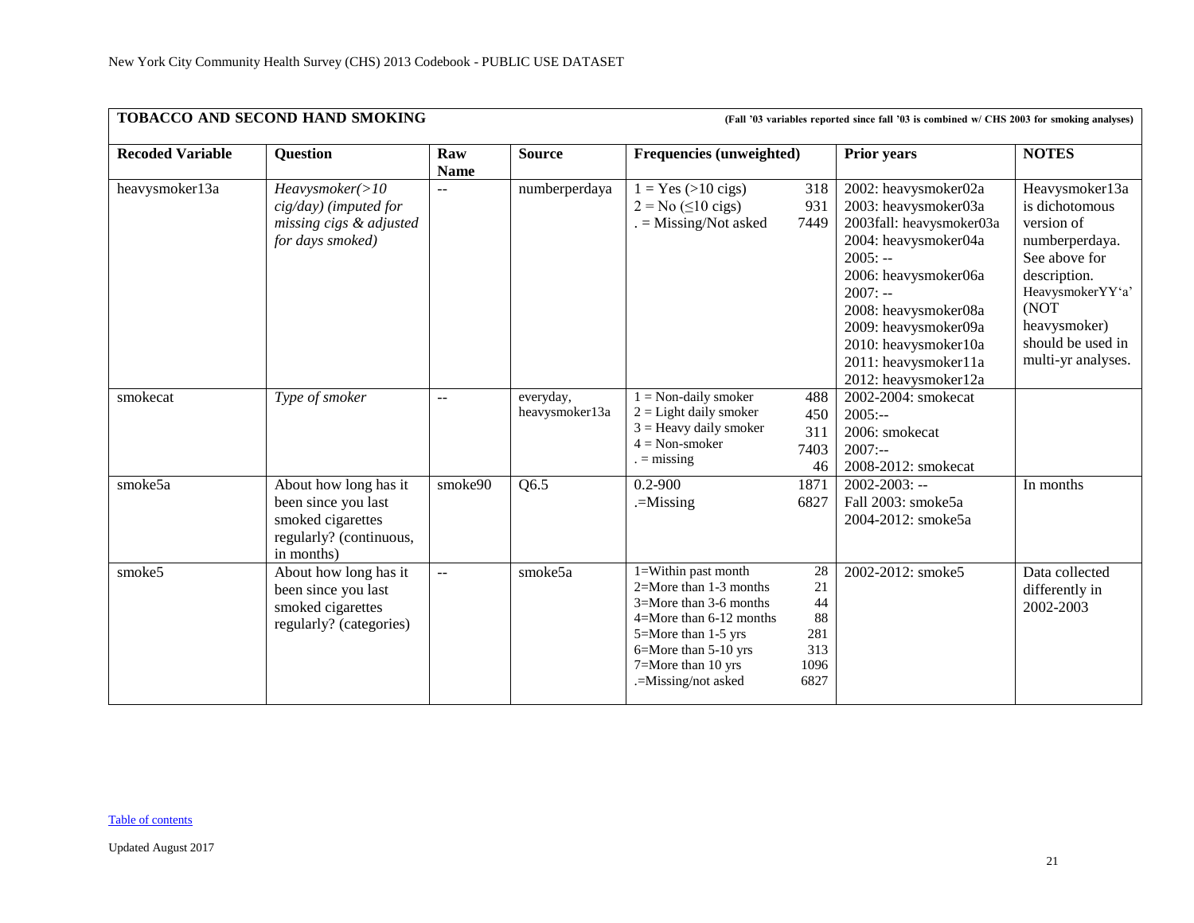**TOBACCO AND SECOND HAND SMOKING** **(Fall '03 variables reported since fall '03 is combined w/ CHS 2003 for smoking analyses)**

| Recoded Variable | Question | Raw Name | Source | Frequencies (unweighted) | Prior years | NOTES |
|---|---|---|---|---|---|---|
| heavysmoker13a | *Heavysmoker(>10 cig/day) (imputed for missing cigs & adjusted for days smoked)* | -- | numberperdaya | 1 = Yes (>10 cigs) 318<br>2 = No (≤10 cigs) 931<br>. = Missing/Not asked 7449 | 2002: heavysmoker02a<br>2003: heavysmoker03a<br>2003fall: heavysmoker03a<br>2004: heavysmoker04a<br>2005: --<br>2006: heavysmoker06a<br>2007: --<br>2008: heavysmoker08a<br>2009: heavysmoker09a<br>2010: heavysmoker10a<br>2011: heavysmoker11a<br>2012: heavysmoker12a | Heavysmoker13a is dichotomous version of numberperdaya. See above for description. HeavysmokerYY'a' (NOT heavysmoker) should be used in multi-yr analyses. |
| smokecat | *Type of smoker* | -- | everyday, heavysmoker13a | 1 = Non-daily smoker 488<br>2 = Light daily smoker 450<br>3 = Heavy daily smoker 311<br>4 = Non-smoker 7403<br>. = missing 46 | 2002-2004: smokecat<br>2005:--<br>2006: smokecat<br>2007:--<br>2008-2012: smokecat | |
| smoke5a | About how long has it been since you last smoked cigarettes regularly? (continuous, in months) | smoke90 | Q6.5 | 0.2-900 1871<br>.=Missing 6827 | 2002-2003: --<br>Fall 2003: smoke5a<br>2004-2012: smoke5a | In months |
| smoke5 | About how long has it been since you last smoked cigarettes regularly? (categories) | -- | smoke5a | 1=Within past month 28<br>2=More than 1-3 months 21<br>3=More than 3-6 months 44<br>4=More than 6-12 months 88<br>5=More than 1-5 yrs 281<br>6=More than 5-10 yrs 313<br>7=More than 10 yrs 1096<br>.=Missing/not asked 6827 | 2002-2012: smoke5 | Data collected differently in 2002-2003 |

Table of contents

Updated August 2017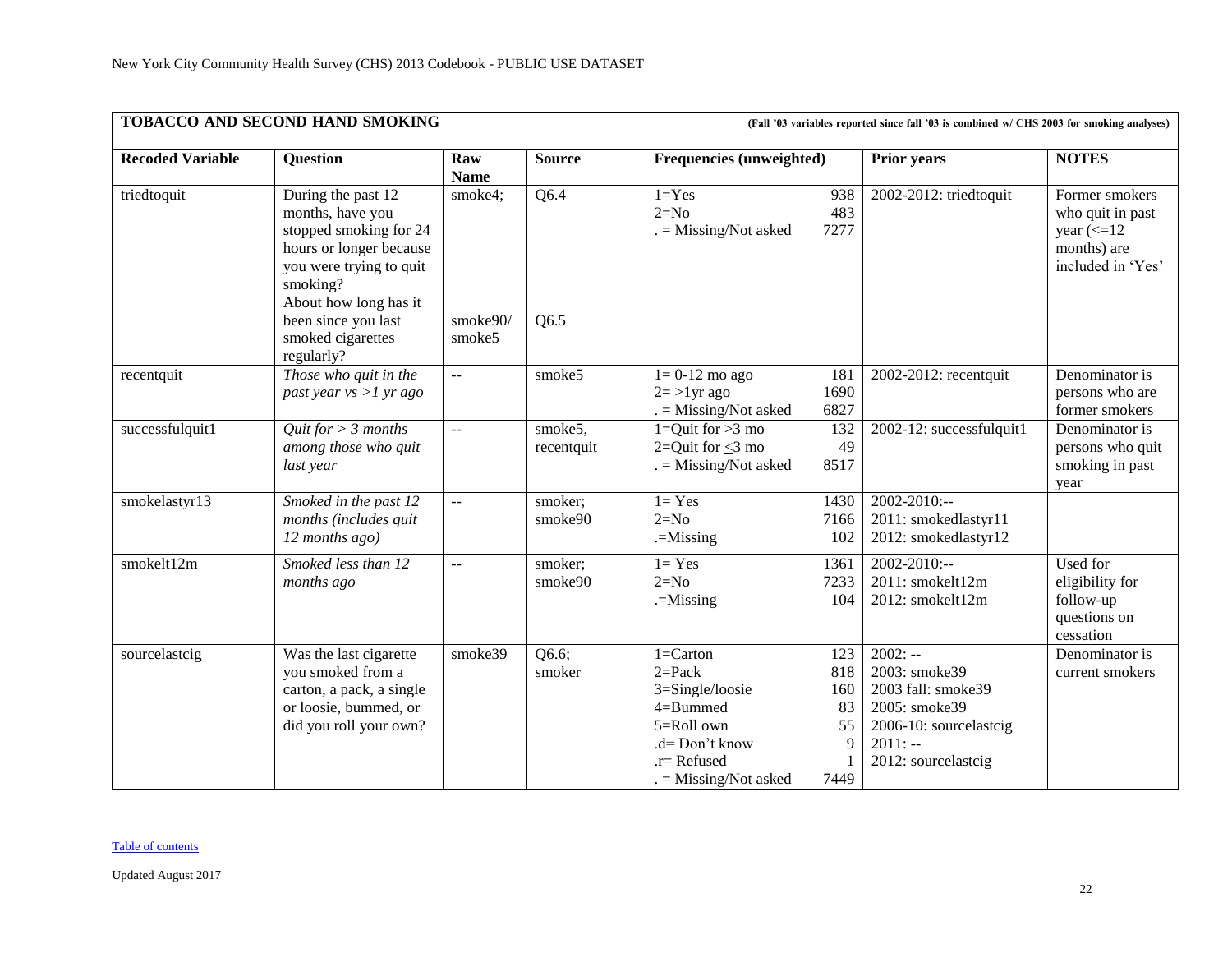New York City Community Health Survey (CHS) 2013 Codebook - PUBLIC USE DATASET

| **TOBACCO AND SECOND HAND SMOKING** | | | | **(Fall '03 variables reported since fall '03 is combined w/ CHS 2003 for smoking analyses)** | | | |
|---|---|---|---|---|---|---|---|
| **Recoded Variable** | **Question** | **Raw Name** | **Source** | **Frequencies (unweighted)** | | **Prior years** | **NOTES** |
| triedtoquit | During the past 12 months, have you stopped smoking for 24 hours or longer because you were trying to quit smoking?<br>About how long has it been since you last smoked cigarettes regularly? | smoke4;<br><br>smoke90/ smoke5 | Q6.4<br><br>Q6.5 | 1=Yes<br>2=No<br>. = Missing/Not asked | 938<br>483<br>7277 | 2002-2012: triedtoquit | Former smokers who quit in past year (<=12 months) are included in 'Yes' |
| recentquit | *Those who quit in the past year vs >1 yr ago* | -- | smoke5 | 1= 0-12 mo ago<br>2= >1yr ago<br>. = Missing/Not asked | 181<br>1690<br>6827 | 2002-2012: recentquit | Denominator is persons who are former smokers |
| successfulquit1 | *Quit for > 3 months among those who quit last year* | -- | smoke5, recentquit | 1=Quit for >3 mo<br>2=Quit for ≤3 mo<br>. = Missing/Not asked | 132<br>49<br>8517 | 2002-12: successfulquit1 | Denominator is persons who quit smoking in past year |
| smokelastyr13 | *Smoked in the past 12 months (includes quit 12 months ago)* | -- | smoker; smoke90 | 1= Yes<br>2=No<br>.=Missing | 1430<br>7166<br>102 | 2002-2010:--<br>2011: smokedlastyr11<br>2012: smokedlastyr12 | |
| smokelt12m | *Smoked less than 12 months ago* | -- | smoker; smoke90 | 1= Yes<br>2=No<br>.=Missing | 1361<br>7233<br>104 | 2002-2010:--<br>2011: smokelt12m<br>2012: smokelt12m | Used for eligibility for follow-up questions on cessation |
| sourcelastcig | Was the last cigarette you smoked from a carton, a pack, a single or loosie, bummed, or did you roll your own? | smoke39 | Q6.6; smoker | 1=Carton<br>2=Pack<br>3=Single/loosie<br>4=Bummed<br>5=Roll own<br>.d= Don't know<br>.r= Refused<br>. = Missing/Not asked | 123<br>818<br>160<br>83<br>55<br>9<br>1<br>7449 | 2002: --<br>2003: smoke39<br>2003 fall: smoke39<br>2005: smoke39<br>2006-10: sourcelastcig<br>2011: --<br>2012: sourcelastcig | Denominator is current smokers |

Table of contents

Updated August 2017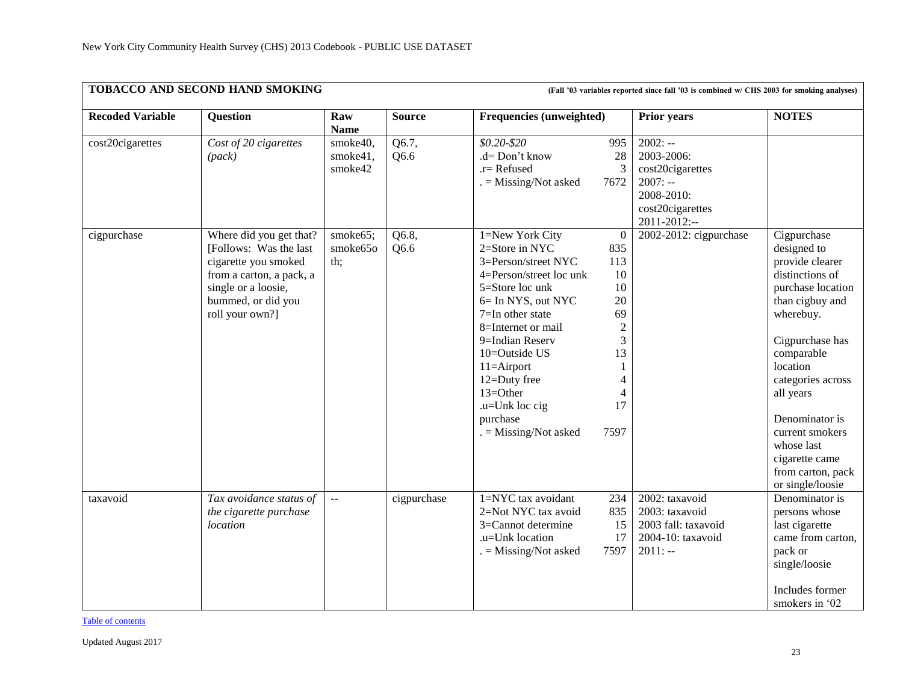## TOBACCO AND SECOND HAND SMOKING

(Fall '03 variables reported since fall '03 is combined w/ CHS 2003 for smoking analyses)

| Recoded Variable | Question | Raw Name | Source | Frequencies (unweighted) | | Prior years | NOTES |
|---|---|---|---|---|---|---|---|
| cost20cigarettes | *Cost of 20 cigarettes (pack)* | smoke40, smoke41, smoke42 | Q6.7, Q6.6 | *$0.20-$20*<br>.d= Don't know<br>.r= Refused<br>. = Missing/Not asked | 995<br>28<br>3<br>7672 | 2002: --<br>2003-2006: cost20cigarettes<br>2007: --<br>2008-2010: cost20cigarettes<br>2011-2012:-- | |
| cigpurchase | Where did you get that? [Follows: Was the last cigarette you smoked from a carton, a pack, a single or a loosie, bummed, or did you roll your own?] | smoke65; smoke65oth; | Q6.8, Q6.6 | 1=New York City<br>2=Store in NYC<br>3=Person/street NYC<br>4=Person/street loc unk<br>5=Store loc unk<br>6= In NYS, out NYC<br>7=In other state<br>8=Internet or mail<br>9=Indian Reserv<br>10=Outside US<br>11=Airport<br>12=Duty free<br>13=Other<br>.u=Unk loc cig purchase<br>. = Missing/Not asked | 0<br>835<br>113<br>10<br>10<br>20<br>69<br>2<br>3<br>13<br>1<br>4<br>4<br>17<br><br>7597 | 2002-2012: cigpurchase | Cigpurchase designed to provide clearer distinctions of purchase location than cigbuy and wherebuy.<br><br>Cigpurchase has comparable location categories across all years<br><br>Denominator is current smokers whose last cigarette came from carton, pack or single/loosie |
| taxavoid | *Tax avoidance status of the cigarette purchase location* | -- | cigpurchase | 1=NYC tax avoidant<br>2=Not NYC tax avoid<br>3=Cannot determine<br>.u=Unk location<br>. = Missing/Not asked | 234<br>835<br>15<br>17<br>7597 | 2002: taxavoid<br>2003: taxavoid<br>2003 fall: taxavoid<br>2004-10: taxavoid<br>2011: -- | Denominator is persons whose last cigarette came from carton, pack or single/loosie<br><br>Includes former smokers in '02 |

Table of contents

Updated August 2017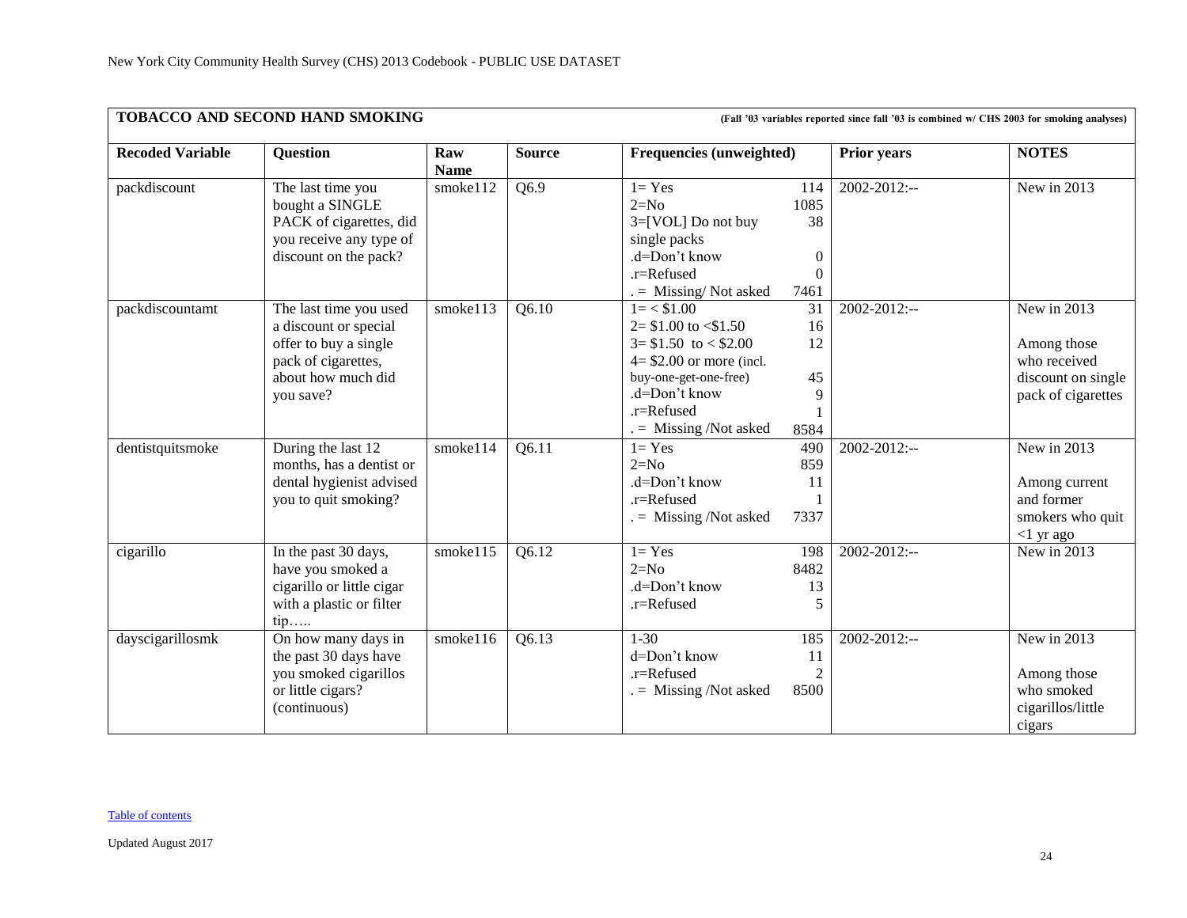## TOBACCO AND SECOND HAND SMOKING

(Fall '03 variables reported since fall '03 is combined w/ CHS 2003 for smoking analyses)

| Recoded Variable | Question | Raw Name | Source | Frequencies (unweighted) | Prior years | NOTES |
|---|---|---|---|---|---|---|
| packdiscount | The last time you bought a SINGLE PACK of cigarettes, did you receive any type of discount on the pack? | smoke112 | Q6.9 | 1= Yes 114<br>2=No 1085<br>3=[VOL] Do not buy single packs 38<br>.d=Don't know 0<br>.r=Refused 0<br>. = Missing/ Not asked 7461 | 2002-2012:-- | New in 2013 |
| packdiscountamt | The last time you used a discount or special offer to buy a single pack of cigarettes, about how much did you save? | smoke113 | Q6.10 | 1= < $1.00 31<br>2= $1.00 to <$1.50 16<br>3= $1.50 to < $2.00 12<br>4= $2.00 or more (incl. buy-one-get-one-free) 45<br>.d=Don't know 9<br>.r=Refused 1<br>. = Missing /Not asked 8584 | 2002-2012:-- | New in 2013<br><br>Among those who received discount on single pack of cigarettes |
| dentistquitsmoke | During the last 12 months, has a dentist or dental hygienist advised you to quit smoking? | smoke114 | Q6.11 | 1= Yes 490<br>2=No 859<br>.d=Don't know 11<br>.r=Refused 1<br>. = Missing /Not asked 7337 | 2002-2012:-- | New in 2013<br><br>Among current and former smokers who quit <1 yr ago |
| cigarillo | In the past 30 days, have you smoked a cigarillo or little cigar with a plastic or filter tip….. | smoke115 | Q6.12 | 1= Yes 198<br>2=No 8482<br>.d=Don't know 13<br>.r=Refused 5 | 2002-2012:-- | New in 2013 |
| dayscigarillosmk | On how many days in the past 30 days have you smoked cigarillos or little cigars? (continuous) | smoke116 | Q6.13 | 1-30 185<br>d=Don't know 11<br>.r=Refused 2<br>. = Missing /Not asked 8500 | 2002-2012:-- | New in 2013<br><br>Among those who smoked cigarillos/little cigars |

Table of contents

Updated August 2017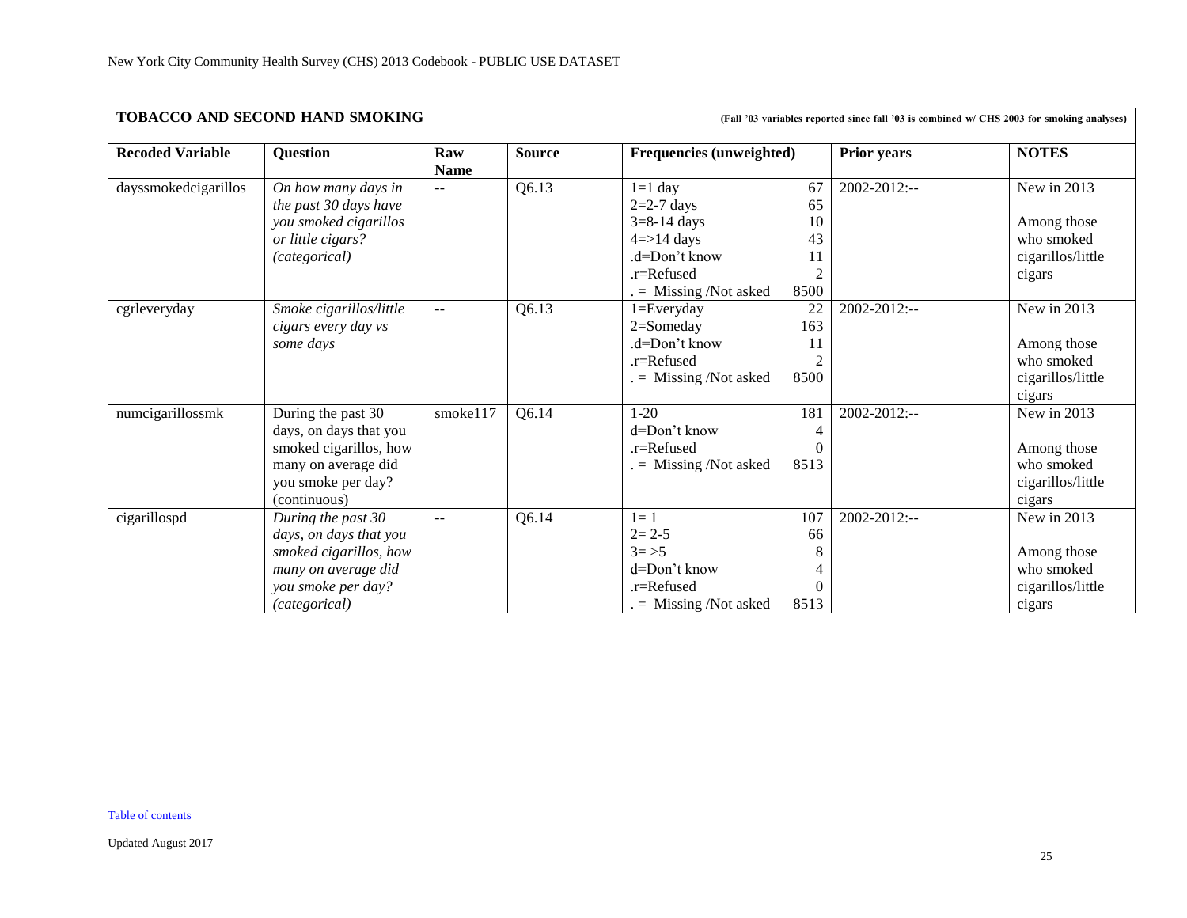## TOBACCO AND SECOND HAND SMOKING

**(Fall '03 variables reported since fall '03 is combined w/ CHS 2003 for smoking analyses)**

| Recoded Variable | Question | Raw Name | Source | Frequencies (unweighted) | | Prior years | NOTES |
|---|---|---|---|---|---|---|---|
| dayssmokedcigarillos | *On how many days in the past 30 days have you smoked cigarillos or little cigars? (categorical)* | -- | Q6.13 | 1=1 day<br>2=2-7 days<br>3=8-14 days<br>4=>14 days<br>.d=Don't know<br>.r=Refused<br>. = Missing /Not asked | 67<br>65<br>10<br>43<br>11<br>2<br>8500 | 2002-2012:-- | New in 2013<br><br>Among those who smoked cigarillos/little cigars |
| cgrleveryday | *Smoke cigarillos/little cigars every day vs some days* | -- | Q6.13 | 1=Everyday<br>2=Someday<br>.d=Don't know<br>.r=Refused<br>. = Missing /Not asked | 22<br>163<br>11<br>2<br>8500 | 2002-2012:-- | New in 2013<br><br>Among those who smoked cigarillos/little cigars |
| numcigarillossmk | During the past 30 days, on days that you smoked cigarillos, how many on average did you smoke per day? (continuous) | smoke117 | Q6.14 | 1-20<br>d=Don't know<br>.r=Refused<br>. = Missing /Not asked | 181<br>4<br>0<br>8513 | 2002-2012:-- | New in 2013<br><br>Among those who smoked cigarillos/little cigars |
| cigarillospd | *During the past 30 days, on days that you smoked cigarillos, how many on average did you smoke per day? (categorical)* | -- | Q6.14 | 1= 1<br>2= 2-5<br>3= >5<br>d=Don't know<br>.r=Refused<br>. = Missing /Not asked | 107<br>66<br>8<br>4<br>0<br>8513 | 2002-2012:-- | New in 2013<br><br>Among those who smoked cigarillos/little cigars |

Table of contents

Updated August 2017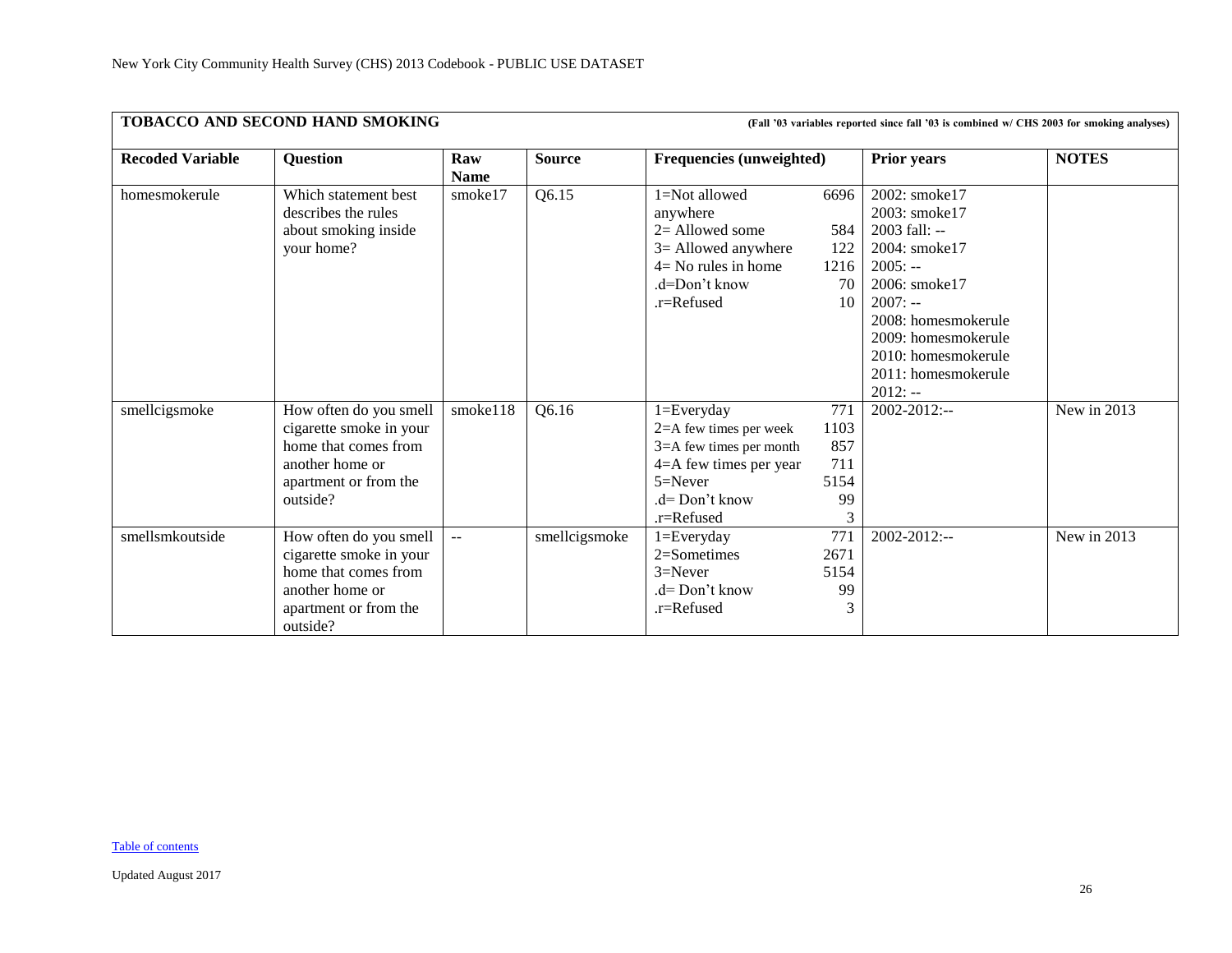**TOBACCO AND SECOND HAND SMOKING** (Fall '03 variables reported since fall '03 is combined w/ CHS 2003 for smoking analyses)

| Recoded Variable | Question | Raw Name | Source | Frequencies (unweighted) | Prior years | NOTES |
|---|---|---|---|---|---|---|
| homesmokerule | Which statement best describes the rules about smoking inside your home? | smoke17 | Q6.15 | 1=Not allowed anywhere 6696<br>2= Allowed some 584<br>3= Allowed anywhere 122<br>4= No rules in home 1216<br>.d=Don't know 70<br>.r=Refused 10 | 2002: smoke17<br>2003: smoke17<br>2003 fall: --<br>2004: smoke17<br>2005: --<br>2006: smoke17<br>2007: --<br>2008: homesmokerule<br>2009: homesmokerule<br>2010: homesmokerule<br>2011: homesmokerule<br>2012: -- | |
| smellcigsmoke | How often do you smell cigarette smoke in your home that comes from another home or apartment or from the outside? | smoke118 | Q6.16 | 1=Everyday 771<br>2=A few times per week 1103<br>3=A few times per month 857<br>4=A few times per year 711<br>5=Never 5154<br>.d= Don't know 99<br>.r=Refused 3 | 2002-2012:-- | New in 2013 |
| smellsmkoutside | How often do you smell cigarette smoke in your home that comes from another home or apartment or from the outside? | -- | smellcigsmoke | 1=Everyday 771<br>2=Sometimes 2671<br>3=Never 5154<br>.d= Don't know 99<br>.r=Refused 3 | 2002-2012:-- | New in 2013 |

Table of contents

Updated August 2017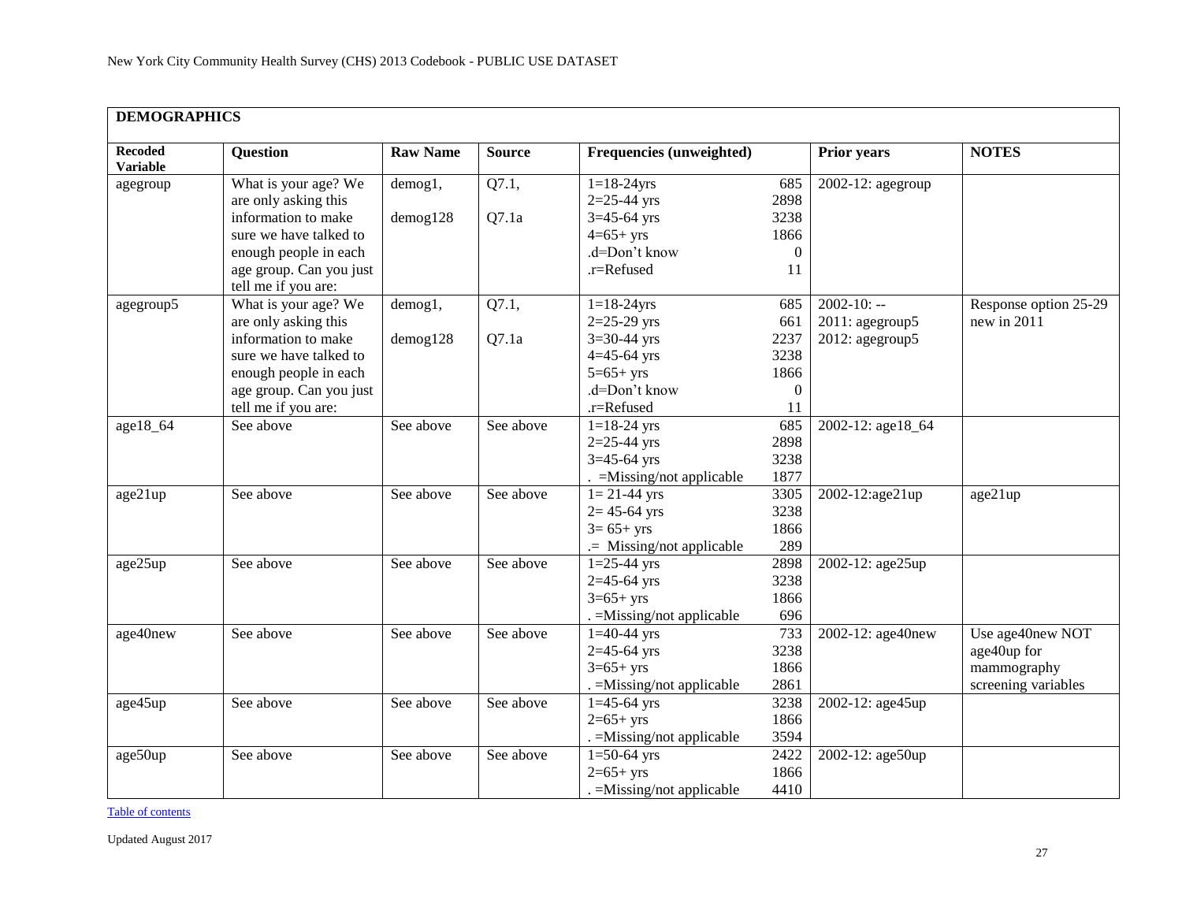New York City Community Health Survey (CHS) 2013 Codebook - PUBLIC USE DATASET

| **DEMOGRAPHICS** | | | | | | |
|---|---|---|---|---|---|---|
| **Recoded Variable** | **Question** | **Raw Name** | **Source** | **Frequencies (unweighted)** | **Prior years** | **NOTES** |
| agegroup | What is your age? We are only asking this information to make sure we have talked to enough people in each age group. Can you just tell me if you are: | demog1, demog128 | Q7.1, Q7.1a | 1=18-24yrs 685<br>2=25-44 yrs 2898<br>3=45-64 yrs 3238<br>4=65+ yrs 1866<br>.d=Don't know 0<br>.r=Refused 11 | 2002-12: agegroup | |
| agegroup5 | What is your age? We are only asking this information to make sure we have talked to enough people in each age group. Can you just tell me if you are: | demog1, demog128 | Q7.1, Q7.1a | 1=18-24yrs 685<br>2=25-29 yrs 661<br>3=30-44 yrs 2237<br>4=45-64 yrs 3238<br>5=65+ yrs 1866<br>.d=Don't know 0<br>.r=Refused 11 | 2002-10: --<br>2011: agegroup5<br>2012: agegroup5 | Response option 25-29 new in 2011 |
| age18_64 | See above | See above | See above | 1=18-24 yrs 685<br>2=25-44 yrs 2898<br>3=45-64 yrs 3238<br>. =Missing/not applicable 1877 | 2002-12: age18_64 | |
| age21up | See above | See above | See above | 1= 21-44 yrs 3305<br>2= 45-64 yrs 3238<br>3= 65+ yrs 1866<br>.= Missing/not applicable 289 | 2002-12:age21up | age21up |
| age25up | See above | See above | See above | 1=25-44 yrs 2898<br>2=45-64 yrs 3238<br>3=65+ yrs 1866<br>. =Missing/not applicable 696 | 2002-12: age25up | |
| age40new | See above | See above | See above | 1=40-44 yrs 733<br>2=45-64 yrs 3238<br>3=65+ yrs 1866<br>. =Missing/not applicable 2861 | 2002-12: age40new | Use age40new NOT age40up for mammography screening variables |
| age45up | See above | See above | See above | 1=45-64 yrs 3238<br>2=65+ yrs 1866<br>. =Missing/not applicable 3594 | 2002-12: age45up | |
| age50up | See above | See above | See above | 1=50-64 yrs 2422<br>2=65+ yrs 1866<br>. =Missing/not applicable 4410 | 2002-12: age50up | |

Table of contents

Updated August 2017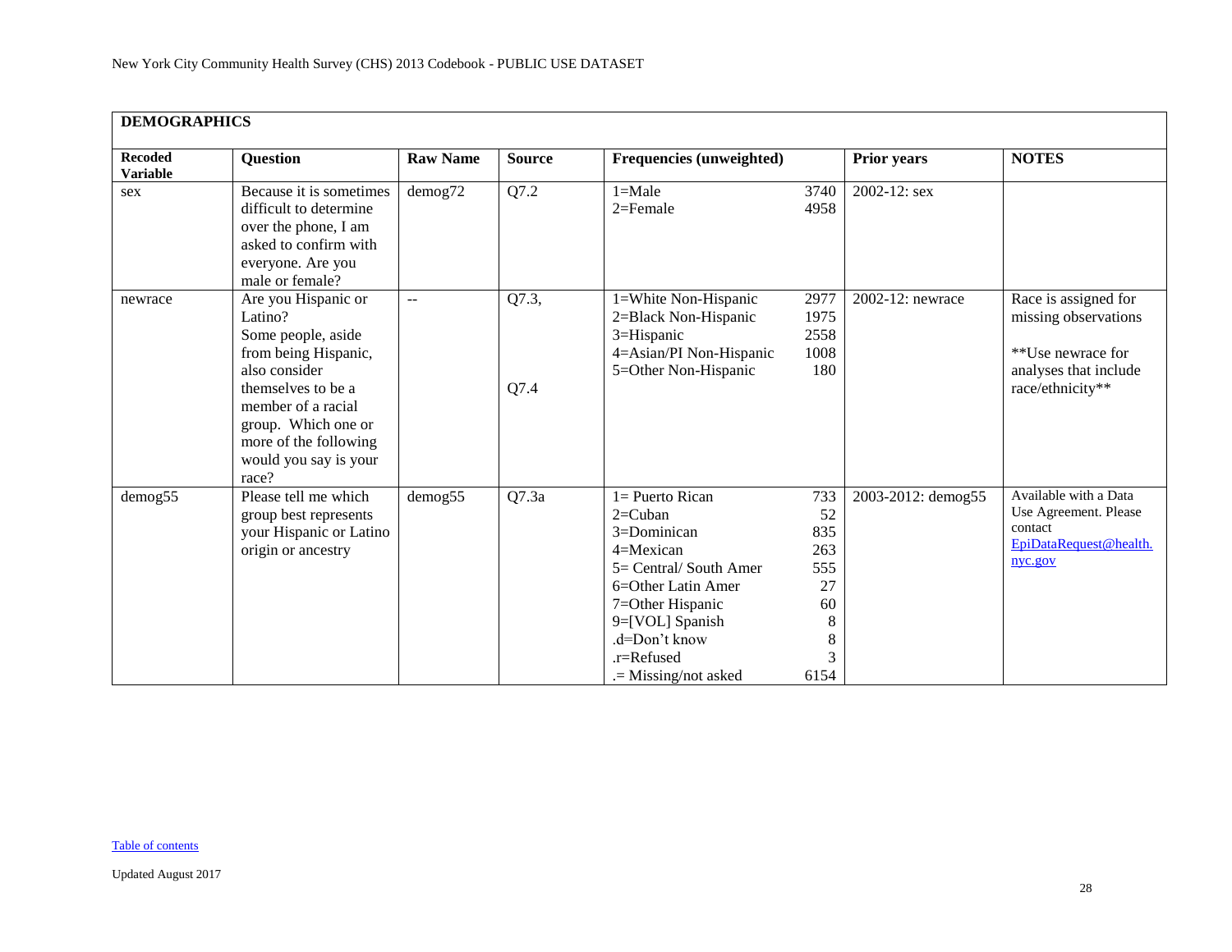| DEMOGRAPHICS | | | | | | |
|---|---|---|---|---|---|---|
| **Recoded Variable** | **Question** | **Raw Name** | **Source** | **Frequencies (unweighted)** | **Prior years** | **NOTES** |
| sex | Because it is sometimes difficult to determine over the phone, I am asked to confirm with everyone. Are you male or female? | demog72 | Q7.2 | 1=Male 3740<br>2=Female 4958 | 2002-12: sex | |
| newrace | Are you Hispanic or Latino?<br>Some people, aside from being Hispanic, also consider themselves to be a member of a racial group. Which one or more of the following would you say is your race? | -- | Q7.3,<br><br>Q7.4 | 1=White Non-Hispanic 2977<br>2=Black Non-Hispanic 1975<br>3=Hispanic 2558<br>4=Asian/PI Non-Hispanic 1008<br>5=Other Non-Hispanic 180 | 2002-12: newrace | Race is assigned for missing observations<br><br>**Use newrace for analyses that include race/ethnicity** |
| demog55 | Please tell me which group best represents your Hispanic or Latino origin or ancestry | demog55 | Q7.3a | 1= Puerto Rican 733<br>2=Cuban 52<br>3=Dominican 835<br>4=Mexican 263<br>5= Central/ South Amer 555<br>6=Other Latin Amer 27<br>7=Other Hispanic 60<br>9=[VOL] Spanish 8<br>.d=Don't know 8<br>.r=Refused 3<br>.= Missing/not asked 6154 | 2003-2012: demog55 | Available with a Data Use Agreement. Please contact EpiDataRequest@health.nyc.gov |

Table of contents

Updated August 2017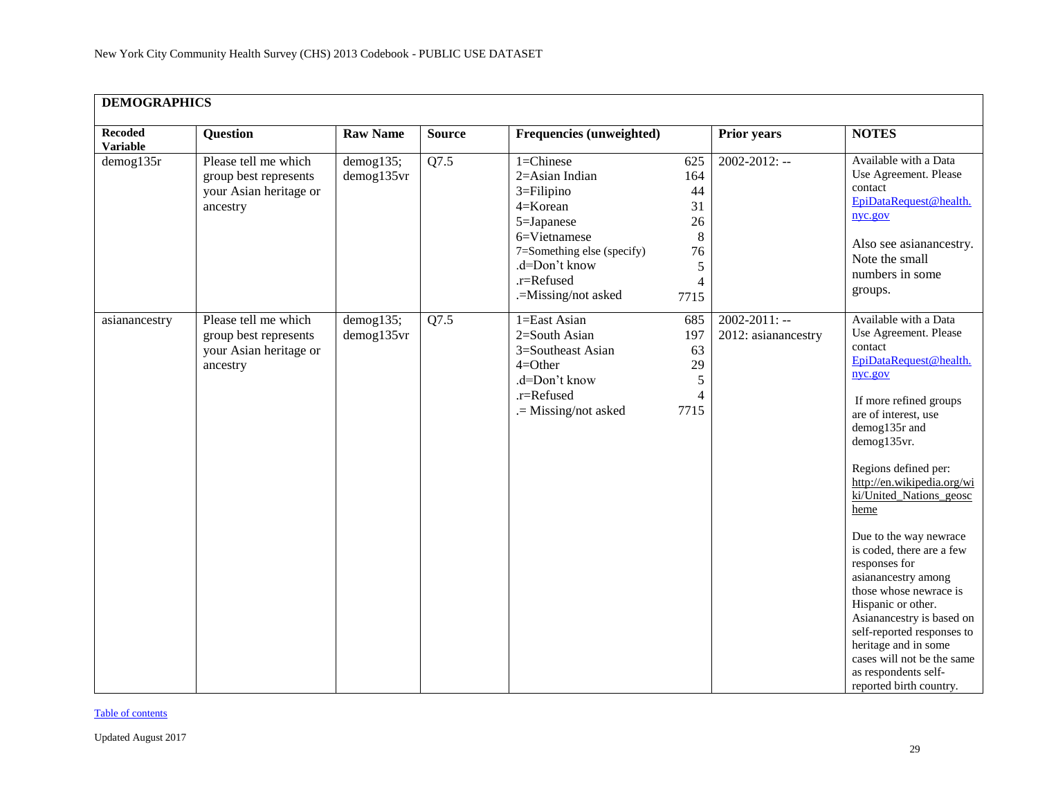| DEMOGRAPHICS | | | | | | |
|---|---|---|---|---|---|---|
| **Recoded Variable** | **Question** | **Raw Name** | **Source** | **Frequencies (unweighted)** | **Prior years** | **NOTES** |
| demog135r | Please tell me which group best represents your Asian heritage or ancestry | demog135; demog135vr | Q7.5 | 1=Chinese 625<br>2=Asian Indian 164<br>3=Filipino 44<br>4=Korean 31<br>5=Japanese 26<br>6=Vietnamese 8<br>7=Something else (specify) 76<br>.d=Don't know 5<br>.r=Refused 4<br>.=Missing/not asked 7715 | 2002-2012: -- | Available with a Data Use Agreement. Please contact EpiDataRequest@health.nyc.gov<br><br>Also see asianancestry. Note the small numbers in some groups. |
| asianancestry | Please tell me which group best represents your Asian heritage or ancestry | demog135; demog135vr | Q7.5 | 1=East Asian 685<br>2=South Asian 197<br>3=Southeast Asian 63<br>4=Other 29<br>.d=Don't know 5<br>.r=Refused 4<br>.= Missing/not asked 7715 | 2002-2011: --<br>2012: asianancestry | Available with a Data Use Agreement. Please contact EpiDataRequest@health.nyc.gov<br><br>If more refined groups are of interest, use demog135r and demog135vr.<br><br>Regions defined per: http://en.wikipedia.org/wiki/United_Nations_geoscheme<br><br>Due to the way newrace is coded, there are a few responses for asianancestry among those whose newrace is Hispanic or other. Asianancestry is based on self-reported responses to heritage and in some cases will not be the same as respondents self-reported birth country. |

Table of contents

Updated August 2017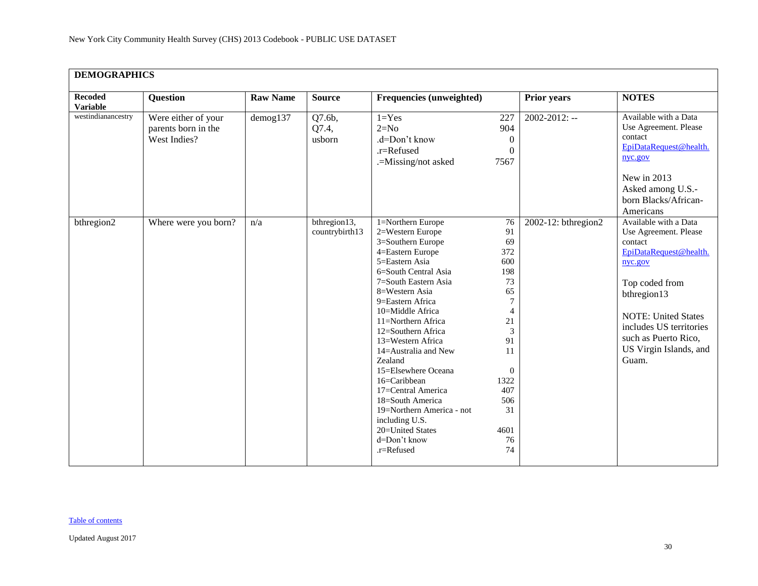| DEMOGRAPHICS | | | | | | |
|---|---|---|---|---|---|---|
| **Recoded Variable** | **Question** | **Raw Name** | **Source** | **Frequencies (unweighted)** | **Prior years** | **NOTES** |
| westindianancestry | Were either of your parents born in the West Indies? | demog137 | Q7.6b, Q7.4, usborn | 1=Yes 227<br>2=No 904<br>.d=Don't know 0<br>.r=Refused 0<br>.=Missing/not asked 7567 | 2002-2012: -- | Available with a Data Use Agreement. Please contact EpiDataRequest@health.nyc.gov<br><br>New in 2013<br>Asked among U.S.-born Blacks/African-Americans |
| bthregion2 | Where were you born? | n/a | bthregion13, countrybirth13 | 1=Northern Europe 76<br>2=Western Europe 91<br>3=Southern Europe 69<br>4=Eastern Europe 372<br>5=Eastern Asia 600<br>6=South Central Asia 198<br>7=South Eastern Asia 73<br>8=Western Asia 65<br>9=Eastern Africa 7<br>10=Middle Africa 4<br>11=Northern Africa 21<br>12=Southern Africa 3<br>13=Western Africa 91<br>14=Australia and New Zealand 11<br>15=Elsewhere Oceana 0<br>16=Caribbean 1322<br>17=Central America 407<br>18=South America 506<br>19=Northern America - not including U.S. 31<br>20=United States 4601<br>d=Don't know 76<br>.r=Refused 74 | 2002-12: bthregion2 | Available with a Data Use Agreement. Please contact EpiDataRequest@health.nyc.gov<br><br>Top coded from bthregion13<br><br>NOTE: United States includes US territories such as Puerto Rico, US Virgin Islands, and Guam. |

Table of contents

Updated August 2017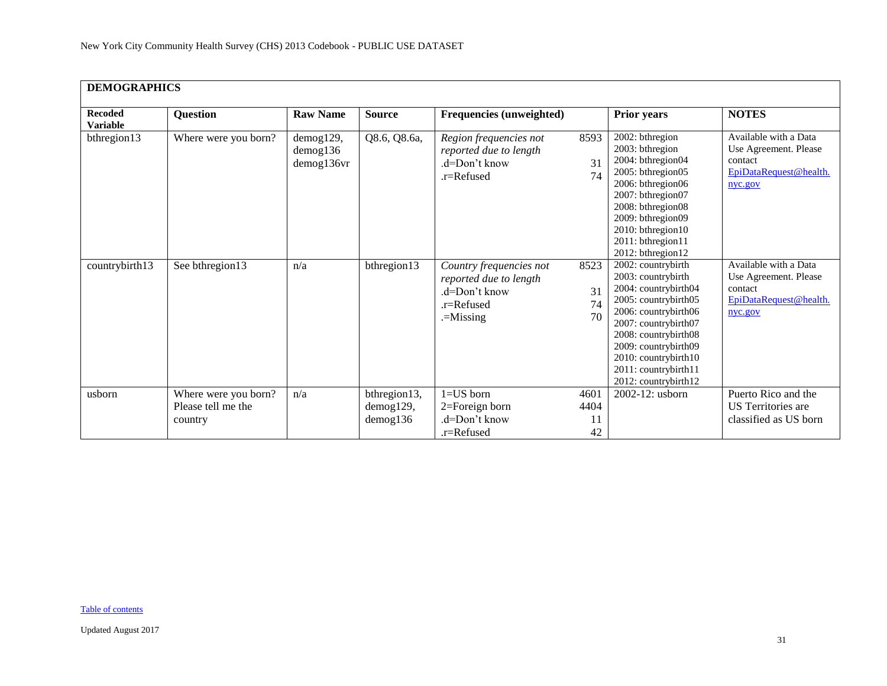## DEMOGRAPHICS

| Recoded Variable | Question | Raw Name | Source | Frequencies (unweighted) | | Prior years | NOTES |
|---|---|---|---|---|---|---|---|
| bthregion13 | Where were you born? | demog129, demog136 demog136vr | Q8.6, Q8.6a, | *Region frequencies not reported due to length*<br>.d=Don't know<br>.r=Refused | 8593<br><br>31<br>74 | 2002: bthregion<br>2003: bthregion<br>2004: bthregion04<br>2005: bthregion05<br>2006: bthregion06<br>2007: bthregion07<br>2008: bthregion08<br>2009: bthregion09<br>2010: bthregion10<br>2011: bthregion11<br>2012: bthregion12 | Available with a Data Use Agreement. Please contact EpiDataRequest@health.nyc.gov |
| countrybirth13 | See bthregion13 | n/a | bthregion13 | *Country frequencies not reported due to length*<br>.d=Don't know<br>.r=Refused<br>.=Missing | 8523<br><br>31<br>74<br>70 | 2002: countrybirth<br>2003: countrybirth<br>2004: countrybirth04<br>2005: countrybirth05<br>2006: countrybirth06<br>2007: countrybirth07<br>2008: countrybirth08<br>2009: countrybirth09<br>2010: countrybirth10<br>2011: countrybirth11<br>2012: countrybirth12 | Available with a Data Use Agreement. Please contact EpiDataRequest@health.nyc.gov |
| usborn | Where were you born? Please tell me the country | n/a | bthregion13, demog129, demog136 | 1=US born<br>2=Foreign born<br>.d=Don't know<br>.r=Refused | 4601<br>4404<br>11<br>42 | 2002-12: usborn | Puerto Rico and the US Territories are classified as US born |

Table of contents

Updated August 2017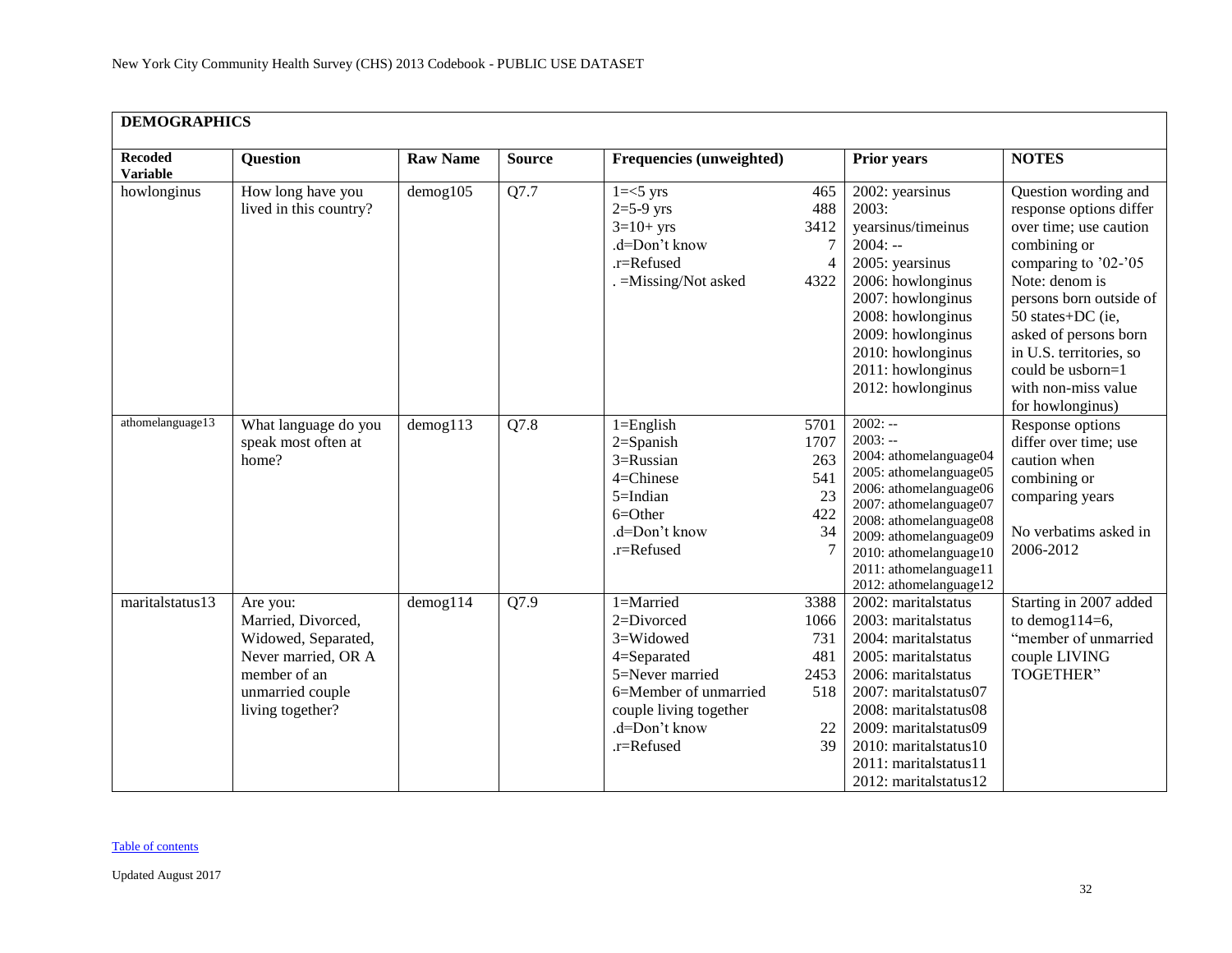## DEMOGRAPHICS

| Recoded Variable | Question | Raw Name | Source | Frequencies (unweighted) | | Prior years | NOTES |
|---|---|---|---|---|---|---|---|
| howlonginus | How long have you lived in this country? | demog105 | Q7.7 | 1=<5 yrs<br>2=5-9 yrs<br>3=10+ yrs<br>.d=Don't know<br>.r=Refused<br>. =Missing/Not asked | 465<br>488<br>3412<br>7<br>4<br>4322 | 2002: yearsinus<br>2003: yearsinus/timeinus<br>2004: --<br>2005: yearsinus<br>2006: howlonginus<br>2007: howlonginus<br>2008: howlonginus<br>2009: howlonginus<br>2010: howlonginus<br>2011: howlonginus<br>2012: howlonginus | Question wording and response options differ over time; use caution combining or comparing to '02-'05<br>Note: denom is persons born outside of 50 states+DC (ie, asked of persons born in U.S. territories, so could be usborn=1 with non-miss value for howlonginus) |
| athomelanguage13 | What language do you speak most often at home? | demog113 | Q7.8 | 1=English<br>2=Spanish<br>3=Russian<br>4=Chinese<br>5=Indian<br>6=Other<br>.d=Don't know<br>.r=Refused | 5701<br>1707<br>263<br>541<br>23<br>422<br>34<br>7 | 2002: --<br>2003: --<br>2004: athomelanguage04<br>2005: athomelanguage05<br>2006: athomelanguage06<br>2007: athomelanguage07<br>2008: athomelanguage08<br>2009: athomelanguage09<br>2010: athomelanguage10<br>2011: athomelanguage11<br>2012: athomelanguage12 | Response options differ over time; use caution when combining or comparing years<br><br>No verbatims asked in 2006-2012 |
| maritalstatus13 | Are you: Married, Divorced, Widowed, Separated, Never married, OR A member of an unmarried couple living together? | demog114 | Q7.9 | 1=Married<br>2=Divorced<br>3=Widowed<br>4=Separated<br>5=Never married<br>6=Member of unmarried couple living together<br>.d=Don't know<br>.r=Refused | 3388<br>1066<br>731<br>481<br>2453<br>518<br><br>22<br>39 | 2002: maritalstatus<br>2003: maritalstatus<br>2004: maritalstatus<br>2005: maritalstatus<br>2006: maritalstatus<br>2007: maritalstatus07<br>2008: maritalstatus08<br>2009: maritalstatus09<br>2010: maritalstatus10<br>2011: maritalstatus11<br>2012: maritalstatus12 | Starting in 2007 added to demog114=6, "member of unmarried couple LIVING TOGETHER" |

Table of contents

Updated August 2017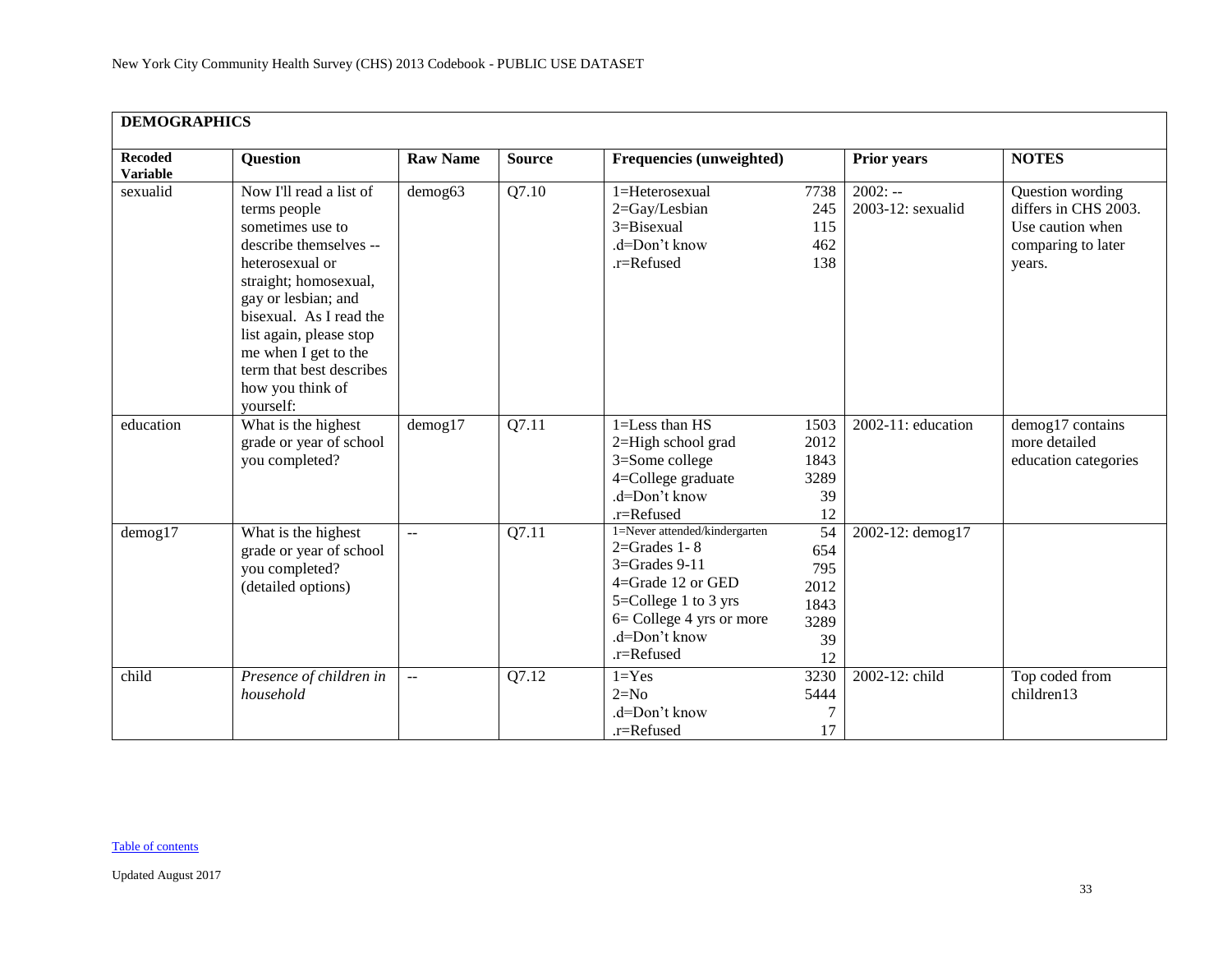| DEMOGRAPHICS | | | | | | | |
|---|---|---|---|---|---|---|---|
| **Recoded Variable** | **Question** | **Raw Name** | **Source** | **Frequencies (unweighted)** | | **Prior years** | **NOTES** |
| sexualid | Now I'll read a list of terms people sometimes use to describe themselves -- heterosexual or straight; homosexual, gay or lesbian; and bisexual. As I read the list again, please stop me when I get to the term that best describes how you think of yourself: | demog63 | Q7.10 | 1=Heterosexual<br>2=Gay/Lesbian<br>3=Bisexual<br>.d=Don't know<br>.r=Refused | 7738<br>245<br>115<br>462<br>138 | 2002: --<br>2003-12: sexualid | Question wording differs in CHS 2003. Use caution when comparing to later years. |
| education | What is the highest grade or year of school you completed? | demog17 | Q7.11 | 1=Less than HS<br>2=High school grad<br>3=Some college<br>4=College graduate<br>.d=Don't know<br>.r=Refused | 1503<br>2012<br>1843<br>3289<br>39<br>12 | 2002-11: education | demog17 contains more detailed education categories |
| demog17 | What is the highest grade or year of school you completed? (detailed options) | -- | Q7.11 | 1=Never attended/kindergarten<br>2=Grades 1- 8<br>3=Grades 9-11<br>4=Grade 12 or GED<br>5=College 1 to 3 yrs<br>6= College 4 yrs or more<br>.d=Don't know<br>.r=Refused | 54<br>654<br>795<br>2012<br>1843<br>3289<br>39<br>12 | 2002-12: demog17 | |
| child | *Presence of children in household* | -- | Q7.12 | 1=Yes<br>2=No<br>.d=Don't know<br>.r=Refused | 3230<br>5444<br>7<br>17 | 2002-12: child | Top coded from children13 |

Table of contents

Updated August 2017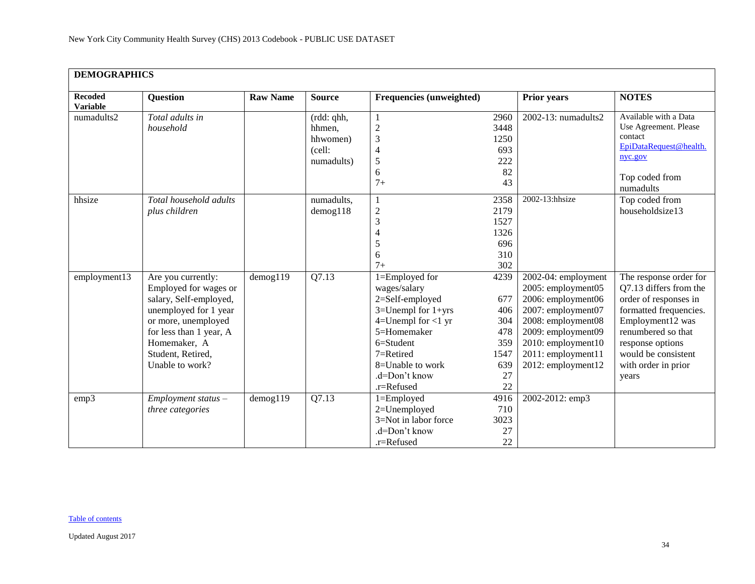New York City Community Health Survey (CHS) 2013 Codebook - PUBLIC USE DATASET

## DEMOGRAPHICS

| Recoded Variable | Question | Raw Name | Source | Frequencies (unweighted) | | Prior years | NOTES |
|---|---|---|---|---|---|---|---|
| numadults2 | *Total adults in household* | | (rdd: qhh, hhmen, hhwomen) (cell: numadults) | 1<br>2<br>3<br>4<br>5<br>6<br>7+ | 2960<br>3448<br>1250<br>693<br>222<br>82<br>43 | 2002-13: numadults2 | Available with a Data Use Agreement. Please contact EpiDataRequest@health.nyc.gov<br><br>Top coded from numadults |
| hhsize | *Total household adults plus children* | | numadults, demog118 | 1<br>2<br>3<br>4<br>5<br>6<br>7+ | 2358<br>2179<br>1527<br>1326<br>696<br>310<br>302 | 2002-13:hhsize | Top coded from householdsize13 |
| employment13 | Are you currently: Employed for wages or salary, Self-employed, unemployed for 1 year or more, unemployed for less than 1 year, A Homemaker, A Student, Retired, Unable to work? | demog119 | Q7.13 | 1=Employed for wages/salary<br>2=Self-employed<br>3=Unempl for 1+yrs<br>4=Unempl for <1 yr<br>5=Homemaker<br>6=Student<br>7=Retired<br>8=Unable to work<br>.d=Don't know<br>.r=Refused | 4239<br><br>677<br>406<br>304<br>478<br>359<br>1547<br>639<br>27<br>22 | 2002-04: employment<br>2005: employment05<br>2006: employment06<br>2007: employment07<br>2008: employment08<br>2009: employment09<br>2010: employment10<br>2011: employment11<br>2012: employment12 | The response order for Q7.13 differs from the order of responses in formatted frequencies. Employment12 was renumbered so that response options would be consistent with order in prior years |
| emp3 | *Employment status – three categories* | demog119 | Q7.13 | 1=Employed<br>2=Unemployed<br>3=Not in labor force<br>.d=Don't know<br>.r=Refused | 4916<br>710<br>3023<br>27<br>22 | 2002-2012: emp3 | |

Table of contents

Updated August 2017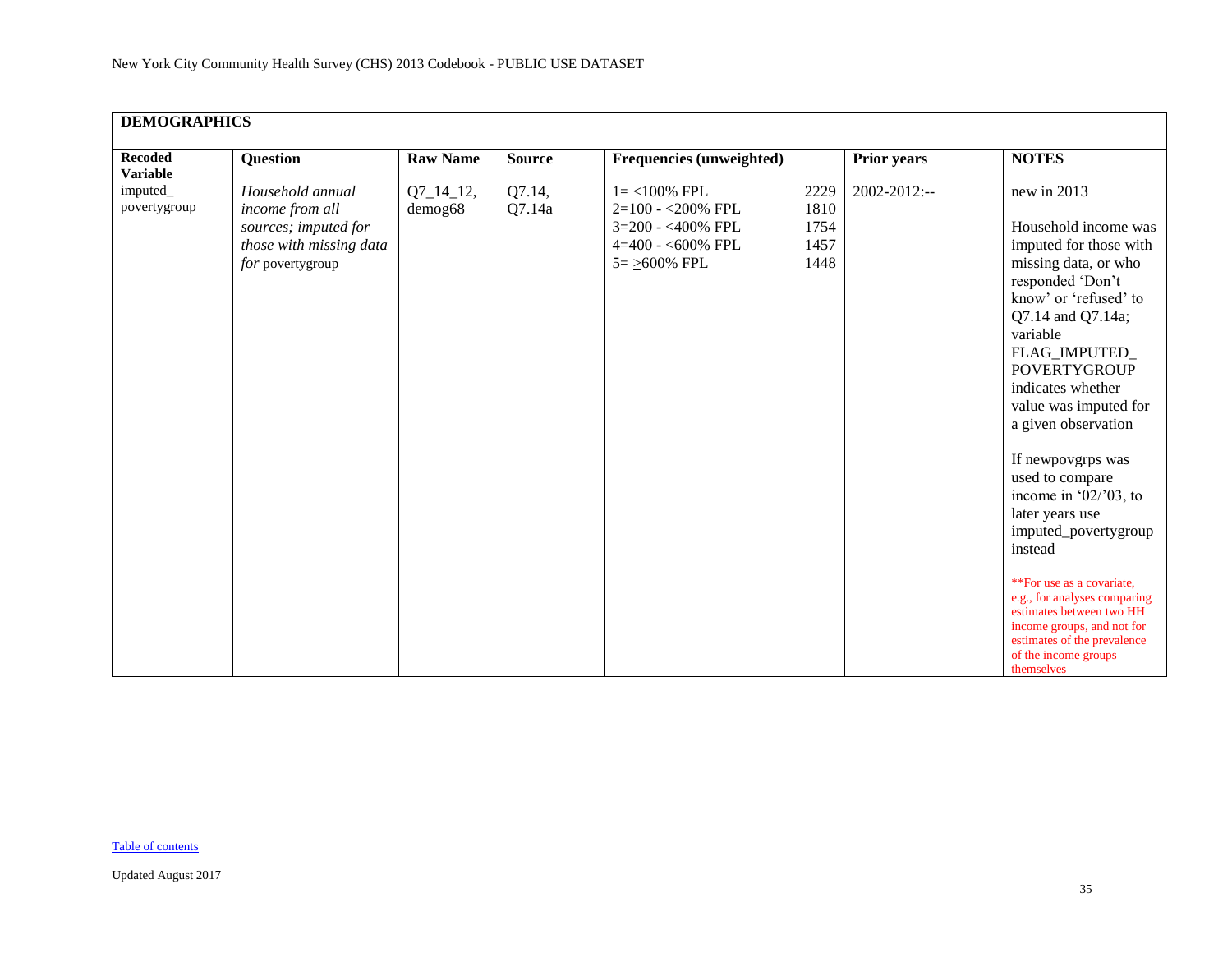## DEMOGRAPHICS

| Recoded Variable | Question | Raw Name | Source | Frequencies (unweighted) | | Prior years | NOTES |
|---|---|---|---|---|---|---|---|
| imputed_povertygroup | *Household annual income from all sources; imputed for those with missing data for* povertygroup | Q7_14_12, demog68 | Q7.14, Q7.14a | 1= <100% FPL<br>2=100 - <200% FPL<br>3=200 - <400% FPL<br>4=400 - <600% FPL<br>5= ≥600% FPL | 2229<br>1810<br>1754<br>1457<br>1448 | 2002-2012:-- | new in 2013<br><br>Household income was imputed for those with missing data, or who responded 'Don't know' or 'refused' to Q7.14 and Q7.14a; variable FLAG_IMPUTED_POVERTYGROUP indicates whether value was imputed for a given observation<br><br>If newpovgrps was used to compare income in '02/'03, to later years use imputed_povertygroup instead<br><br>**For use as a covariate, e.g., for analyses comparing estimates between two HH income groups, and not for estimates of the prevalence of the income groups themselves |

Table of contents

Updated August 2017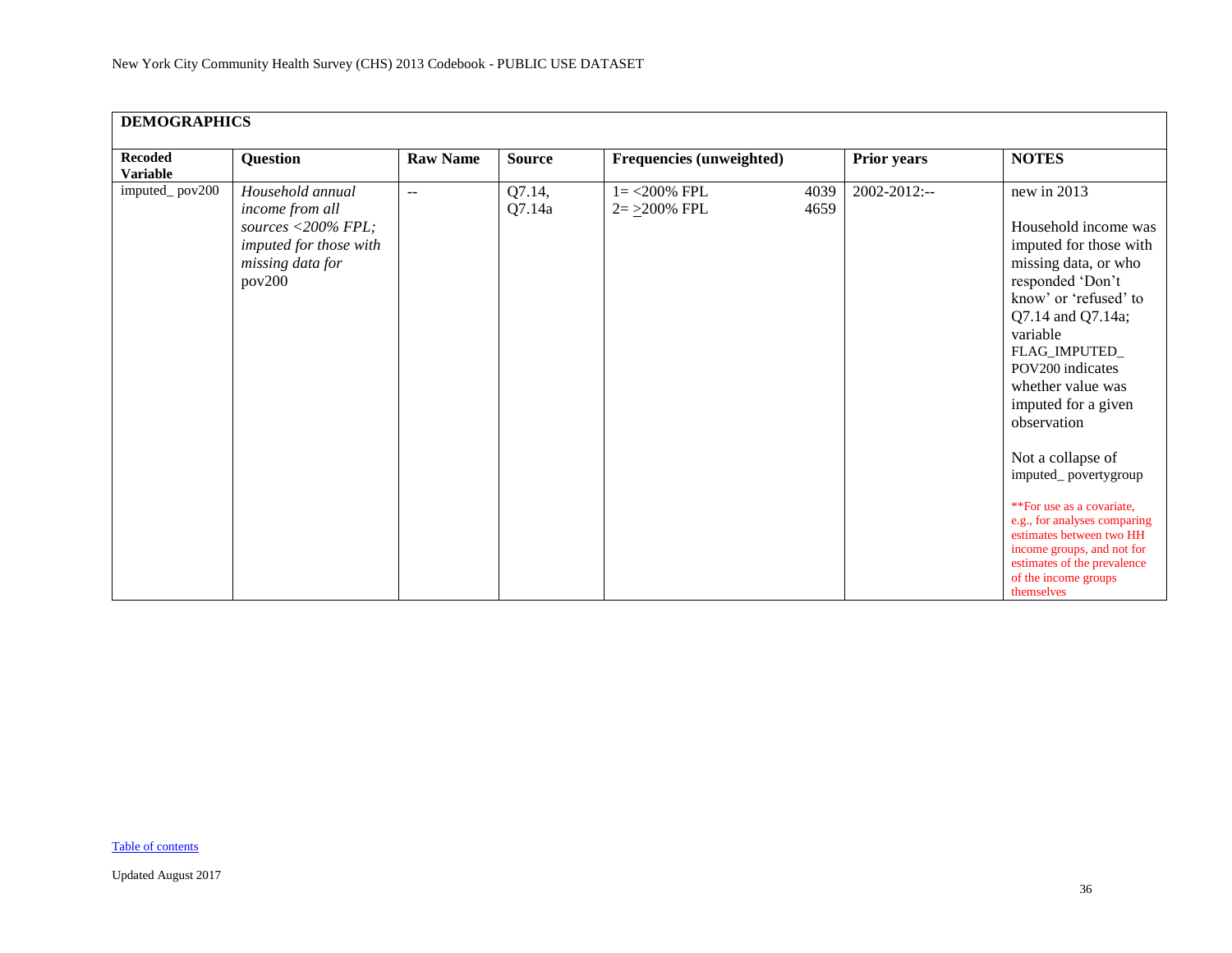| DEMOGRAPHICS | | | | | | |
|---|---|---|---|---|---|---|
| **Recoded Variable** | **Question** | **Raw Name** | **Source** | **Frequencies (unweighted)** | **Prior years** | **NOTES** |
| imputed_ pov200 | *Household annual income from all sources <200% FPL; imputed for those with missing data for* pov200 | -- | Q7.14, Q7.14a | 1= <200% FPL 4039<br>2= ≥200% FPL 4659 | 2002-2012:-- | new in 2013<br><br>Household income was imputed for those with missing data, or who responded 'Don't know' or 'refused' to Q7.14 and Q7.14a; variable FLAG_IMPUTED_ POV200 indicates whether value was imputed for a given observation<br><br>Not a collapse of imputed_ povertygroup<br><br>**For use as a covariate, e.g., for analyses comparing estimates between two HH income groups, and not for estimates of the prevalence of the income groups themselves |

Table of contents

Updated August 2017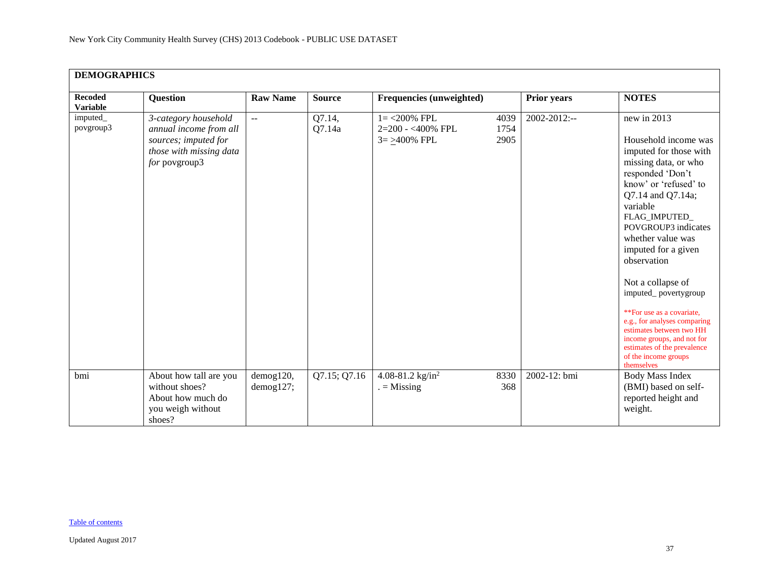## DEMOGRAPHICS

| Recoded Variable | Question | Raw Name | Source | Frequencies (unweighted) | | Prior years | NOTES |
|---|---|---|---|---|---|---|---|
| imputed_ povgroup3 | *3-category household annual income from all sources; imputed for those with missing data for* povgroup3 | -- | Q7.14, Q7.14a | 1= <200% FPL<br>2=200 - <400% FPL<br>3= ≥400% FPL | 4039<br>1754<br>2905 | 2002-2012:-- | new in 2013<br><br>Household income was imputed for those with missing data, or who responded 'Don't know' or 'refused' to Q7.14 and Q7.14a; variable FLAG_IMPUTED_ POVGROUP3 indicates whether value was imputed for a given observation<br><br>Not a collapse of imputed_ povertygroup<br><br>**For use as a covariate, e.g., for analyses comparing estimates between two HH income groups, and not for estimates of the prevalence of the income groups themselves |
| bmi | About how tall are you without shoes?<br>About how much do you weigh without shoes? | demog120, demog127; | Q7.15; Q7.16 | 4.08-81.2 kg/in$^2$<br>. = Missing | 8330<br>368 | 2002-12: bmi | Body Mass Index (BMI) based on self-reported height and weight. |

Table of contents

Updated August 2017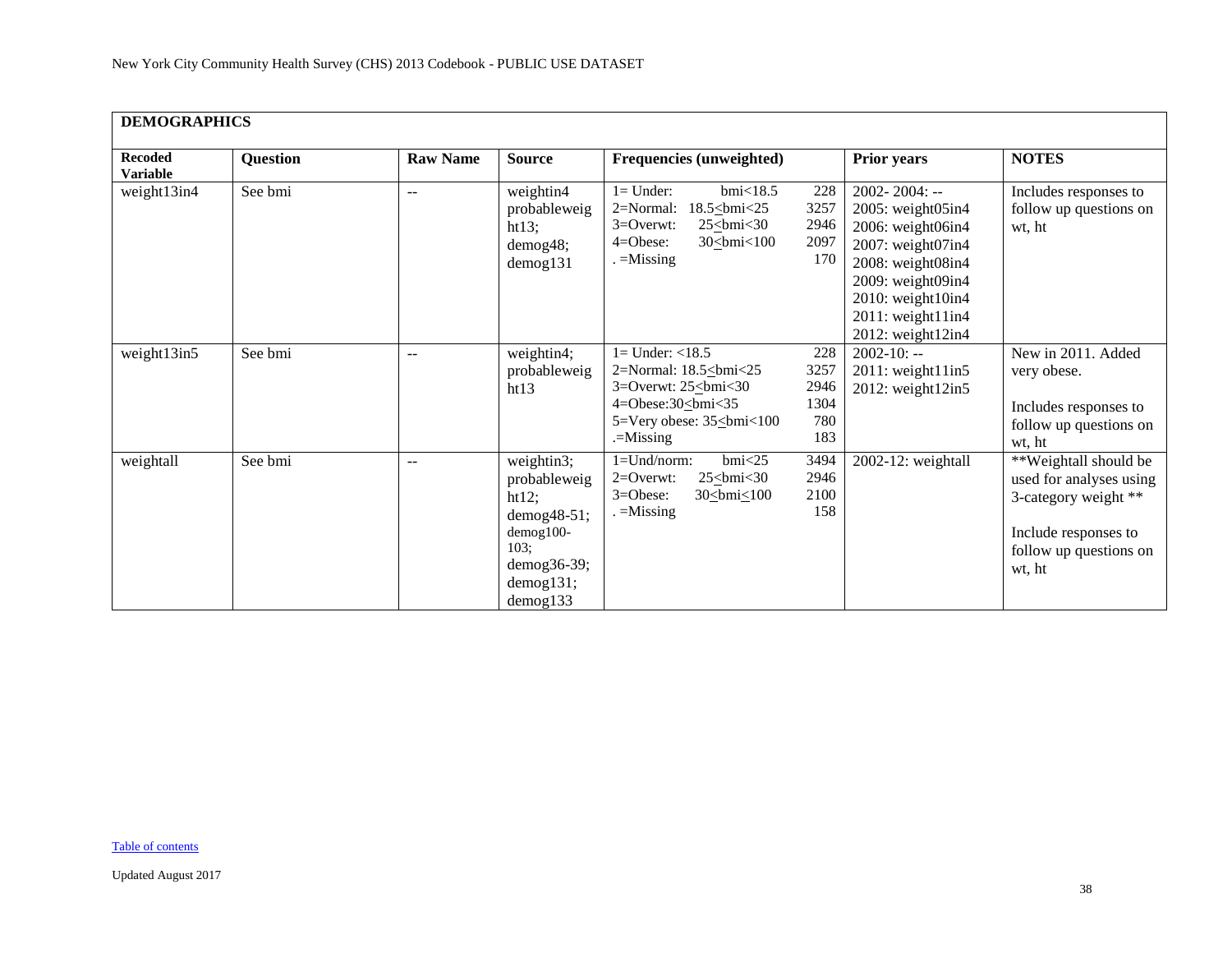| **DEMOGRAPHICS** | | | | | | |
|---|---|---|---|---|---|---|
| **Recoded Variable** | **Question** | **Raw Name** | **Source** | **Frequencies (unweighted)** | **Prior years** | **NOTES** |
| weight13in4 | See bmi | -- | weightin4 probableweight13; demog48; demog131 | 1= Under: bmi<18.5 228<br>2=Normal: 18.5≤bmi<25 3257<br>3=Overwt: 25≤bmi<30 2946<br>4=Obese: 30≤bmi<100 2097<br>. =Missing 170 | 2002- 2004: --<br>2005: weight05in4<br>2006: weight06in4<br>2007: weight07in4<br>2008: weight08in4<br>2009: weight09in4<br>2010: weight10in4<br>2011: weight11in4<br>2012: weight12in4 | Includes responses to follow up questions on wt, ht |
| weight13in5 | See bmi | -- | weightin4; probableweight13 | 1= Under: <18.5 228<br>2=Normal: 18.5≤bmi<25 3257<br>3=Overwt: 25≤bmi<30 2946<br>4=Obese:30≤bmi<35 1304<br>5=Very obese: 35≤bmi<100 780<br>.=Missing 183 | 2002-10: --<br>2011: weight11in5<br>2012: weight12in5 | New in 2011. Added very obese.<br><br>Includes responses to follow up questions on wt, ht |
| weightall | See bmi | -- | weightin3; probableweight12; demog48-51; demog100-103; demog36-39; demog131; demog133 | 1=Und/norm: bmi<25 3494<br>2=Overwt: 25≤bmi<30 2946<br>3=Obese: 30≤bmi≤100 2100<br>. =Missing 158 | 2002-12: weightall | **Weightall should be used for analyses using 3-category weight **<br><br>Include responses to follow up questions on wt, ht |

Table of contents

Updated August 2017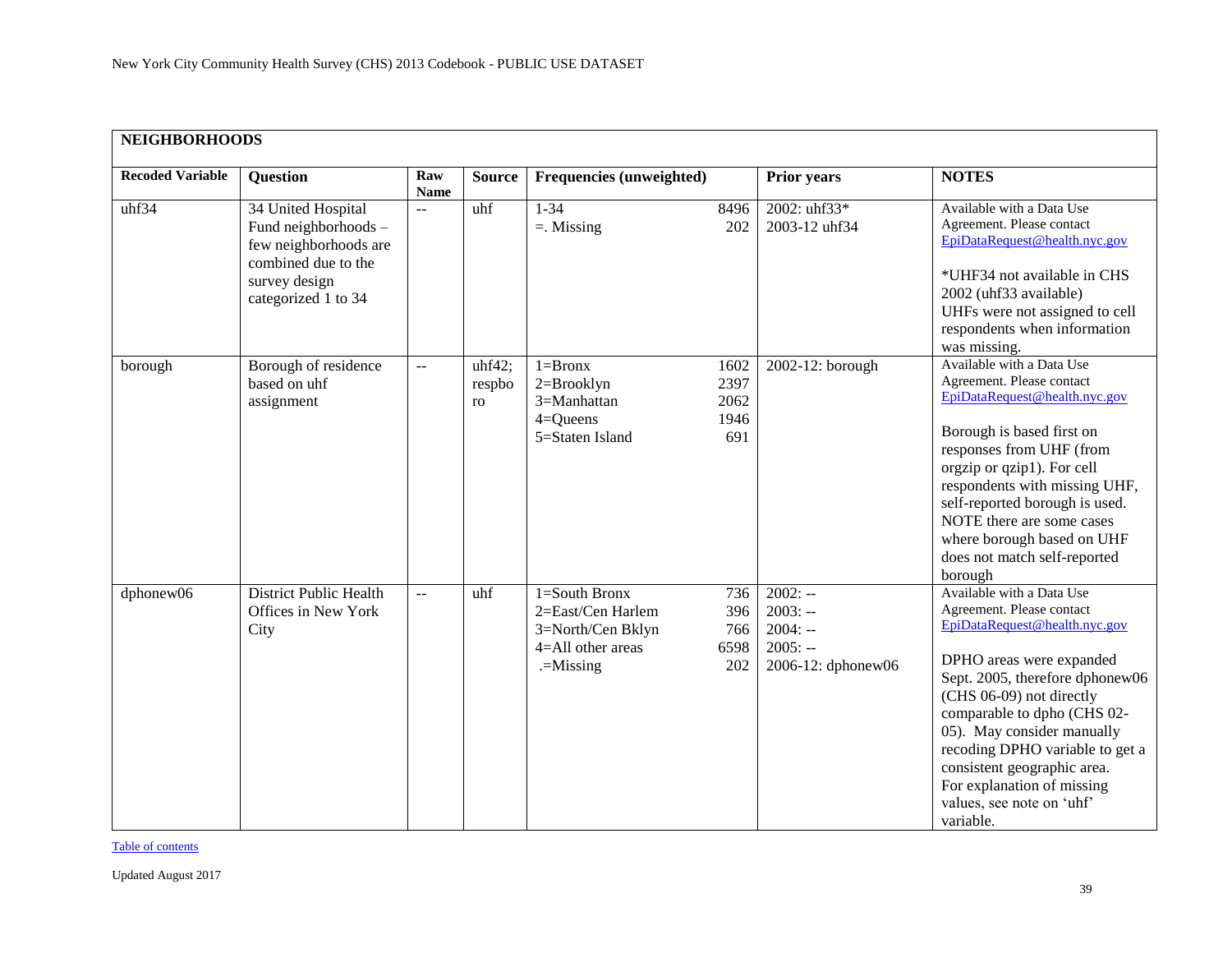New York City Community Health Survey (CHS) 2013 Codebook - PUBLIC USE DATASET

| **NEIGHBORHOODS** | | | | | | |
|---|---|---|---|---|---|---|
| **Recoded Variable** | **Question** | **Raw Name** | **Source** | **Frequencies (unweighted)** | **Prior years** | **NOTES** |
| uhf34 | 34 United Hospital Fund neighborhoods – few neighborhoods are combined due to the survey design categorized 1 to 34 | -- | uhf | 1-34 8496<br>=. Missing 202 | 2002: uhf33*<br>2003-12 uhf34 | Available with a Data Use Agreement. Please contact EpiDataRequest@health.nyc.gov<br><br>*UHF34 not available in CHS 2002 (uhf33 available)<br>UHFs were not assigned to cell respondents when information was missing. |
| borough | Borough of residence based on uhf assignment | -- | uhf42; respboro | 1=Bronx 1602<br>2=Brooklyn 2397<br>3=Manhattan 2062<br>4=Queens 1946<br>5=Staten Island 691 | 2002-12: borough | Available with a Data Use Agreement. Please contact EpiDataRequest@health.nyc.gov<br><br>Borough is based first on responses from UHF (from orgzip or qzip1). For cell respondents with missing UHF, self-reported borough is used. NOTE there are some cases where borough based on UHF does not match self-reported borough |
| dphonew06 | District Public Health Offices in New York City | -- | uhf | 1=South Bronx 736<br>2=East/Cen Harlem 396<br>3=North/Cen Bklyn 766<br>4=All other areas 6598<br>.=Missing 202 | 2002: --<br>2003: --<br>2004: --<br>2005: --<br>2006-12: dphonew06 | Available with a Data Use Agreement. Please contact EpiDataRequest@health.nyc.gov<br><br>DPHO areas were expanded Sept. 2005, therefore dphonew06 (CHS 06-09) not directly comparable to dpho (CHS 02-05). May consider manually recoding DPHO variable to get a consistent geographic area. For explanation of missing values, see note on 'uhf' variable. |

Table of contents

Updated August 2017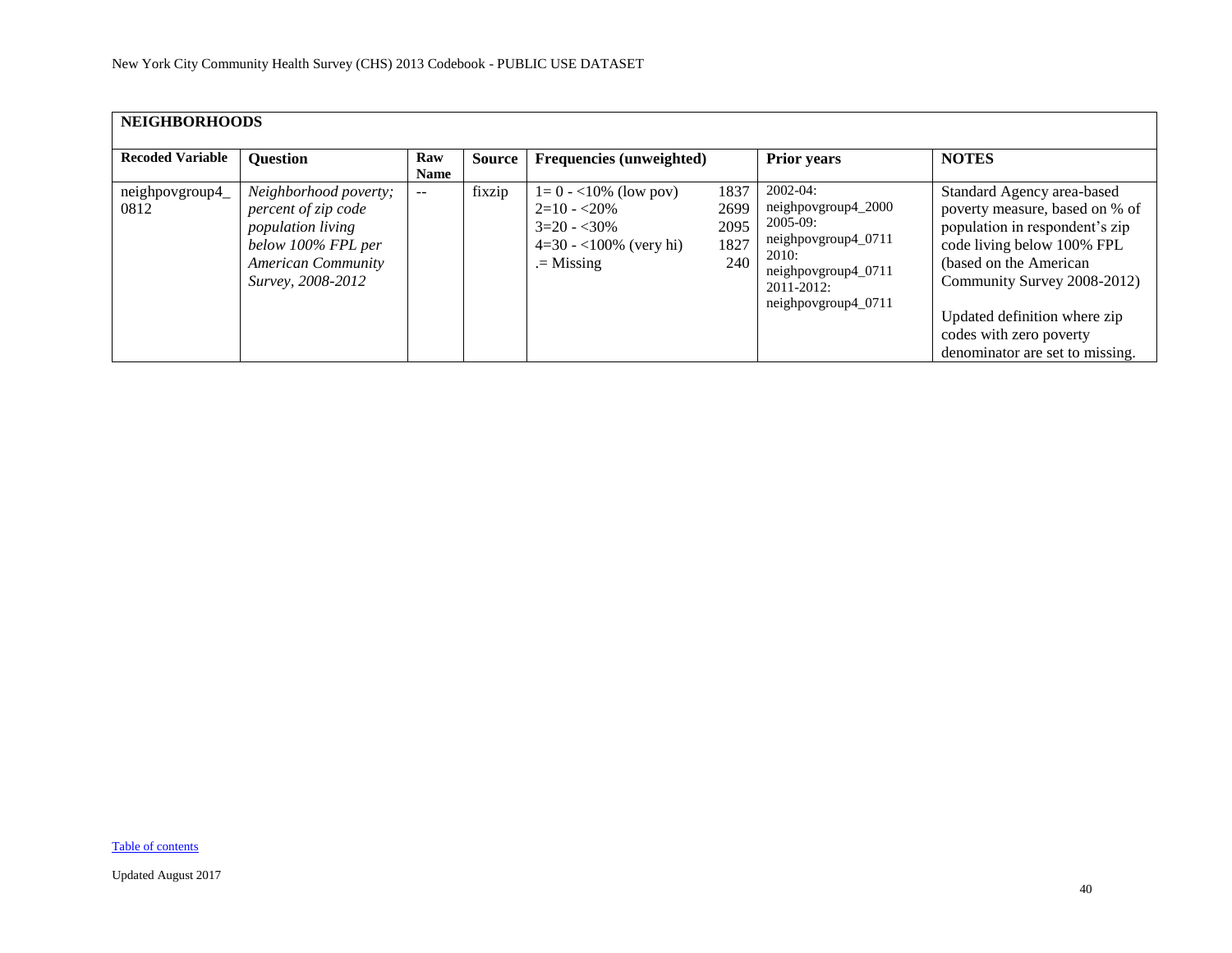| NEIGHBORHOODS | | | | | | | |
|---|---|---|---|---|---|---|---|
| **Recoded Variable** | **Question** | **Raw Name** | **Source** | **Frequencies (unweighted)** | | **Prior years** | **NOTES** |
| neighpovgroup4_0812 | *Neighborhood poverty; percent of zip code population living below 100% FPL per American Community Survey, 2008-2012* | -- | fixzip | 1= 0 - <10% (low pov)<br>2=10 - <20%<br>3=20 - <30%<br>4=30 - <100% (very hi)<br>.= Missing | 1837<br>2699<br>2095<br>1827<br>240 | 2002-04: neighpovgroup4_2000<br>2005-09: neighpovgroup4_0711<br>2010: neighpovgroup4_0711<br>2011-2012: neighpovgroup4_0711 | Standard Agency area-based poverty measure, based on % of population in respondent's zip code living below 100% FPL (based on the American Community Survey 2008-2012)<br><br>Updated definition where zip codes with zero poverty denominator are set to missing. |

Table of contents

Updated August 2017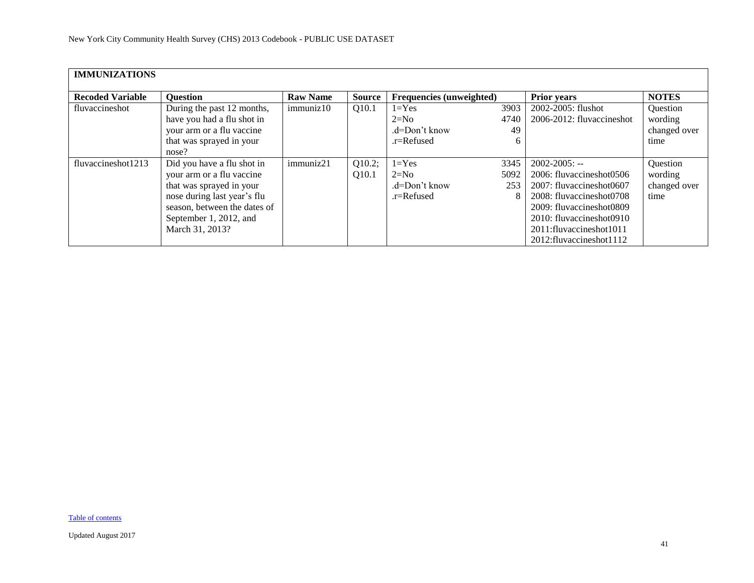| **IMMUNIZATIONS** | | | | | | | |
|---|---|---|---|---|---|---|---|
| **Recoded Variable** | **Question** | **Raw Name** | **Source** | **Frequencies (unweighted)** | | **Prior years** | **NOTES** |
| fluvaccineshot | During the past 12 months, have you had a flu shot in your arm or a flu vaccine that was sprayed in your nose? | immuniz10 | Q10.1 | 1=Yes<br>2=No<br>.d=Don't know<br>.r=Refused | 3903<br>4740<br>49<br>6 | 2002-2005: flushot<br>2006-2012: fluvaccineshot | Question wording changed over time |
| fluvaccineshot1213 | Did you have a flu shot in your arm or a flu vaccine that was sprayed in your nose during last year's flu season, between the dates of September 1, 2012, and March 31, 2013? | immuniz21 | Q10.2; Q10.1 | 1=Yes<br>2=No<br>.d=Don't know<br>.r=Refused | 3345<br>5092<br>253<br>8 | 2002-2005: --<br>2006: fluvaccineshot0506<br>2007: fluvaccineshot0607<br>2008: fluvaccineshot0708<br>2009: fluvaccineshot0809<br>2010: fluvaccineshot0910<br>2011:fluvaccineshot1011<br>2012:fluvaccineshot1112 | Question wording changed over time |

Table of contents

Updated August 2017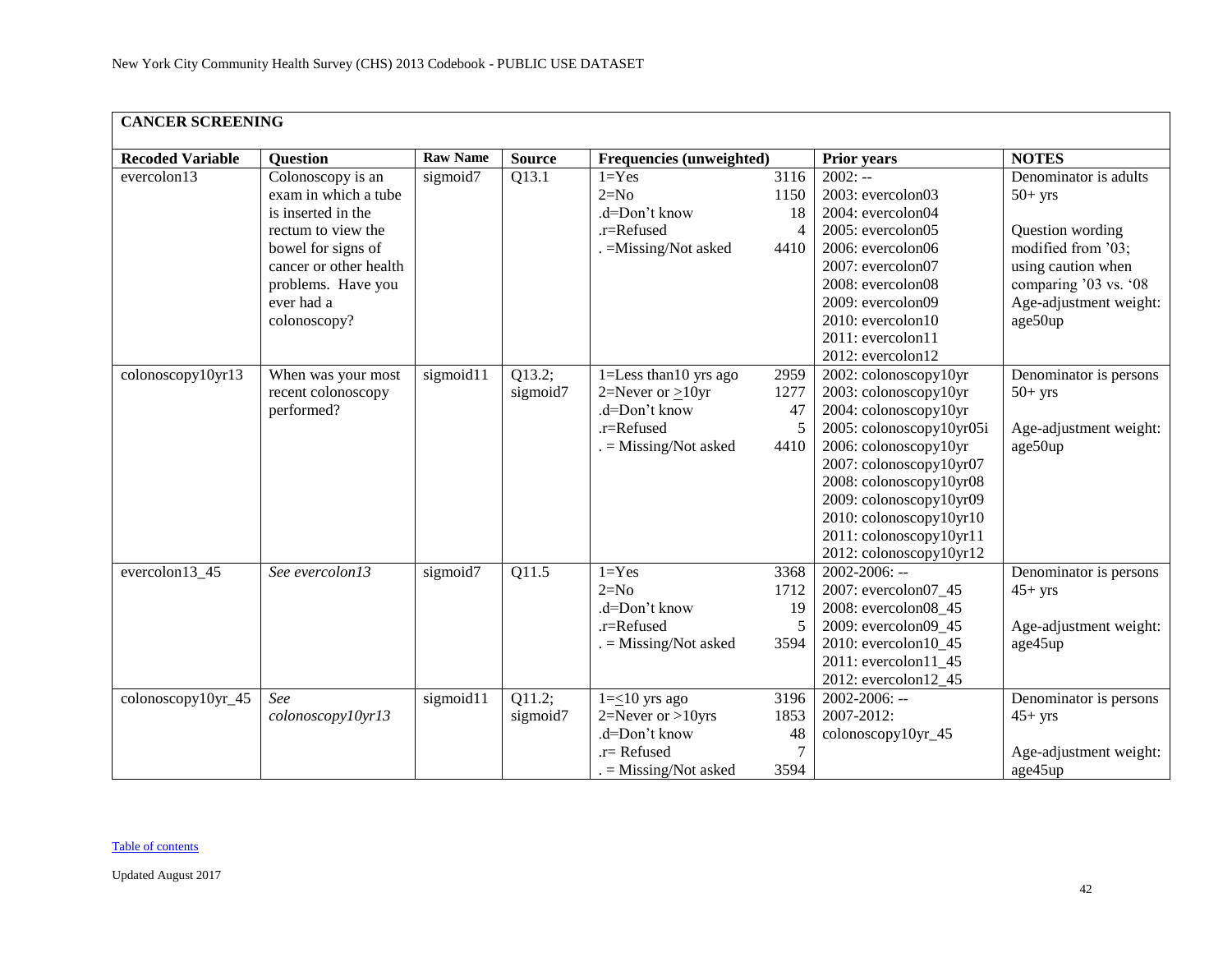New York City Community Health Survey (CHS) 2013 Codebook - PUBLIC USE DATASET

## CANCER SCREENING

| Recoded Variable | Question | Raw Name | Source | Frequencies (unweighted) | | Prior years | NOTES |
|---|---|---|---|---|---|---|---|
| evercolon13 | Colonoscopy is an exam in which a tube is inserted in the rectum to view the bowel for signs of cancer or other health problems. Have you ever had a colonoscopy? | sigmoid7 | Q13.1 | 1=Yes<br>2=No<br>.d=Don't know<br>.r=Refused<br>. =Missing/Not asked | 3116<br>1150<br>18<br>4<br>4410 | 2002: --<br>2003: evercolon03<br>2004: evercolon04<br>2005: evercolon05<br>2006: evercolon06<br>2007: evercolon07<br>2008: evercolon08<br>2009: evercolon09<br>2010: evercolon10<br>2011: evercolon11<br>2012: evercolon12 | Denominator is adults 50+ yrs<br><br>Question wording modified from '03; using caution when comparing '03 vs. '08 Age-adjustment weight: age50up |
| colonoscopy10yr13 | When was your most recent colonoscopy performed? | sigmoid11 | Q13.2; sigmoid7 | 1=Less than10 yrs ago<br>2=Never or ≥10yr<br>.d=Don't know<br>.r=Refused<br>. = Missing/Not asked | 2959<br>1277<br>47<br>5<br>4410 | 2002: colonoscopy10yr<br>2003: colonoscopy10yr<br>2004: colonoscopy10yr<br>2005: colonoscopy10yr05i<br>2006: colonoscopy10yr<br>2007: colonoscopy10yr07<br>2008: colonoscopy10yr08<br>2009: colonoscopy10yr09<br>2010: colonoscopy10yr10<br>2011: colonoscopy10yr11<br>2012: colonoscopy10yr12 | Denominator is persons 50+ yrs<br><br>Age-adjustment weight: age50up |
| evercolon13_45 | *See evercolon13* | sigmoid7 | Q11.5 | 1=Yes<br>2=No<br>.d=Don't know<br>.r=Refused<br>. = Missing/Not asked | 3368<br>1712<br>19<br>5<br>3594 | 2002-2006: --<br>2007: evercolon07_45<br>2008: evercolon08_45<br>2009: evercolon09_45<br>2010: evercolon10_45<br>2011: evercolon11_45<br>2012: evercolon12_45 | Denominator is persons 45+ yrs<br><br>Age-adjustment weight: age45up |
| colonoscopy10yr_45 | *See colonoscopy10yr13* | sigmoid11 | Q11.2; sigmoid7 | 1=≤10 yrs ago<br>2=Never or >10yrs<br>.d=Don't know<br>.r= Refused<br>. = Missing/Not asked | 3196<br>1853<br>48<br>7<br>3594 | 2002-2006: --<br>2007-2012: colonoscopy10yr_45 | Denominator is persons 45+ yrs<br><br>Age-adjustment weight: age45up |

Table of contents

Updated August 2017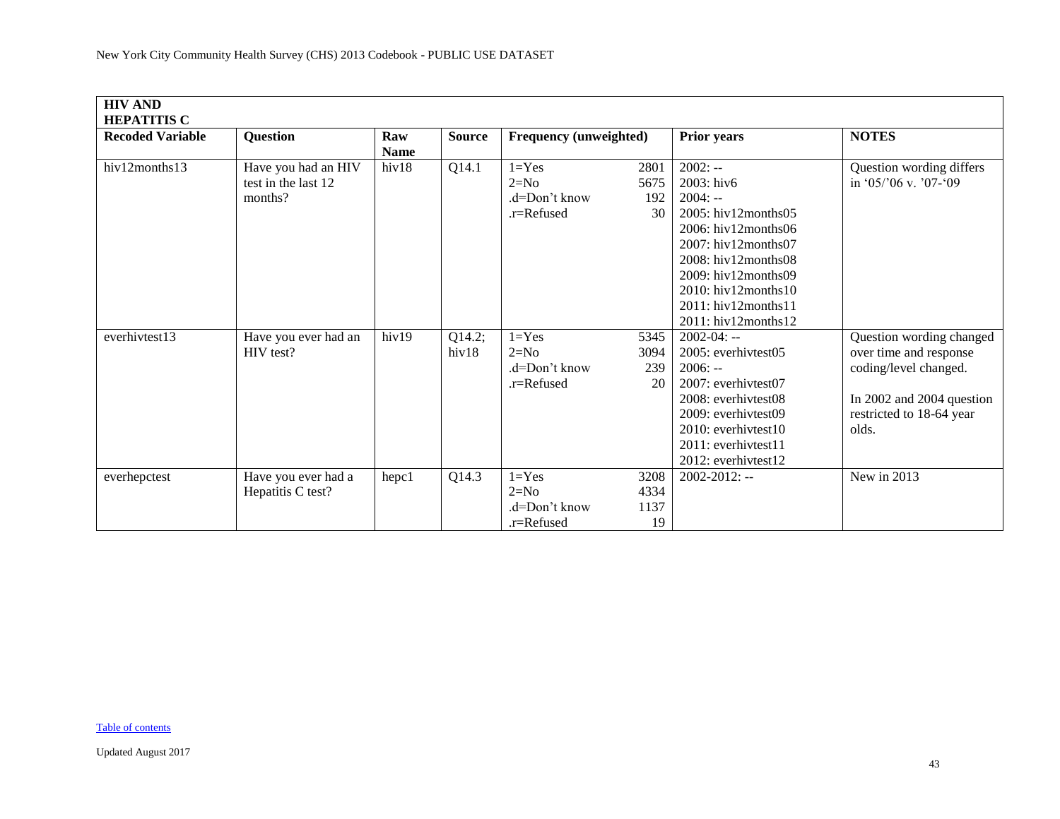| HIV AND HEPATITIS C | | | | | | | |
|---|---|---|---|---|---|---|---|
| **Recoded Variable** | **Question** | **Raw Name** | **Source** | **Frequency (unweighted)** | | **Prior years** | **NOTES** |
| hiv12months13 | Have you had an HIV test in the last 12 months? | hiv18 | Q14.1 | 1=Yes<br>2=No<br>.d=Don't know<br>.r=Refused | 2801<br>5675<br>192<br>30 | 2002: --<br>2003: hiv6<br>2004: --<br>2005: hiv12months05<br>2006: hiv12months06<br>2007: hiv12months07<br>2008: hiv12months08<br>2009: hiv12months09<br>2010: hiv12months10<br>2011: hiv12months11<br>2011: hiv12months12 | Question wording differs in '05/'06 v. '07-'09 |
| everhivtest13 | Have you ever had an HIV test? | hiv19 | Q14.2; hiv18 | 1=Yes<br>2=No<br>.d=Don't know<br>.r=Refused | 5345<br>3094<br>239<br>20 | 2002-04: --<br>2005: everhivtest05<br>2006: --<br>2007: everhivtest07<br>2008: everhivtest08<br>2009: everhivtest09<br>2010: everhivtest10<br>2011: everhivtest11<br>2012: everhivtest12 | Question wording changed over time and response coding/level changed.<br><br>In 2002 and 2004 question restricted to 18-64 year olds. |
| everhepctest | Have you ever had a Hepatitis C test? | hepc1 | Q14.3 | 1=Yes<br>2=No<br>.d=Don't know<br>.r=Refused | 3208<br>4334<br>1137<br>19 | 2002-2012: -- | New in 2013 |

Table of contents

Updated August 2017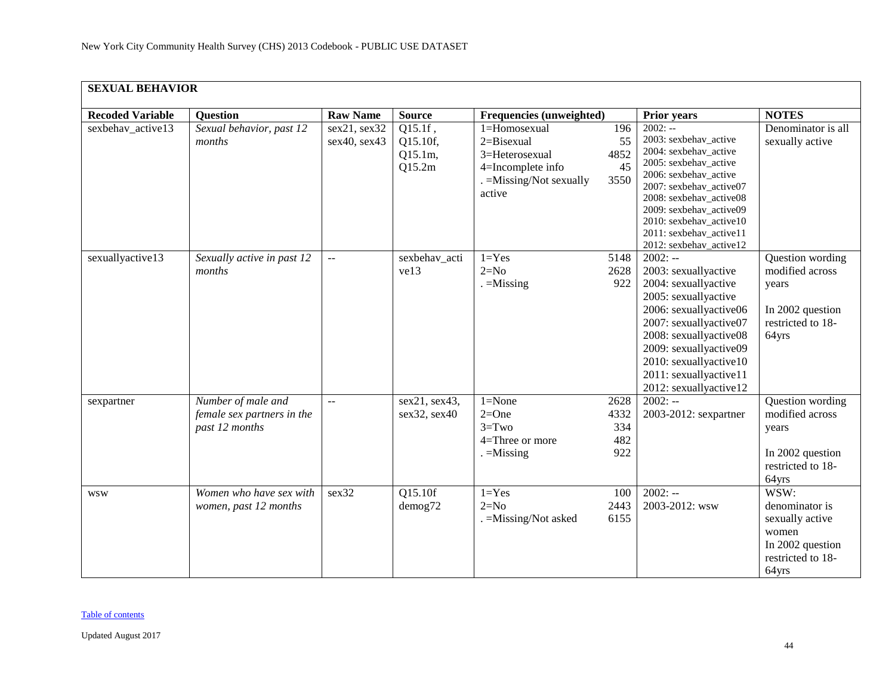## SEXUAL BEHAVIOR

| Recoded Variable | Question | Raw Name | Source | Frequencies (unweighted) | | Prior years | NOTES |
|---|---|---|---|---|---|---|---|
| sexbehav_active13 | *Sexual behavior, past 12 months* | sex21, sex32 sex40, sex43 | Q15.1f , Q15.10f, Q15.1m, Q15.2m | 1=Homosexual<br>2=Bisexual<br>3=Heterosexual<br>4=Incomplete info<br>. =Missing/Not sexually active | 196<br>55<br>4852<br>45<br>3550 | 2002: --<br>2003: sexbehav_active<br>2004: sexbehav_active<br>2005: sexbehav_active<br>2006: sexbehav_active<br>2007: sexbehav_active07<br>2008: sexbehav_active08<br>2009: sexbehav_active09<br>2010: sexbehav_active10<br>2011: sexbehav_active11<br>2012: sexbehav_active12 | Denominator is all sexually active |
| sexuallyactive13 | *Sexually active in past 12 months* | -- | sexbehav_active13 | 1=Yes<br>2=No<br>. =Missing | 5148<br>2628<br>922 | 2002: --<br>2003: sexuallyactive<br>2004: sexuallyactive<br>2005: sexuallyactive<br>2006: sexuallyactive06<br>2007: sexuallyactive07<br>2008: sexuallyactive08<br>2009: sexuallyactive09<br>2010: sexuallyactive10<br>2011: sexuallyactive11<br>2012: sexuallyactive12 | Question wording modified across years<br><br>In 2002 question restricted to 18-64yrs |
| sexpartner | *Number of male and female sex partners in the past 12 months* | -- | sex21, sex43, sex32, sex40 | 1=None<br>2=One<br>3=Two<br>4=Three or more<br>. =Missing | 2628<br>4332<br>334<br>482<br>922 | 2002: --<br>2003-2012: sexpartner | Question wording modified across years<br><br>In 2002 question restricted to 18-64yrs |
| wsw | *Women who have sex with women, past 12 months* | sex32 | Q15.10f demog72 | 1=Yes<br>2=No<br>. =Missing/Not asked | 100<br>2443<br>6155 | 2002: --<br>2003-2012: wsw | WSW: denominator is sexually active women<br>In 2002 question restricted to 18-64yrs |

Table of contents

Updated August 2017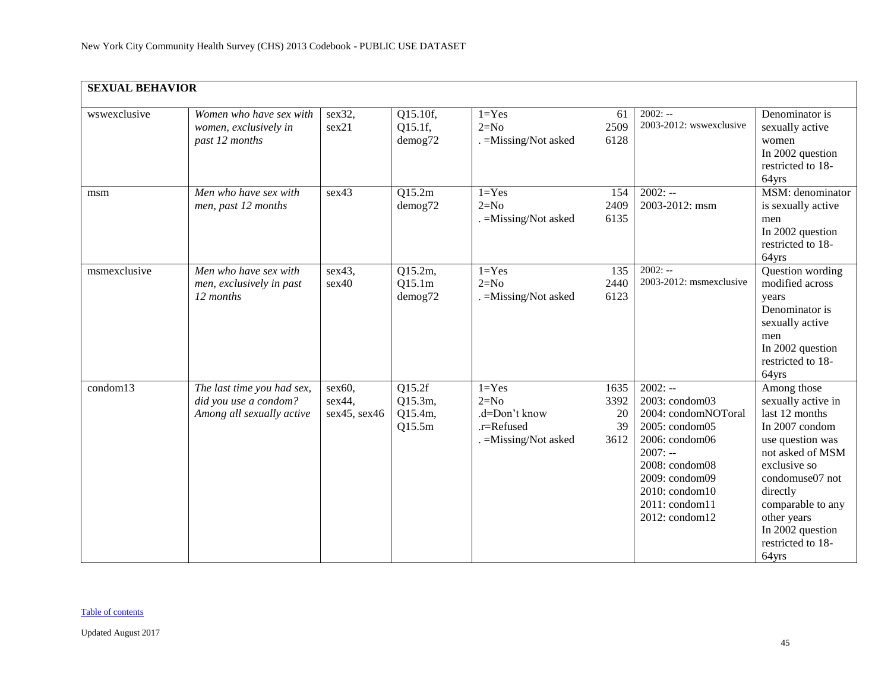| SEXUAL BEHAVIOR | | | | | | | |
|---|---|---|---|---|---|---|---|
| wswexclusive | *Women who have sex with women, exclusively in past 12 months* | sex32, sex21 | Q15.10f, Q15.1f, demog72 | 1=Yes<br>2=No<br>. =Missing/Not asked | 61<br>2509<br>6128 | 2002: --<br>2003-2012: wswexclusive | Denominator is sexually active women<br>In 2002 question restricted to 18-64yrs |
| msm | *Men who have sex with men, past 12 months* | sex43 | Q15.2m<br>demog72 | 1=Yes<br>2=No<br>. =Missing/Not asked | 154<br>2409<br>6135 | 2002: --<br>2003-2012: msm | MSM: denominator is sexually active men<br>In 2002 question restricted to 18-64yrs |
| msmexclusive | *Men who have sex with men, exclusively in past 12 months* | sex43, sex40 | Q15.2m, Q15.1m<br>demog72 | 1=Yes<br>2=No<br>. =Missing/Not asked | 135<br>2440<br>6123 | 2002: --<br>2003-2012: msmexclusive | Question wording modified across years<br>Denominator is sexually active men<br>In 2002 question restricted to 18-64yrs |
| condom13 | *The last time you had sex, did you use a condom? Among all sexually active* | sex60, sex44, sex45, sex46 | Q15.2f<br>Q15.3m,<br>Q15.4m,<br>Q15.5m | 1=Yes<br>2=No<br>.d=Don't know<br>.r=Refused<br>. =Missing/Not asked | 1635<br>3392<br>20<br>39<br>3612 | 2002: --<br>2003: condom03<br>2004: condomNOToral<br>2005: condom05<br>2006: condom06<br>2007: --<br>2008: condom08<br>2009: condom09<br>2010: condom10<br>2011: condom11<br>2012: condom12 | Among those sexually active in last 12 months<br>In 2007 condom use question was not asked of MSM exclusive so condomuse07 not directly comparable to any other years<br>In 2002 question restricted to 18-64yrs |

Table of contents

Updated August 2017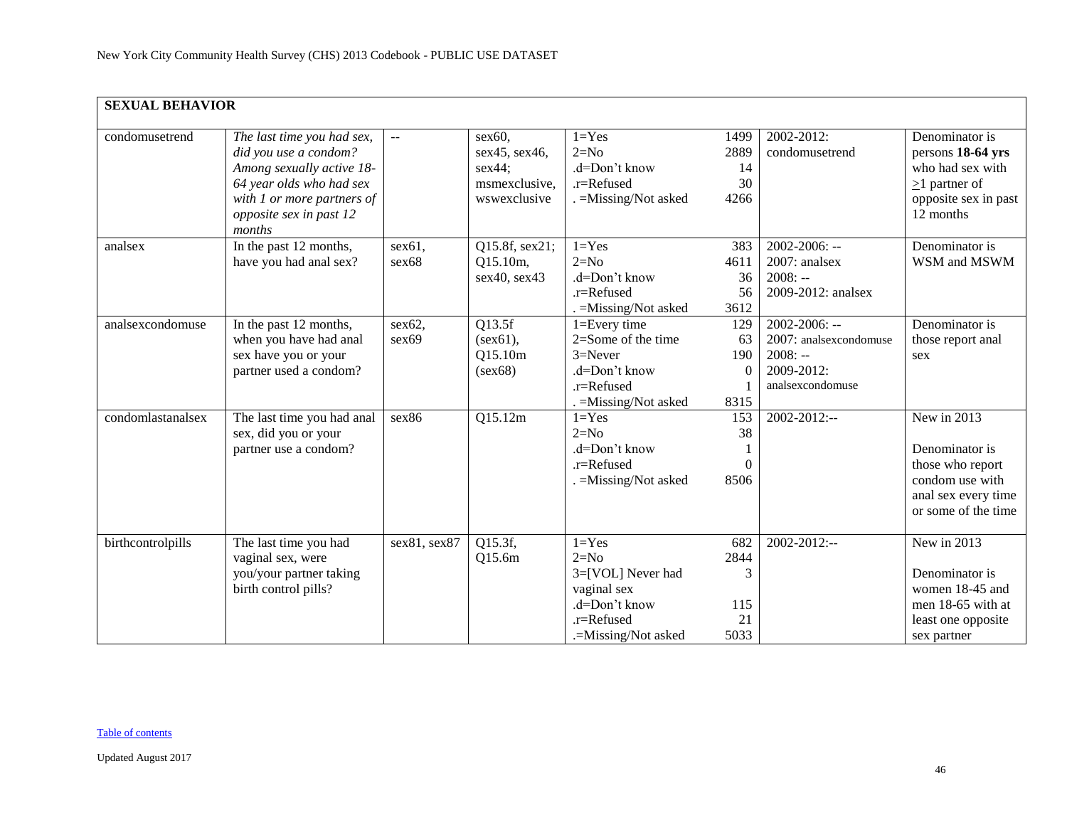**SEXUAL BEHAVIOR**

| | | | | | | | |
|---|---|---|---|---|---|---|---|
| condomusetrend | *The last time you had sex, did you use a condom? Among sexually active 18-64 year olds who had sex with 1 or more partners of opposite sex in past 12 months* | -- | sex60, sex45, sex46, sex44; msmexclusive, wswexclusive | 1=Yes<br>2=No<br>.d=Don't know<br>.r=Refused<br>. =Missing/Not asked | 1499<br>2889<br>14<br>30<br>4266 | 2002-2012: condomusetrend | Denominator is persons **18-64 yrs** who had sex with ≥1 partner of opposite sex in past 12 months |
| analsex | In the past 12 months, have you had anal sex? | sex61, sex68 | Q15.8f, sex21; Q15.10m, sex40, sex43 | 1=Yes<br>2=No<br>.d=Don't know<br>.r=Refused<br>. =Missing/Not asked | 383<br>4611<br>36<br>56<br>3612 | 2002-2006: --<br>2007: analsex<br>2008: --<br>2009-2012: analsex | Denominator is WSM and MSWM |
| analsexcondomuse | In the past 12 months, when you have had anal sex have you or your partner used a condom? | sex62, sex69 | Q13.5f (sex61), Q15.10m (sex68) | 1=Every time<br>2=Some of the time<br>3=Never<br>.d=Don't know<br>.r=Refused<br>. =Missing/Not asked | 129<br>63<br>190<br>0<br>1<br>8315 | 2002-2006: --<br>2007: analsexcondomuse<br>2008: --<br>2009-2012: analsexcondomuse | Denominator is those report anal sex |
| condomlastanalsex | The last time you had anal sex, did you or your partner use a condom? | sex86 | Q15.12m | 1=Yes<br>2=No<br>.d=Don't know<br>.r=Refused<br>. =Missing/Not asked | 153<br>38<br>1<br>0<br>8506 | 2002-2012:-- | New in 2013<br><br>Denominator is those who report condom use with anal sex every time or some of the time |
| birthcontrolpills | The last time you had vaginal sex, were you/your partner taking birth control pills? | sex81, sex87 | Q15.3f, Q15.6m | 1=Yes<br>2=No<br>3=[VOL] Never had vaginal sex<br>.d=Don't know<br>.r=Refused<br>.=Missing/Not asked | 682<br>2844<br>3<br>115<br>21<br>5033 | 2002-2012:-- | New in 2013<br><br>Denominator is women 18-45 and men 18-65 with at least one opposite sex partner |

Table of contents

Updated August 2017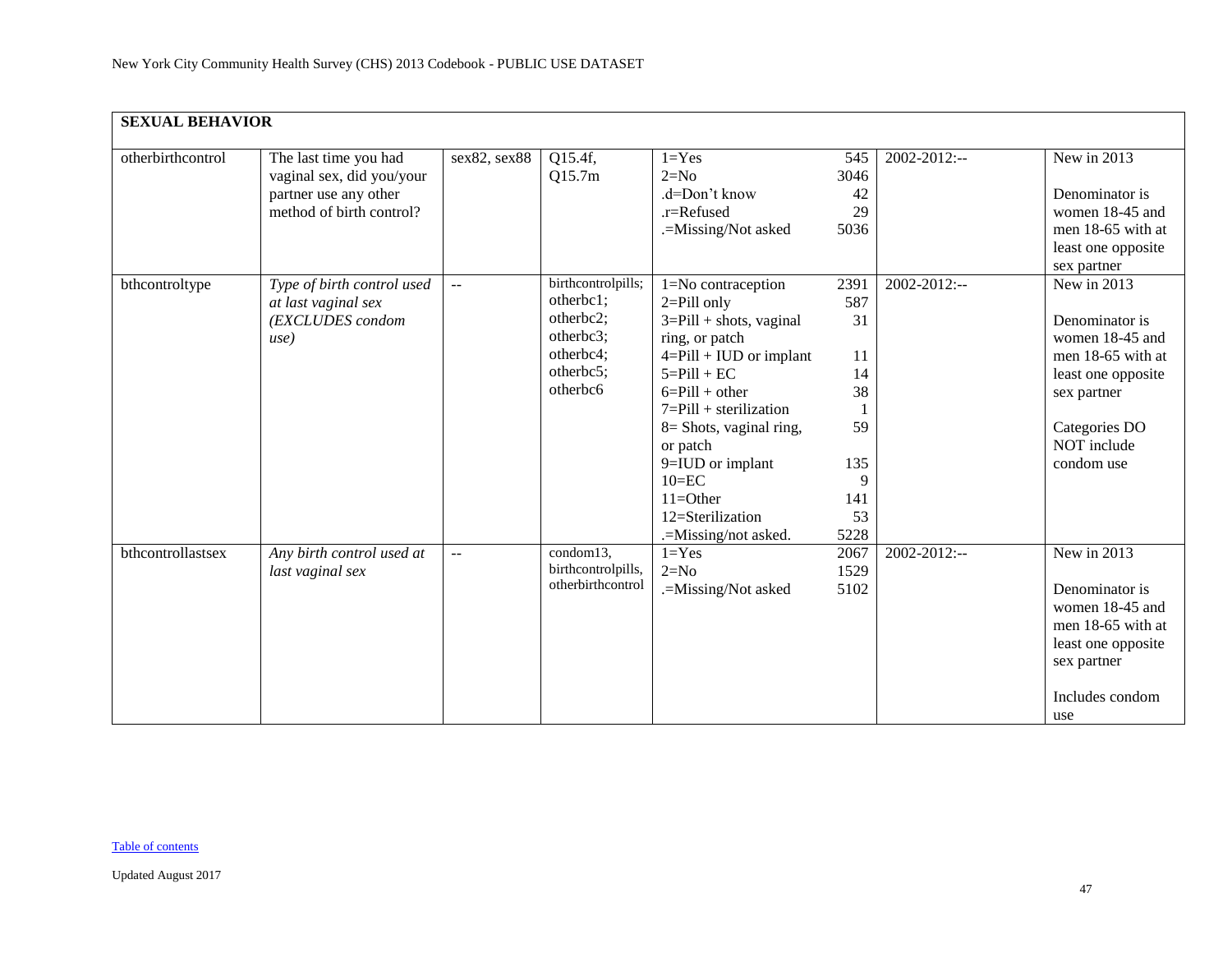| SEXUAL BEHAVIOR | | | | | | | |
|---|---|---|---|---|---|---|---|
| otherbirthcontrol | The last time you had vaginal sex, did you/your partner use any other method of birth control? | sex82, sex88 | Q15.4f, Q15.7m | 1=Yes<br>2=No<br>.d=Don't know<br>.r=Refused<br>.=Missing/Not asked | 545<br>3046<br>42<br>29<br>5036 | 2002-2012:-- | New in 2013<br><br>Denominator is women 18-45 and men 18-65 with at least one opposite sex partner |
| bthcontroltype | *Type of birth control used at last vaginal sex (EXCLUDES condom use)* | -- | birthcontrolpills; otherbc1; otherbc2; otherbc3; otherbc4; otherbc5; otherbc6 | 1=No contraception<br>2=Pill only<br>3=Pill + shots, vaginal ring, or patch<br>4=Pill + IUD or implant<br>5=Pill + EC<br>6=Pill + other<br>7=Pill + sterilization<br>8= Shots, vaginal ring, or patch<br>9=IUD or implant<br>10=EC<br>11=Other<br>12=Sterilization<br>.=Missing/not asked. | 2391<br>587<br>31<br>11<br>14<br>38<br>1<br>59<br>135<br>9<br>141<br>53<br>5228 | 2002-2012:-- | New in 2013<br><br>Denominator is women 18-45 and men 18-65 with at least one opposite sex partner<br><br>Categories DO NOT include condom use |
| bthcontrollastsex | *Any birth control used at last vaginal sex* | -- | condom13, birthcontrolpills, otherbirthcontrol | 1=Yes<br>2=No<br>.=Missing/Not asked | 2067<br>1529<br>5102 | 2002-2012:-- | New in 2013<br><br>Denominator is women 18-45 and men 18-65 with at least one opposite sex partner<br><br>Includes condom use |

Table of contents

Updated August 2017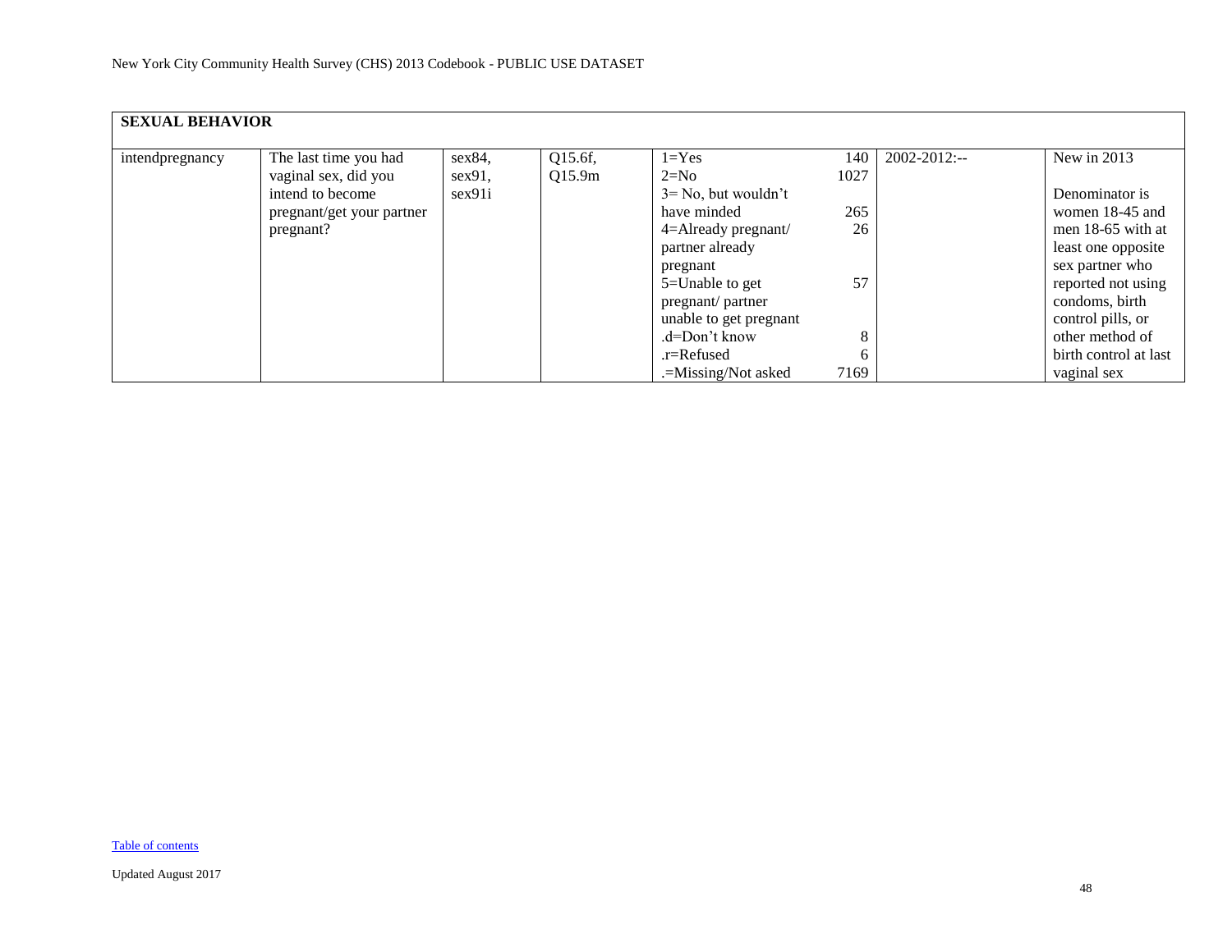| SEXUAL BEHAVIOR | | | | | | | |
|---|---|---|---|---|---|---|---|
| intendpregnancy | The last time you had vaginal sex, did you intend to become pregnant/get your partner pregnant? | sex84, sex91, sex91i | Q15.6f, Q15.9m | 1=Yes<br>2=No<br>3= No, but wouldn't have minded<br>4=Already pregnant/ partner already pregnant<br>5=Unable to get pregnant/ partner unable to get pregnant<br>.d=Don't know<br>.r=Refused<br>.=Missing/Not asked | 140<br>1027<br>265<br>26<br>57<br>8<br>6<br>7169 | 2002-2012:-- | New in 2013<br><br>Denominator is women 18-45 and men 18-65 with at least one opposite sex partner who reported not using condoms, birth control pills, or other method of birth control at last vaginal sex |

Table of contents

Updated August 2017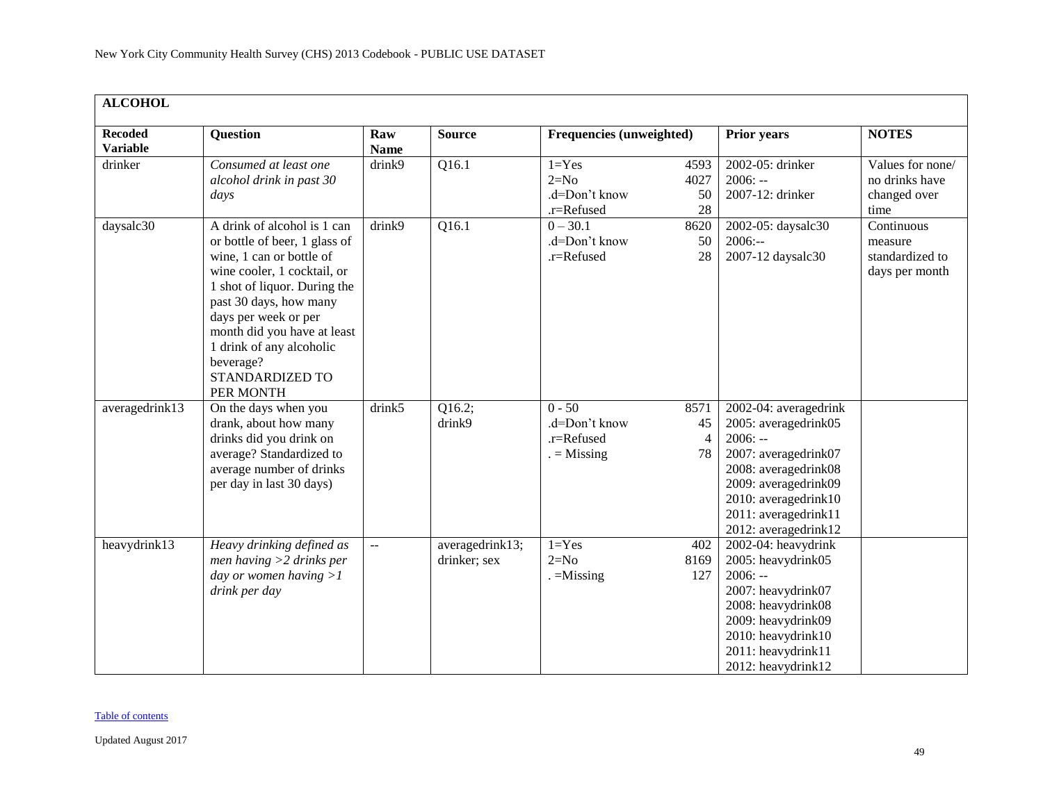| ALCOHOL | | | | | | |
|---|---|---|---|---|---|---|
| **Recoded Variable** | **Question** | **Raw Name** | **Source** | **Frequencies (unweighted)** | **Prior years** | **NOTES** |
| drinker | *Consumed at least one alcohol drink in past 30 days* | drink9 | Q16.1 | 1=Yes 4593<br>2=No 4027<br>.d=Don't know 50<br>.r=Refused 28 | 2002-05: drinker<br>2006: --<br>2007-12: drinker | Values for none/ no drinks have changed over time |
| daysalc30 | A drink of alcohol is 1 can or bottle of beer, 1 glass of wine, 1 can or bottle of wine cooler, 1 cocktail, or 1 shot of liquor. During the past 30 days, how many days per week or per month did you have at least 1 drink of any alcoholic beverage? STANDARDIZED TO PER MONTH | drink9 | Q16.1 | 0 – 30.1 8620<br>.d=Don't know 50<br>.r=Refused 28 | 2002-05: daysalc30<br>2006:--<br>2007-12 daysalc30 | Continuous measure standardized to days per month |
| averagedrink13 | On the days when you drank, about how many drinks did you drink on average? Standardized to average number of drinks per day in last 30 days) | drink5 | Q16.2; drink9 | 0 - 50 8571<br>.d=Don't know 45<br>.r=Refused 4<br>. = Missing 78 | 2002-04: averagedrink<br>2005: averagedrink05<br>2006: --<br>2007: averagedrink07<br>2008: averagedrink08<br>2009: averagedrink09<br>2010: averagedrink10<br>2011: averagedrink11<br>2012: averagedrink12 | |
| heavydrink13 | *Heavy drinking defined as men having >2 drinks per day or women having >1 drink per day* | -- | averagedrink13; drinker; sex | 1=Yes 402<br>2=No 8169<br>. =Missing 127 | 2002-04: heavydrink<br>2005: heavydrink05<br>2006: --<br>2007: heavydrink07<br>2008: heavydrink08<br>2009: heavydrink09<br>2010: heavydrink10<br>2011: heavydrink11<br>2012: heavydrink12 | |

Table of contents

Updated August 2017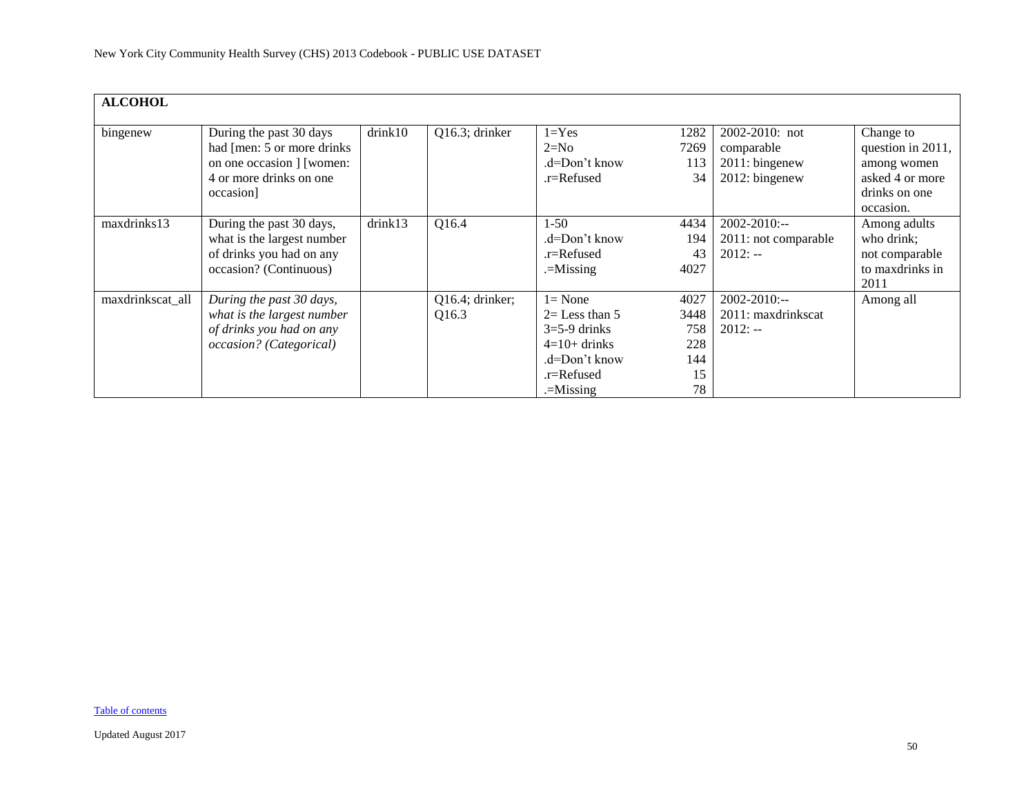| ALCOHOL | | | | | | | |
|---|---|---|---|---|---|---|---|
| bingenew | During the past 30 days had [men: 5 or more drinks on one occasion ] [women: 4 or more drinks on one occasion] | drink10 | Q16.3; drinker | 1=Yes<br>2=No<br>.d=Don't know<br>.r=Refused | 1282<br>7269<br>113<br>34 | 2002-2010: not comparable<br>2011: bingenew<br>2012: bingenew | Change to question in 2011, among women asked 4 or more drinks on one occasion. |
| maxdrinks13 | During the past 30 days, what is the largest number of drinks you had on any occasion? (Continuous) | drink13 | Q16.4 | 1-50<br>.d=Don't know<br>.r=Refused<br>.=Missing | 4434<br>194<br>43<br>4027 | 2002-2010:--<br>2011: not comparable<br>2012: -- | Among adults who drink; not comparable to maxdrinks in 2011 |
| maxdrinkscat_all | *During the past 30 days, what is the largest number of drinks you had on any occasion? (Categorical)* | | Q16.4; drinker; Q16.3 | 1= None<br>2= Less than 5<br>3=5-9 drinks<br>4=10+ drinks<br>.d=Don't know<br>.r=Refused<br>.=Missing | 4027<br>3448<br>758<br>228<br>144<br>15<br>78 | 2002-2010:--<br>2011: maxdrinkscat<br>2012: -- | Among all |

Table of contents

Updated August 2017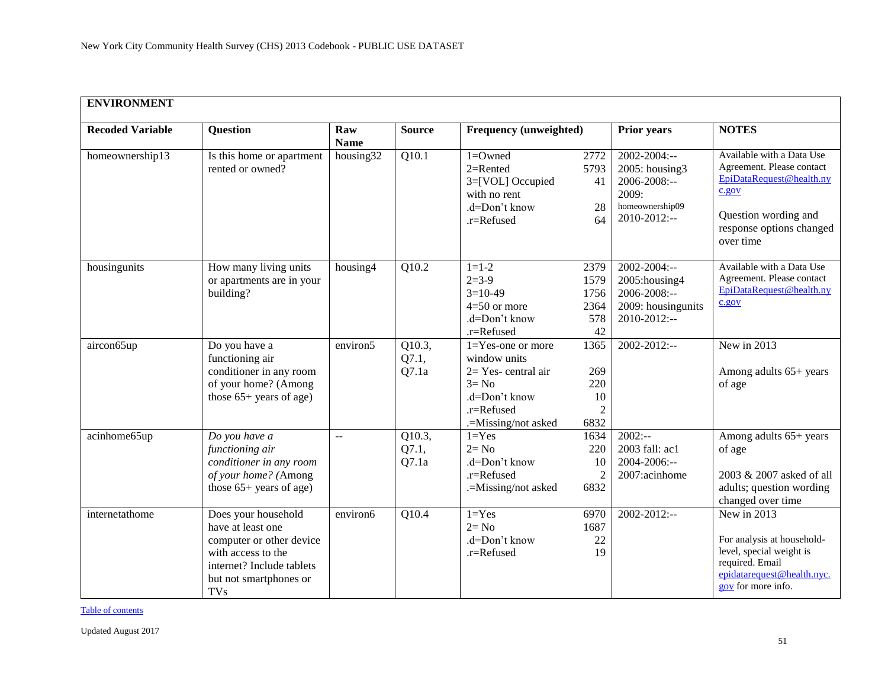New York City Community Health Survey (CHS) 2013 Codebook - PUBLIC USE DATASET

| **ENVIRONMENT** | | | | | | | |
|---|---|---|---|---|---|---|---|
| **Recoded Variable** | **Question** | **Raw Name** | **Source** | **Frequency (unweighted)** | | **Prior years** | **NOTES** |
| homeownership13 | Is this home or apartment rented or owned? | housing32 | Q10.1 | 1=Owned<br>2=Rented<br>3=[VOL] Occupied with no rent<br>.d=Don't know<br>.r=Refused | 2772<br>5793<br>41<br>28<br>64 | 2002-2004:--<br>2005: housing3<br>2006-2008:--<br>2009: homeownership09<br>2010-2012:-- | Available with a Data Use Agreement. Please contact EpiDataRequest@health.nyc.gov<br><br>Question wording and response options changed over time |
| housingunits | How many living units or apartments are in your building? | housing4 | Q10.2 | 1=1-2<br>2=3-9<br>3=10-49<br>4=50 or more<br>.d=Don't know<br>.r=Refused | 2379<br>1579<br>1756<br>2364<br>578<br>42 | 2002-2004:--<br>2005:housing4<br>2006-2008:--<br>2009: housingunits<br>2010-2012:-- | Available with a Data Use Agreement. Please contact EpiDataRequest@health.nyc.gov |
| aircon65up | Do you have a functioning air conditioner in any room of your home? (Among those 65+ years of age) | environ5 | Q10.3, Q7.1, Q7.1a | 1=Yes-one or more window units<br>2= Yes- central air<br>3= No<br>.d=Don't know<br>.r=Refused<br>.=Missing/not asked | 1365<br>269<br>220<br>10<br>2<br>6832 | 2002-2012:-- | New in 2013<br><br>Among adults 65+ years of age |
| acinhome65up | *Do you have a functioning air conditioner in any room of your home?* (Among those 65+ years of age) | -- | Q10.3, Q7.1, Q7.1a | 1=Yes<br>2= No<br>.d=Don't know<br>.r=Refused<br>.=Missing/not asked | 1634<br>220<br>10<br>2<br>6832 | 2002:--<br>2003 fall: ac1<br>2004-2006:--<br>2007:acinhome | Among adults 65+ years of age<br><br>2003 & 2007 asked of all adults; question wording changed over time |
| internetathome | Does your household have at least one computer or other device with access to the internet? Include tablets but not smartphones or TVs | environ6 | Q10.4 | 1=Yes<br>2= No<br>.d=Don't know<br>.r=Refused | 6970<br>1687<br>22<br>19 | 2002-2012:-- | New in 2013<br><br>For analysis at household-level, special weight is required. Email epidatarequest@health.nyc.gov for more info. |

Table of contents

Updated August 2017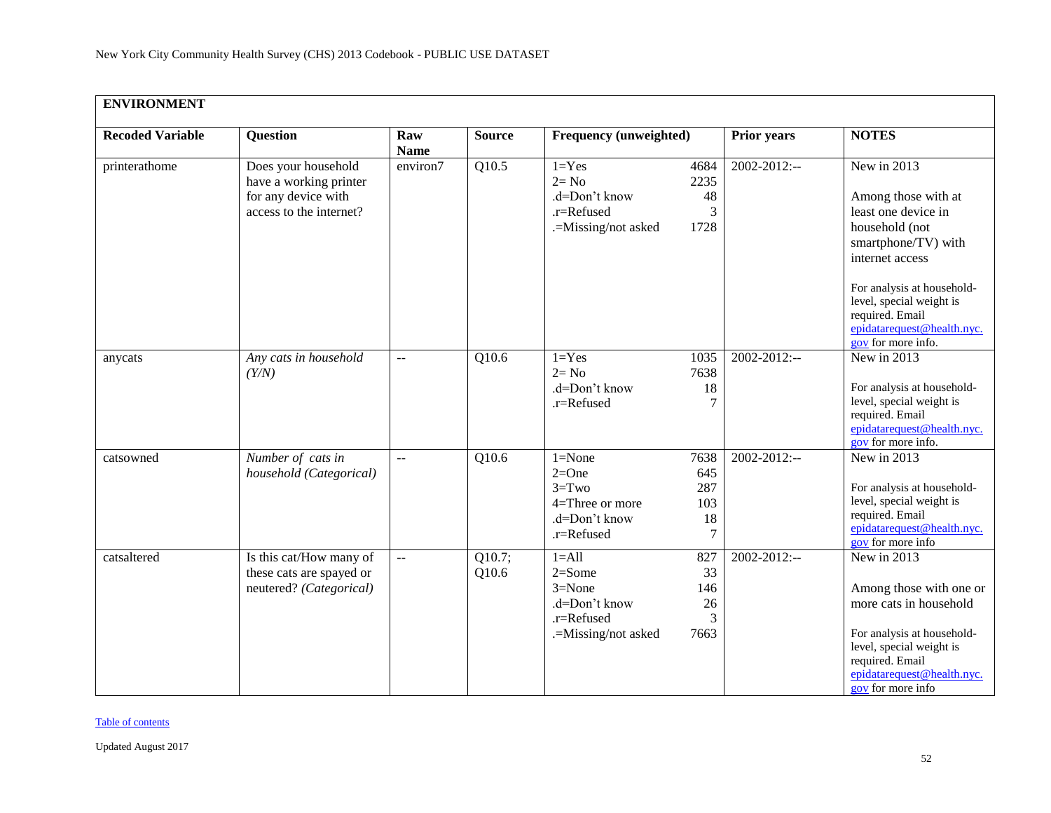| ENVIRONMENT | | | | | | |
|---|---|---|---|---|---|---|
| **Recoded Variable** | **Question** | **Raw Name** | **Source** | **Frequency (unweighted)** | **Prior years** | **NOTES** |
| printerathome | Does your household have a working printer for any device with access to the internet? | environ7 | Q10.5 | 1=Yes 4684<br>2= No 2235<br>.d=Don't know 48<br>.r=Refused 3<br>.=Missing/not asked 1728 | 2002-2012:-- | New in 2013<br><br>Among those with at least one device in household (not smartphone/TV) with internet access<br><br>For analysis at household-level, special weight is required. Email epidatarequest@health.nyc.gov for more info. |
| anycats | *Any cats in household (Y/N)* | -- | Q10.6 | 1=Yes 1035<br>2= No 7638<br>.d=Don't know 18<br>.r=Refused 7 | 2002-2012:-- | New in 2013<br><br>For analysis at household-level, special weight is required. Email epidatarequest@health.nyc.gov for more info. |
| catsowned | *Number of cats in household (Categorical)* | -- | Q10.6 | 1=None 7638<br>2=One 645<br>3=Two 287<br>4=Three or more 103<br>.d=Don't know 18<br>.r=Refused 7 | 2002-2012:-- | New in 2013<br><br>For analysis at household-level, special weight is required. Email epidatarequest@health.nyc.gov for more info |
| catsaltered | Is this cat/How many of these cats are spayed or neutered? *(Categorical)* | -- | Q10.7; Q10.6 | 1=All 827<br>2=Some 33<br>3=None 146<br>.d=Don't know 26<br>.r=Refused 3<br>.=Missing/not asked 7663 | 2002-2012:-- | New in 2013<br><br>Among those with one or more cats in household<br><br>For analysis at household-level, special weight is required. Email epidatarequest@health.nyc.gov for more info |

Table of contents

Updated August 2017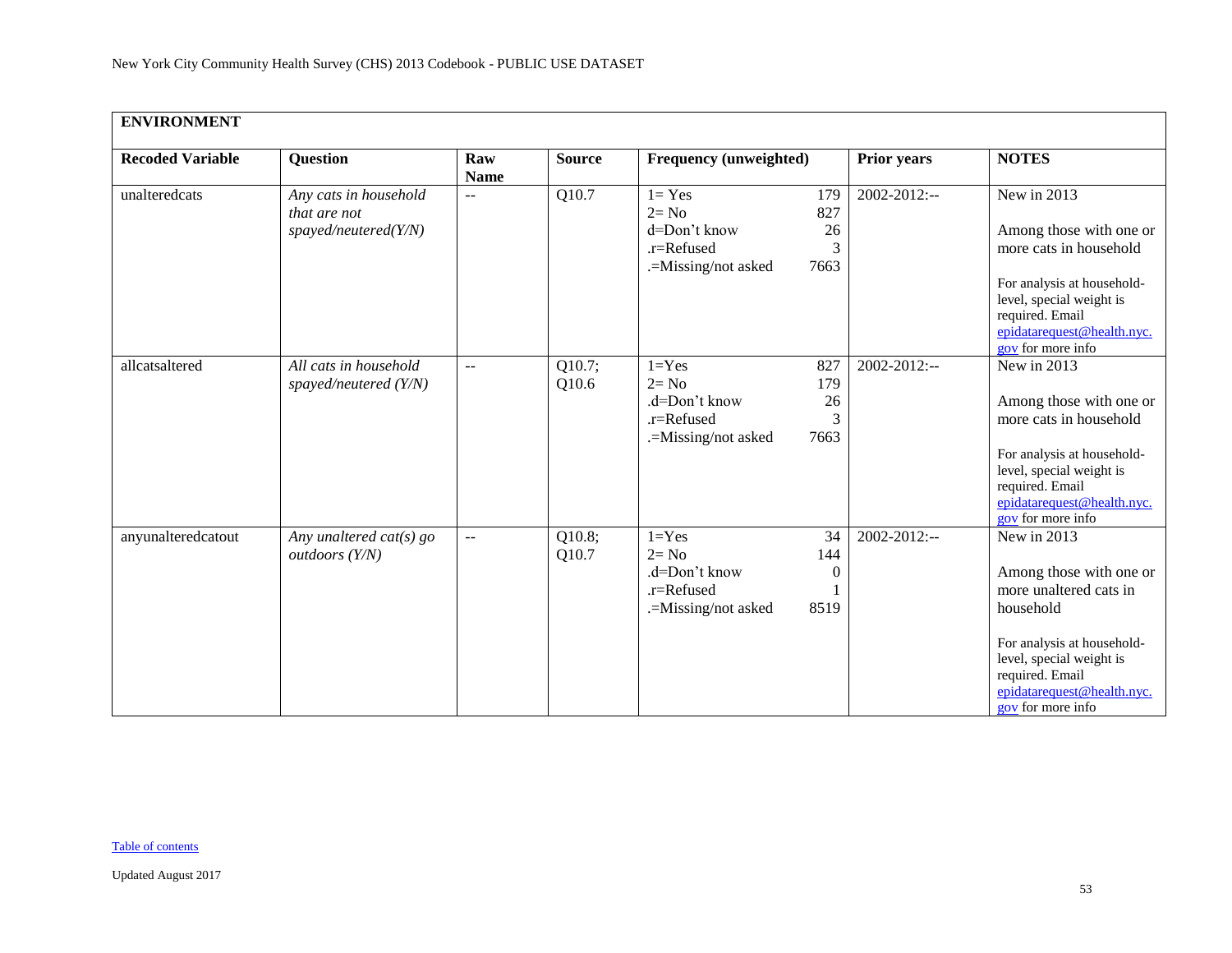| ENVIRONMENT | | | | | | |
|---|---|---|---|---|---|---|
| **Recoded Variable** | **Question** | **Raw Name** | **Source** | **Frequency (unweighted)** | **Prior years** | **NOTES** |
| unalteredcats | *Any cats in household that are not spayed/neutered(Y/N)* | -- | Q10.7 | 1= Yes 179<br>2= No 827<br>d=Don't know 26<br>.r=Refused 3<br>.=Missing/not asked 7663 | 2002-2012:-- | New in 2013<br><br>Among those with one or more cats in household<br><br>For analysis at household-level, special weight is required. Email epidatarequest@health.nyc.gov for more info |
| allcatsaltered | *All cats in household spayed/neutered (Y/N)* | -- | Q10.7; Q10.6 | 1=Yes 827<br>2= No 179<br>.d=Don't know 26<br>.r=Refused 3<br>.=Missing/not asked 7663 | 2002-2012:-- | New in 2013<br><br>Among those with one or more cats in household<br><br>For analysis at household-level, special weight is required. Email epidatarequest@health.nyc.gov for more info |
| anyunalteredcatout | *Any unaltered cat(s) go outdoors (Y/N)* | -- | Q10.8; Q10.7 | 1=Yes 34<br>2= No 144<br>.d=Don't know 0<br>.r=Refused 1<br>.=Missing/not asked 8519 | 2002-2012:-- | New in 2013<br><br>Among those with one or more unaltered cats in household<br><br>For analysis at household-level, special weight is required. Email epidatarequest@health.nyc.gov for more info |

Table of contents

Updated August 2017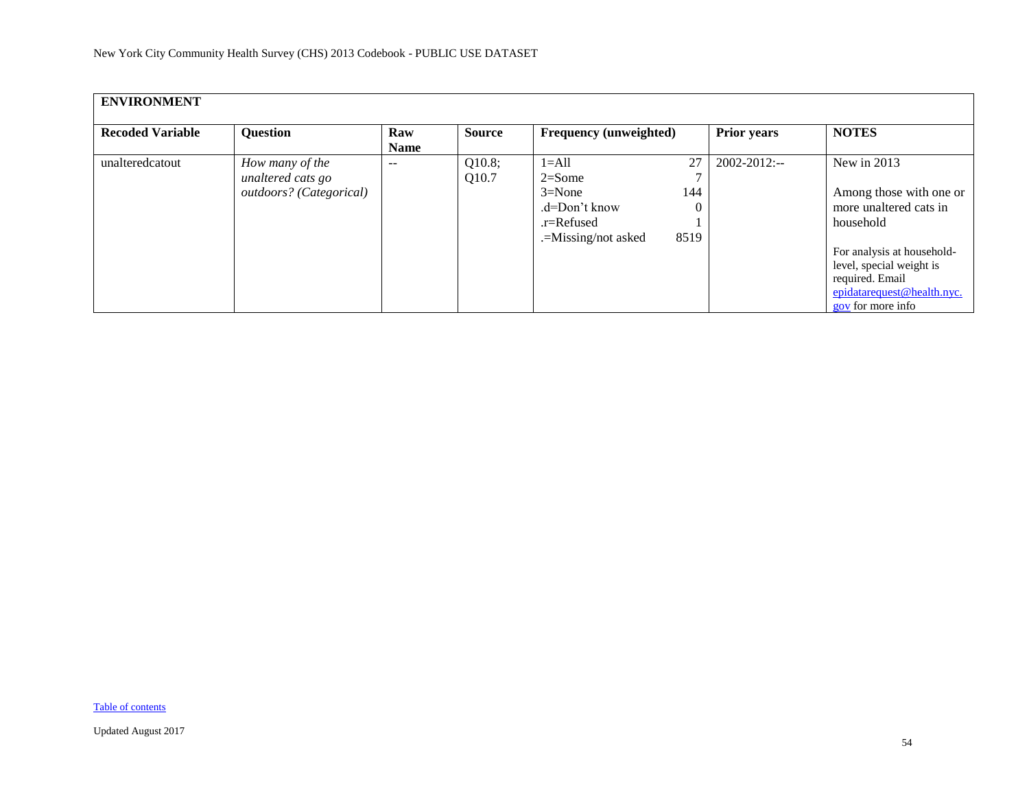| ENVIRONMENT | | | | | | |
|---|---|---|---|---|---|---|
| **Recoded Variable** | **Question** | **Raw Name** | **Source** | **Frequency (unweighted)** | **Prior years** | **NOTES** |
| unalteredcatout | *How many of the unaltered cats go outdoors? (Categorical)* | -- | Q10.8; Q10.7 | 1=All 27<br>2=Some 7<br>3=None 144<br>.d=Don't know 0<br>.r=Refused 1<br>.=Missing/not asked 8519 | 2002-2012:-- | New in 2013<br><br>Among those with one or more unaltered cats in household<br><br>For analysis at household-level, special weight is required. Email epidatarequest@health.nyc.gov for more info |

Table of contents

Updated August 2017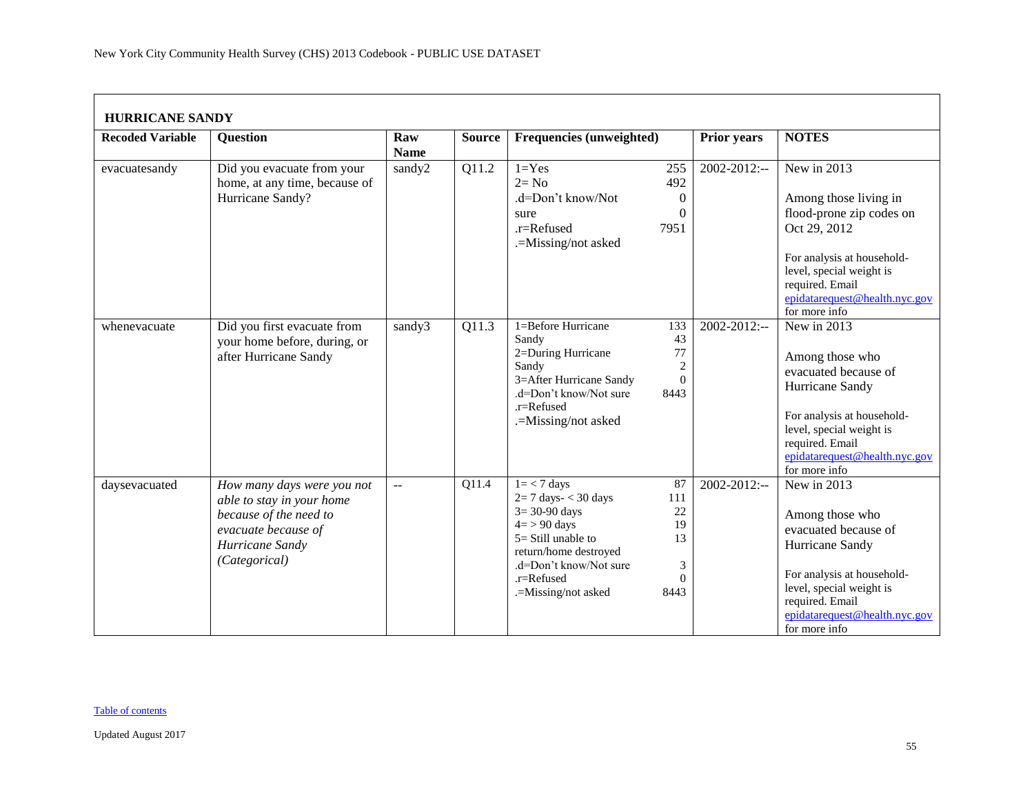## HURRICANE SANDY

| Recoded Variable | Question | Raw Name | Source | Frequencies (unweighted) | | Prior years | NOTES |
|---|---|---|---|---|---|---|---|
| evacuatesandy | Did you evacuate from your home, at any time, because of Hurricane Sandy? | sandy2 | Q11.2 | 1=Yes<br>2= No<br>.d=Don't know/Not sure<br>.r=Refused<br>.=Missing/not asked | 255<br>492<br>0<br>0<br>7951 | 2002-2012:-- | New in 2013<br><br>Among those living in flood-prone zip codes on Oct 29, 2012<br><br>For analysis at household-level, special weight is required. Email epidatarequest@health.nyc.gov for more info |
| whenevacuate | Did you first evacuate from your home before, during, or after Hurricane Sandy | sandy3 | Q11.3 | 1=Before Hurricane Sandy<br>2=During Hurricane Sandy<br>3=After Hurricane Sandy<br>.d=Don't know/Not sure<br>.r=Refused<br>.=Missing/not asked | 133<br>43<br>77<br>2<br>0<br>8443 | 2002-2012:-- | New in 2013<br><br>Among those who evacuated because of Hurricane Sandy<br><br>For analysis at household-level, special weight is required. Email epidatarequest@health.nyc.gov for more info |
| daysevacuated | *How many days were you not able to stay in your home because of the need to evacuate because of Hurricane Sandy (Categorical)* | -- | Q11.4 | 1= < 7 days<br>2= 7 days- < 30 days<br>3= 30-90 days<br>4= > 90 days<br>5= Still unable to return/home destroyed<br>.d=Don't know/Not sure<br>.r=Refused<br>.=Missing/not asked | 87<br>111<br>22<br>19<br>13<br>3<br>0<br>8443 | 2002-2012:-- | New in 2013<br><br>Among those who evacuated because of Hurricane Sandy<br><br>For analysis at household-level, special weight is required. Email epidatarequest@health.nyc.gov for more info |

Table of contents

Updated August 2017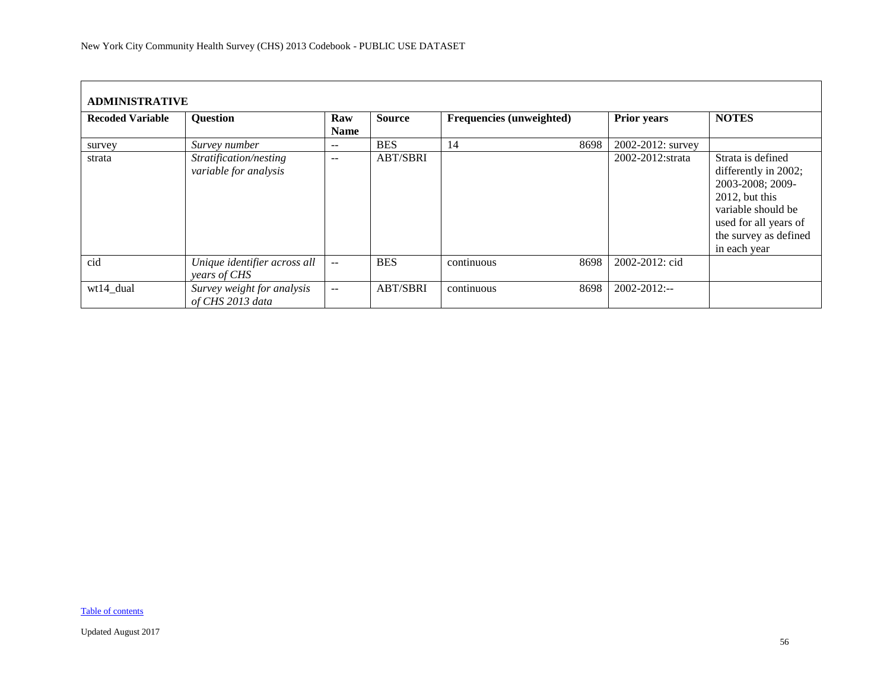| ADMINISTRATIVE | | | | | | | |
|---|---|---|---|---|---|---|---|
| **Recoded Variable** | **Question** | **Raw Name** | **Source** | **Frequencies (unweighted)** | | **Prior years** | **NOTES** |
| survey | *Survey number* | -- | BES | 14 | 8698 | 2002-2012: survey | |
| strata | *Stratification/nesting variable for analysis* | -- | ABT/SBRI | | | 2002-2012:strata | Strata is defined differently in 2002; 2003-2008; 2009-2012, but this variable should be used for all years of the survey as defined in each year |
| cid | *Unique identifier across all years of CHS* | -- | BES | continuous | 8698 | 2002-2012: cid | |
| wt14_dual | *Survey weight for analysis of CHS 2013 data* | -- | ABT/SBRI | continuous | 8698 | 2002-2012:-- | |

Table of contents

Updated August 2017